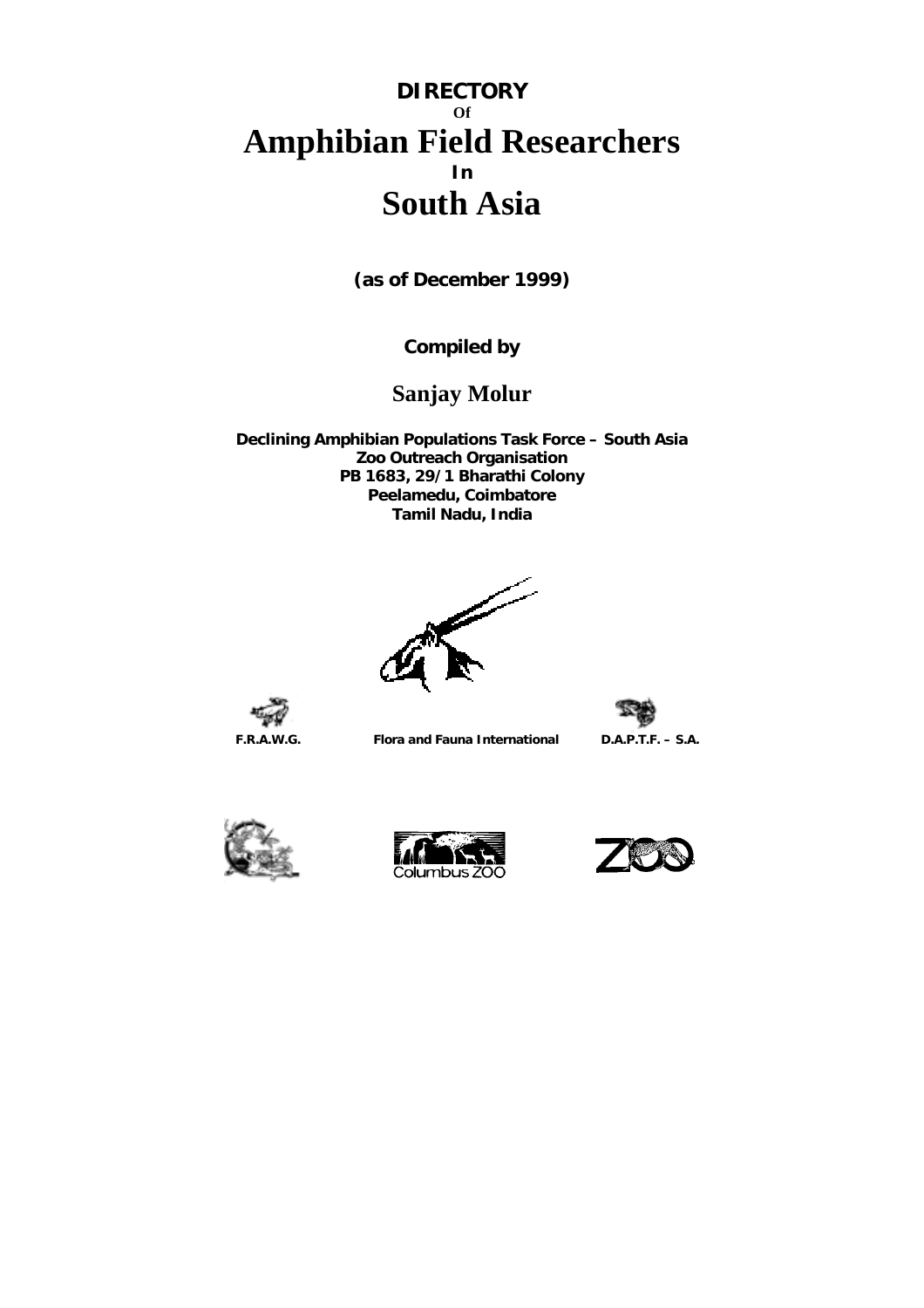# DIRECTORY

Of

# Amphibian Field Researchers

In

# South Asia

**(as of December 1999)**

**Compiled by**

**Sanjay Molur**

**Declining Amphibian Populations Task Force – South Asia**
**Zoo Outreach Organisation**
**PB 1683, 29/1 Bharathi Colony**
**Peelamedu, Coimbatore**
**Tamil Nadu, India**

**F.R.A.W.G.** **Flora and Fauna International** **D.A.P.T.F. – S.A.**

Columbus ZOO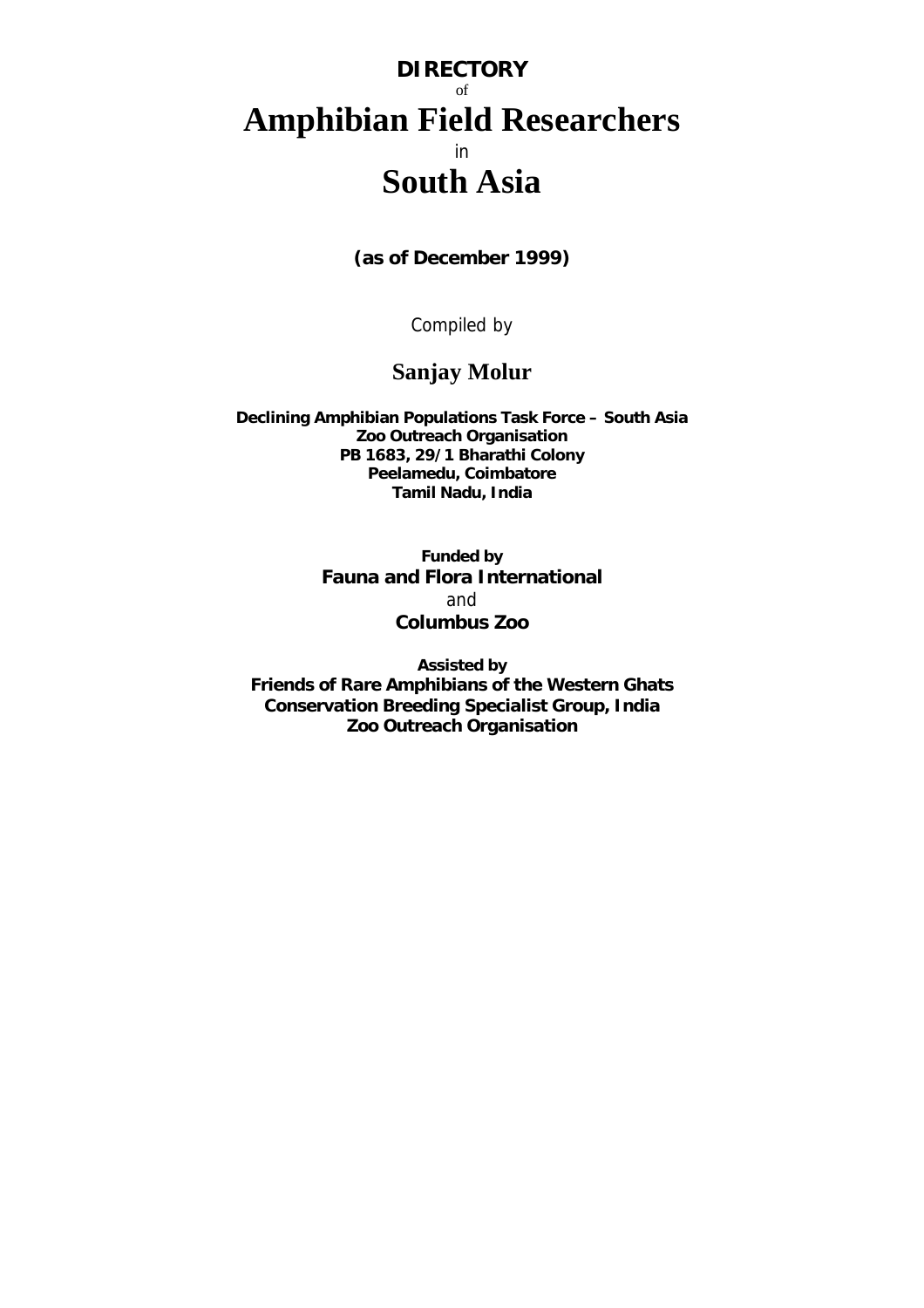# DIRECTORY

of

# Amphibian Field Researchers

in

# South Asia

**(as of December 1999)**

Compiled by

**Sanjay Molur**

**Declining Amphibian Populations Task Force – South Asia**
**Zoo Outreach Organisation**
**PB 1683, 29/1 Bharathi Colony**
**Peelamedu, Coimbatore**
**Tamil Nadu, India**

**Funded by**
**Fauna and Flora International**
and
**Columbus Zoo**

**Assisted by**
**Friends of Rare Amphibians of the Western Ghats**
**Conservation Breeding Specialist Group, India**
**Zoo Outreach Organisation**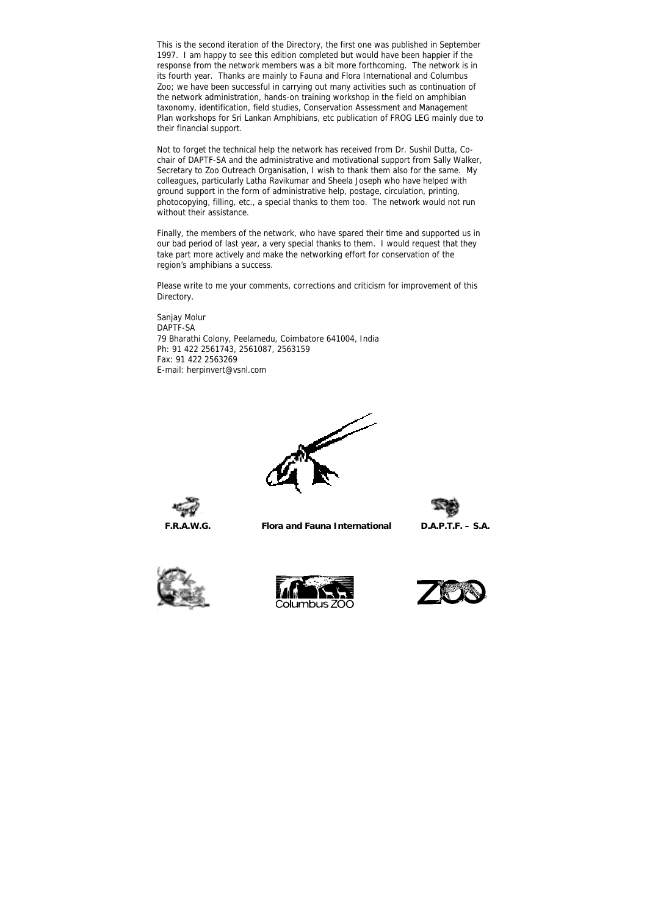This is the second iteration of the Directory, the first one was published in September 1997. I am happy to see this edition completed but would have been happier if the response from the network members was a bit more forthcoming. The network is in its fourth year. Thanks are mainly to Fauna and Flora International and Columbus Zoo; we have been successful in carrying out many activities such as continuation of the network administration, hands-on training workshop in the field on amphibian taxonomy, identification, field studies, Conservation Assessment and Management Plan workshops for Sri Lankan Amphibians, etc publication of FROG LEG mainly due to their financial support.

Not to forget the technical help the network has received from Dr. Sushil Dutta, Co-chair of DAPTF-SA and the administrative and motivational support from Sally Walker, Secretary to Zoo Outreach Organisation, I wish to thank them also for the same. My colleagues, particularly Latha Ravikumar and Sheela Joseph who have helped with ground support in the form of administrative help, postage, circulation, printing, photocopying, filling, etc., a special thanks to them too. The network would not run without their assistance.

Finally, the members of the network, who have spared their time and supported us in our bad period of last year, a very special thanks to them. I would request that they take part more actively and make the networking effort for conservation of the region's amphibians a success.

Please write to me your comments, corrections and criticism for improvement of this Directory.

Sanjay Molur
DAPTF-SA
79 Bharathi Colony, Peelamedu, Coimbatore 641004, India
Ph: 91 422 2561743, 2561087, 2563159
Fax: 91 422 2563269
E-mail: herpinvert@vsnl.com

**F.R.A.W.G.** **Flora and Fauna International** **D.A.P.T.F. – S.A.**

Columbus ZOO

ZOO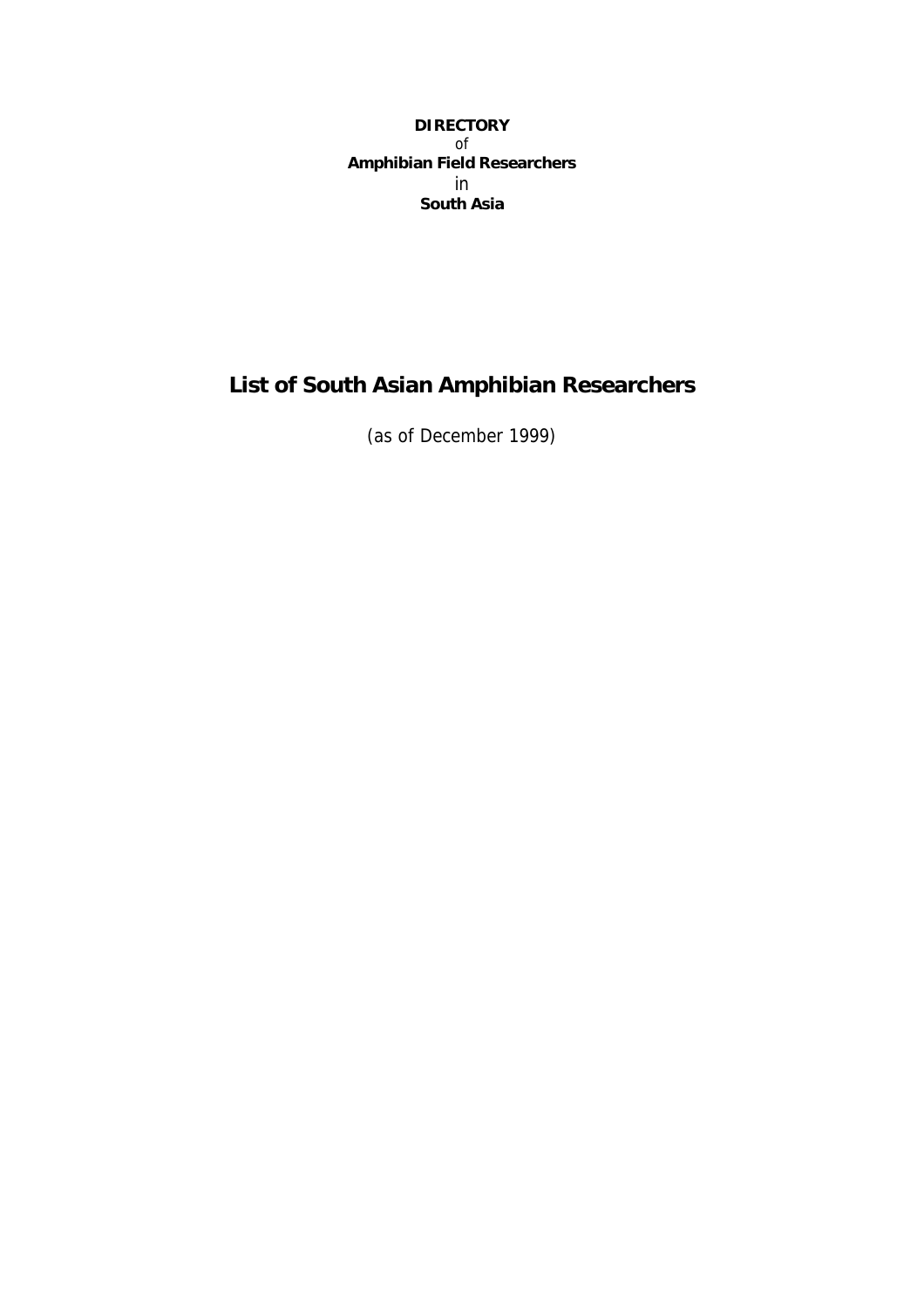**DIRECTORY**
of
**Amphibian Field Researchers**
in
**South Asia**

# List of South Asian Amphibian Researchers

(as of December 1999)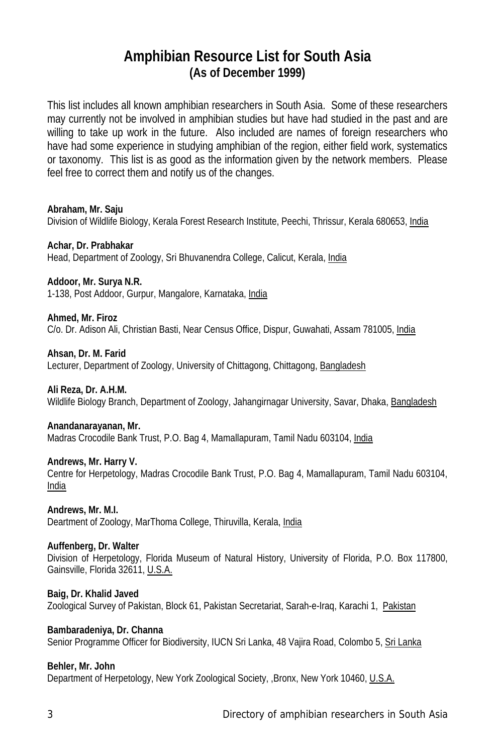# Amphibian Resource List for South Asia

## (As of December 1999)

This list includes all known amphibian researchers in South Asia. Some of these researchers may currently not be involved in amphibian studies but have had studied in the past and are willing to take up work in the future. Also included are names of foreign researchers who have had some experience in studying amphibian of the region, either field work, systematics or taxonomy. This list is as good as the information given by the network members. Please feel free to correct them and notify us of the changes.

**Abraham, Mr. Saju**
Division of Wildlife Biology, Kerala Forest Research Institute, Peechi, Thrissur, Kerala 680653, India

**Achar, Dr. Prabhakar**
Head, Department of Zoology, Sri Bhuvanendra College, Calicut, Kerala, India

**Addoor, Mr. Surya N.R.**
1-138, Post Addoor, Gurpur, Mangalore, Karnataka, India

**Ahmed, Mr. Firoz**
C/o. Dr. Adison Ali, Christian Basti, Near Census Office, Dispur, Guwahati, Assam 781005, India

**Ahsan, Dr. M. Farid**
Lecturer, Department of Zoology, University of Chittagong, Chittagong, Bangladesh

**Ali Reza, Dr. A.H.M.**
Wildlife Biology Branch, Department of Zoology, Jahangirnagar University, Savar, Dhaka, Bangladesh

**Anandanarayanan, Mr.**
Madras Crocodile Bank Trust, P.O. Bag 4, Mamallapuram, Tamil Nadu 603104, India

**Andrews, Mr. Harry V.**
Centre for Herpetology, Madras Crocodile Bank Trust, P.O. Bag 4, Mamallapuram, Tamil Nadu 603104, India

**Andrews, Mr. M.I.**
Deartment of Zoology, MarThoma College, Thiruvilla, Kerala, India

**Auffenberg, Dr. Walter**
Division of Herpetology, Florida Museum of Natural History, University of Florida, P.O. Box 117800, Gainsville, Florida 32611, U.S.A.

**Baig, Dr. Khalid Javed**
Zoological Survey of Pakistan, Block 61, Pakistan Secretariat, Sarah-e-Iraq, Karachi 1, Pakistan

**Bambaradeniya, Dr. Channa**
Senior Programme Officer for Biodiversity, IUCN Sri Lanka, 48 Vajira Road, Colombo 5, Sri Lanka

**Behler, Mr. John**
Department of Herpetology, New York Zoological Society, ,Bronx, New York 10460, U.S.A.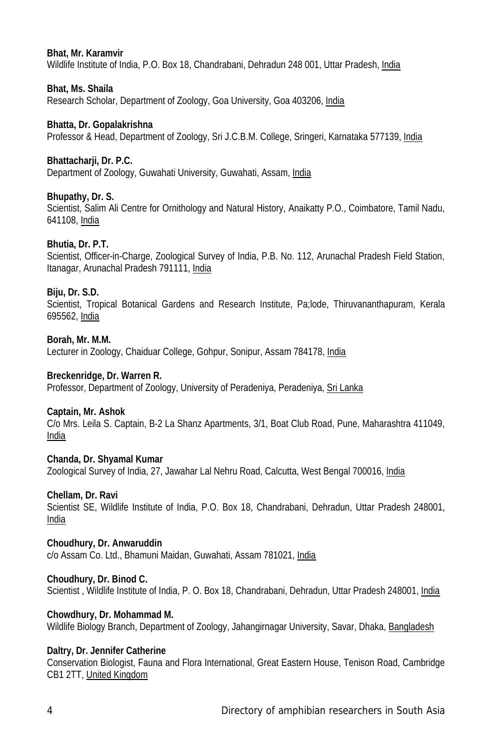**Bhat, Mr. Karamvir**
Wildlife Institute of India, P.O. Box 18, Chandrabani, Dehradun 248 001, Uttar Pradesh, India

**Bhat, Ms. Shaila**
Research Scholar, Department of Zoology, Goa University, Goa 403206, India

**Bhatta, Dr. Gopalakrishna**
Professor & Head, Department of Zoology, Sri J.C.B.M. College, Sringeri, Karnataka 577139, India

**Bhattacharji, Dr. P.C.**
Department of Zoology, Guwahati University, Guwahati, Assam, India

**Bhupathy, Dr. S.**
Scientist, Salim Ali Centre for Ornithology and Natural History, Anaikatty P.O., Coimbatore, Tamil Nadu, 641108, India

**Bhutia, Dr. P.T.**
Scientist, Officer-in-Charge, Zoological Survey of India, P.B. No. 112, Arunachal Pradesh Field Station, Itanagar, Arunachal Pradesh 791111, India

**Biju, Dr. S.D.**
Scientist, Tropical Botanical Gardens and Research Institute, Pa;lode, Thiruvananthapuram, Kerala 695562, India

**Borah, Mr. M.M.**
Lecturer in Zoology, Chaiduar College, Gohpur, Sonipur, Assam 784178, India

**Breckenridge, Dr. Warren R.**
Professor, Department of Zoology, University of Peradeniya, Peradeniya, Sri Lanka

**Captain, Mr. Ashok**
C/o Mrs. Leila S. Captain, B-2 La Shanz Apartments, 3/1, Boat Club Road, Pune, Maharashtra 411049, India

**Chanda, Dr. Shyamal Kumar**
Zoological Survey of India, 27, Jawahar Lal Nehru Road, Calcutta, West Bengal 700016, India

**Chellam, Dr. Ravi**
Scientist SE, Wildlife Institute of India, P.O. Box 18, Chandrabani, Dehradun, Uttar Pradesh 248001, India

**Choudhury, Dr. Anwaruddin**
c/o Assam Co. Ltd., Bhamuni Maidan, Guwahati, Assam 781021, India

**Choudhury, Dr. Binod C.**
Scientist , Wildlife Institute of India, P. O. Box 18, Chandrabani, Dehradun, Uttar Pradesh 248001, India

**Chowdhury, Dr. Mohammad M.**
Wildlife Biology Branch, Department of Zoology, Jahangirnagar University, Savar, Dhaka, Bangladesh

**Daltry, Dr. Jennifer Catherine**
Conservation Biologist, Fauna and Flora International, Great Eastern House, Tenison Road, Cambridge CB1 2TT, United Kingdom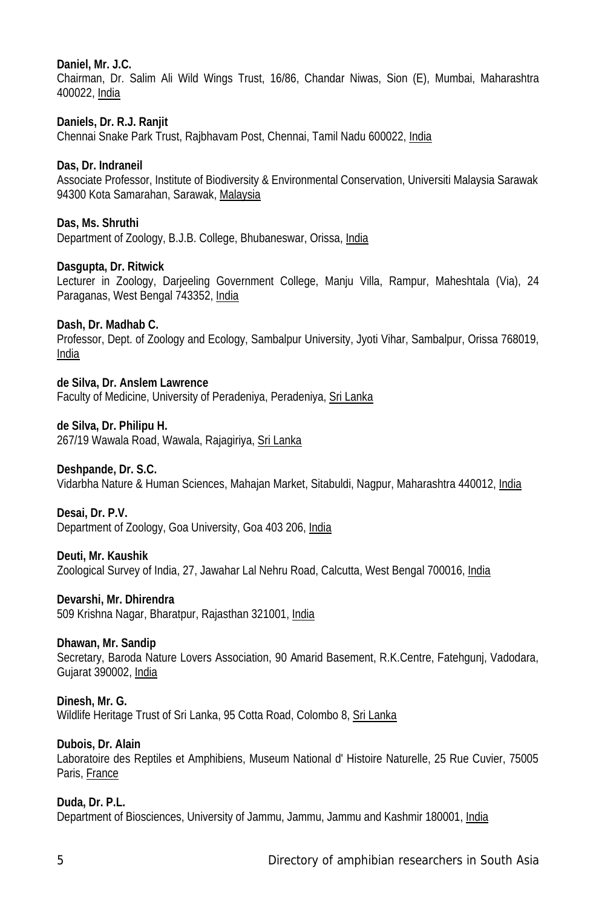**Daniel, Mr. J.C.**
Chairman, Dr. Salim Ali Wild Wings Trust, 16/86, Chandar Niwas, Sion (E), Mumbai, Maharashtra 400022, India

**Daniels, Dr. R.J. Ranjit**
Chennai Snake Park Trust, Rajbhavam Post, Chennai, Tamil Nadu 600022, India

**Das, Dr. Indraneil**
Associate Professor, Institute of Biodiversity & Environmental Conservation, Universiti Malaysia Sarawak 94300 Kota Samarahan, Sarawak, Malaysia

**Das, Ms. Shruthi**
Department of Zoology, B.J.B. College, Bhubaneswar, Orissa, India

**Dasgupta, Dr. Ritwick**
Lecturer in Zoology, Darjeeling Government College, Manju Villa, Rampur, Maheshtala (Via), 24 Paraganas, West Bengal 743352, India

**Dash, Dr. Madhab C.**
Professor, Dept. of Zoology and Ecology, Sambalpur University, Jyoti Vihar, Sambalpur, Orissa 768019, India

**de Silva, Dr. Anslem Lawrence**
Faculty of Medicine, University of Peradeniya, Peradeniya, Sri Lanka

**de Silva, Dr. Philipu H.**
267/19 Wawala Road, Wawala, Rajagiriya, Sri Lanka

**Deshpande, Dr. S.C.**
Vidarbha Nature & Human Sciences, Mahajan Market, Sitabuldi, Nagpur, Maharashtra 440012, India

**Desai, Dr. P.V.**
Department of Zoology, Goa University, Goa 403 206, India

**Deuti, Mr. Kaushik**
Zoological Survey of India, 27, Jawahar Lal Nehru Road, Calcutta, West Bengal 700016, India

**Devarshi, Mr. Dhirendra**
509 Krishna Nagar, Bharatpur, Rajasthan 321001, India

**Dhawan, Mr. Sandip**
Secretary, Baroda Nature Lovers Association, 90 Amarid Basement, R.K.Centre, Fatehgunj, Vadodara, Gujarat 390002, India

**Dinesh, Mr. G.**
Wildlife Heritage Trust of Sri Lanka, 95 Cotta Road, Colombo 8, Sri Lanka

**Dubois, Dr. Alain**
Laboratoire des Reptiles et Amphibiens, Museum National d' Histoire Naturelle, 25 Rue Cuvier, 75005 Paris, France

**Duda, Dr. P.L.**
Department of Biosciences, University of Jammu, Jammu, Jammu and Kashmir 180001, India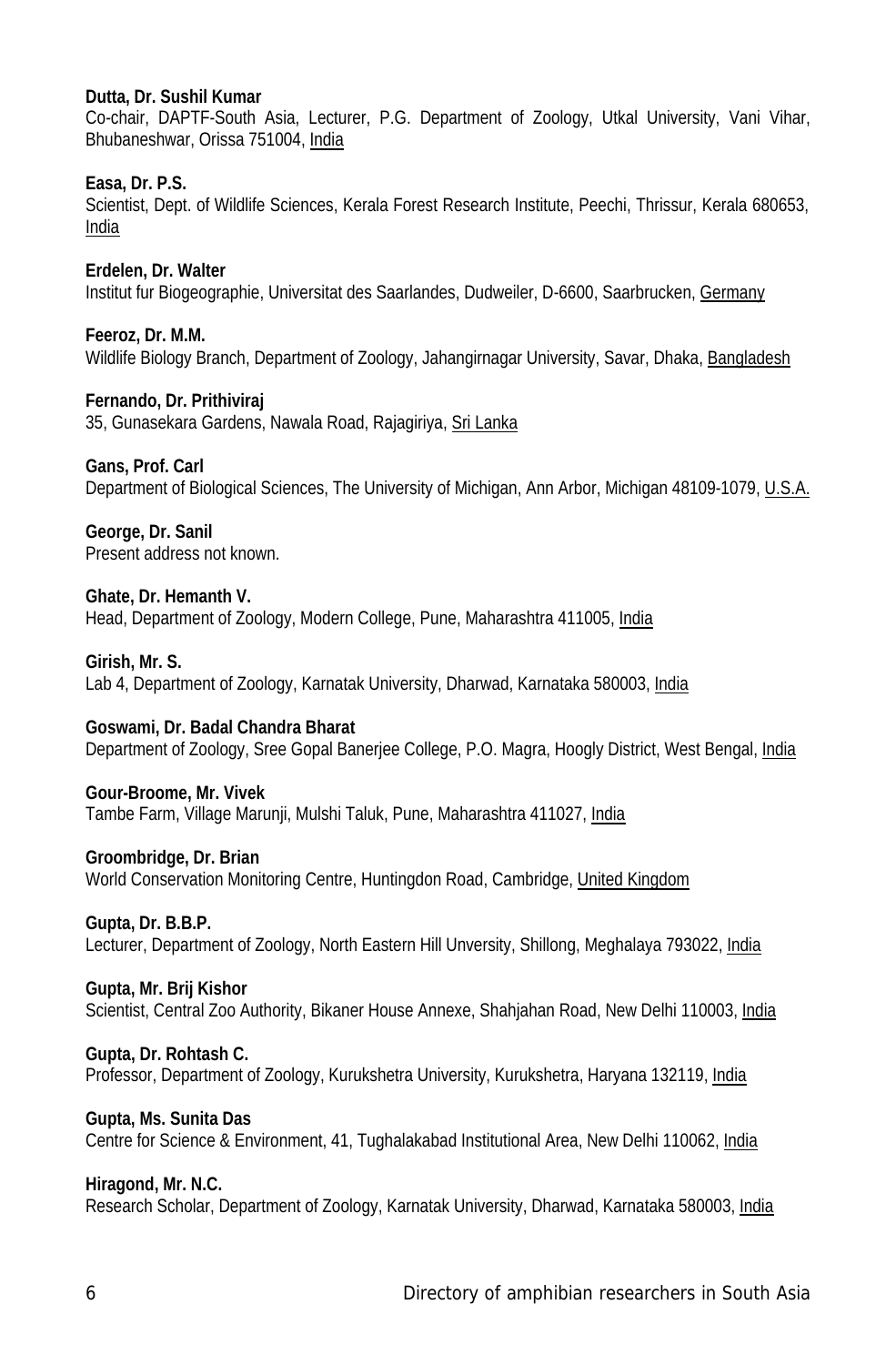**Dutta, Dr. Sushil Kumar**
Co-chair, DAPTF-South Asia, Lecturer, P.G. Department of Zoology, Utkal University, Vani Vihar, Bhubaneshwar, Orissa 751004, India

**Easa, Dr. P.S.**
Scientist, Dept. of Wildlife Sciences, Kerala Forest Research Institute, Peechi, Thrissur, Kerala 680653, India

**Erdelen, Dr. Walter**
Institut fur Biogeographie, Universitat des Saarlandes, Dudweiler, D-6600, Saarbrucken, Germany

**Feeroz, Dr. M.M.**
Wildlife Biology Branch, Department of Zoology, Jahangirnagar University, Savar, Dhaka, Bangladesh

**Fernando, Dr. Prithiviraj**
35, Gunasekara Gardens, Nawala Road, Rajagiriya, Sri Lanka

**Gans, Prof. Carl**
Department of Biological Sciences, The University of Michigan, Ann Arbor, Michigan 48109-1079, U.S.A.

**George, Dr. Sanil**
Present address not known.

**Ghate, Dr. Hemanth V.**
Head, Department of Zoology, Modern College, Pune, Maharashtra 411005, India

**Girish, Mr. S.**
Lab 4, Department of Zoology, Karnatak University, Dharwad, Karnataka 580003, India

**Goswami, Dr. Badal Chandra Bharat**
Department of Zoology, Sree Gopal Banerjee College, P.O. Magra, Hoogly District, West Bengal, India

**Gour-Broome, Mr. Vivek**
Tambe Farm, Village Marunji, Mulshi Taluk, Pune, Maharashtra 411027, India

**Groombridge, Dr. Brian**
World Conservation Monitoring Centre, Huntingdon Road, Cambridge, United Kingdom

**Gupta, Dr. B.B.P.**
Lecturer, Department of Zoology, North Eastern Hill Unversity, Shillong, Meghalaya 793022, India

**Gupta, Mr. Brij Kishor**
Scientist, Central Zoo Authority, Bikaner House Annexe, Shahjahan Road, New Delhi 110003, India

**Gupta, Dr. Rohtash C.**
Professor, Department of Zoology, Kurukshetra University, Kurukshetra, Haryana 132119, India

**Gupta, Ms. Sunita Das**
Centre for Science & Environment, 41, Tughalakabad Institutional Area, New Delhi 110062, India

**Hiragond, Mr. N.C.**
Research Scholar, Department of Zoology, Karnatak University, Dharwad, Karnataka 580003, India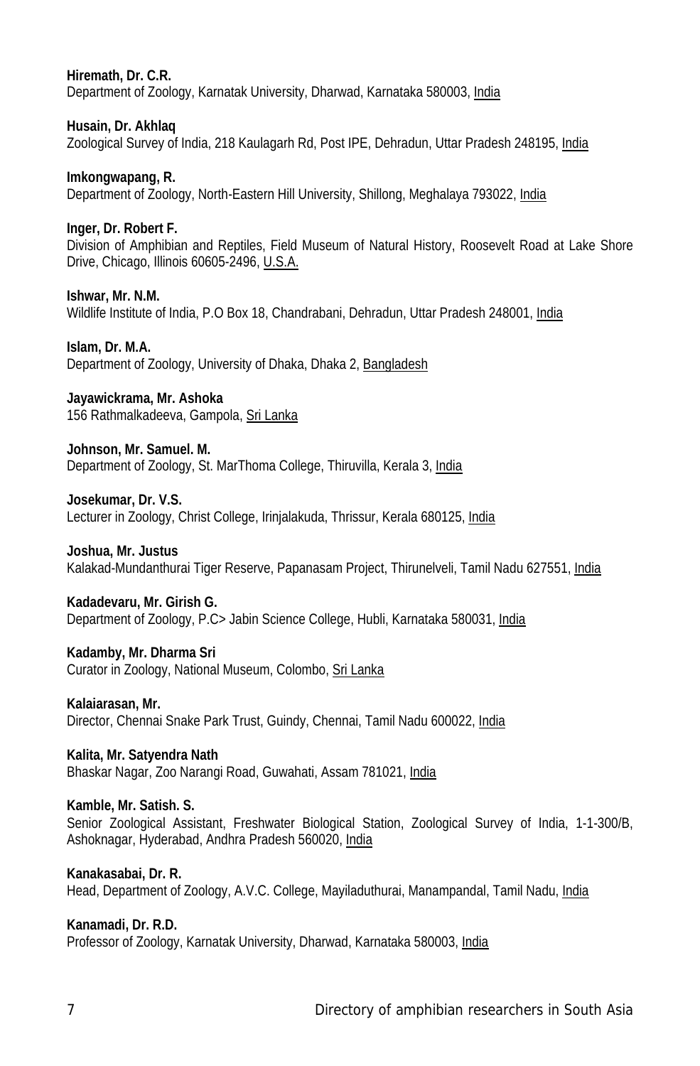**Hiremath, Dr. C.R.**
Department of Zoology, Karnatak University, Dharwad, Karnataka 580003, India

**Husain, Dr. Akhlaq**
Zoological Survey of India, 218 Kaulagarh Rd, Post IPE, Dehradun, Uttar Pradesh 248195, India

**Imkongwapang, R.**
Department of Zoology, North-Eastern Hill University, Shillong, Meghalaya 793022, India

**Inger, Dr. Robert F.**
Division of Amphibian and Reptiles, Field Museum of Natural History, Roosevelt Road at Lake Shore Drive, Chicago, Illinois 60605-2496, U.S.A.

**Ishwar, Mr. N.M.**
Wildlife Institute of India, P.O Box 18, Chandrabani, Dehradun, Uttar Pradesh 248001, India

**Islam, Dr. M.A.**
Department of Zoology, University of Dhaka, Dhaka 2, Bangladesh

**Jayawickrama, Mr. Ashoka**
156 Rathmalkadeeva, Gampola, Sri Lanka

**Johnson, Mr. Samuel. M.**
Department of Zoology, St. MarThoma College, Thiruvilla, Kerala 3, India

**Josekumar, Dr. V.S.**
Lecturer in Zoology, Christ College, Irinjalakuda, Thrissur, Kerala 680125, India

**Joshua, Mr. Justus**
Kalakad-Mundanthurai Tiger Reserve, Papanasam Project, Thirunelveli, Tamil Nadu 627551, India

**Kadadevaru, Mr. Girish G.**
Department of Zoology, P.C> Jabin Science College, Hubli, Karnataka 580031, India

**Kadamby, Mr. Dharma Sri**
Curator in Zoology, National Museum, Colombo, Sri Lanka

**Kalaiarasan, Mr.**
Director, Chennai Snake Park Trust, Guindy, Chennai, Tamil Nadu 600022, India

**Kalita, Mr. Satyendra Nath**
Bhaskar Nagar, Zoo Narangi Road, Guwahati, Assam 781021, India

**Kamble, Mr. Satish. S.**
Senior Zoological Assistant, Freshwater Biological Station, Zoological Survey of India, 1-1-300/B, Ashoknagar, Hyderabad, Andhra Pradesh 560020, India

**Kanakasabai, Dr. R.**
Head, Department of Zoology, A.V.C. College, Mayiladuthurai, Manampandal, Tamil Nadu, India

**Kanamadi, Dr. R.D.**
Professor of Zoology, Karnatak University, Dharwad, Karnataka 580003, India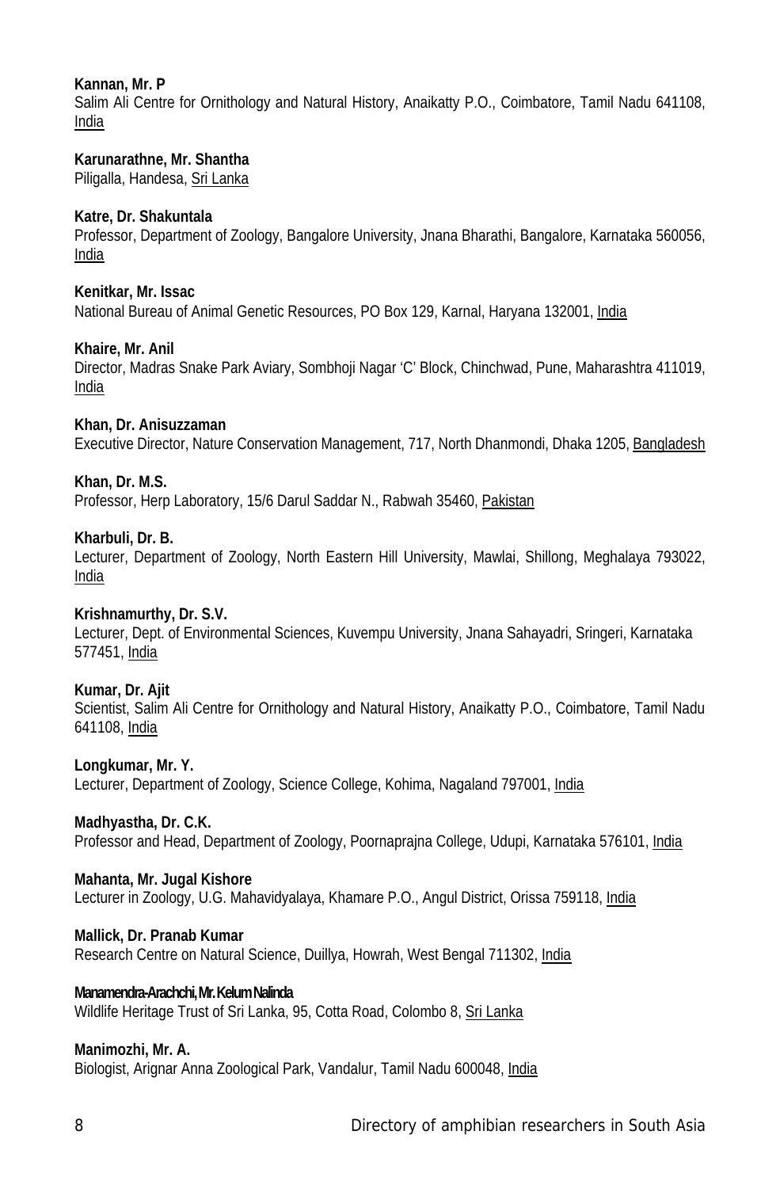**Kannan, Mr. P**
Salim Ali Centre for Ornithology and Natural History, Anaikatty P.O., Coimbatore, Tamil Nadu 641108, India

**Karunarathne, Mr. Shantha**
Piligalla, Handesa, Sri Lanka

**Katre, Dr. Shakuntala**
Professor, Department of Zoology, Bangalore University, Jnana Bharathi, Bangalore, Karnataka 560056, India

**Kenitkar, Mr. Issac**
National Bureau of Animal Genetic Resources, PO Box 129, Karnal, Haryana 132001, India

**Khaire, Mr. Anil**
Director, Madras Snake Park Aviary, Sombhoji Nagar 'C' Block, Chinchwad, Pune, Maharashtra 411019, India

**Khan, Dr. Anisuzzaman**
Executive Director, Nature Conservation Management, 717, North Dhanmondi, Dhaka 1205, Bangladesh

**Khan, Dr. M.S.**
Professor, Herp Laboratory, 15/6 Darul Saddar N., Rabwah 35460, Pakistan

**Kharbuli, Dr. B.**
Lecturer, Department of Zoology, North Eastern Hill University, Mawlai, Shillong, Meghalaya 793022, India

**Krishnamurthy, Dr. S.V.**
Lecturer, Dept. of Environmental Sciences, Kuvempu University, Jnana Sahayadri, Sringeri, Karnataka 577451, India

**Kumar, Dr. Ajit**
Scientist, Salim Ali Centre for Ornithology and Natural History, Anaikatty P.O., Coimbatore, Tamil Nadu 641108, India

**Longkumar, Mr. Y.**
Lecturer, Department of Zoology, Science College, Kohima, Nagaland 797001, India

**Madhyastha, Dr. C.K.**
Professor and Head, Department of Zoology, Poornaprajna College, Udupi, Karnataka 576101, India

**Mahanta, Mr. Jugal Kishore**
Lecturer in Zoology, U.G. Mahavidyalaya, Khamare P.O., Angul District, Orissa 759118, India

**Mallick, Dr. Pranab Kumar**
Research Centre on Natural Science, Duillya, Howrah, West Bengal 711302, India

**Manamendra-Arachchi, Mr. Kelum Nalinda**
Wildlife Heritage Trust of Sri Lanka, 95, Cotta Road, Colombo 8, Sri Lanka

**Manimozhi, Mr. A.**
Biologist, Arignar Anna Zoological Park, Vandalur, Tamil Nadu 600048, India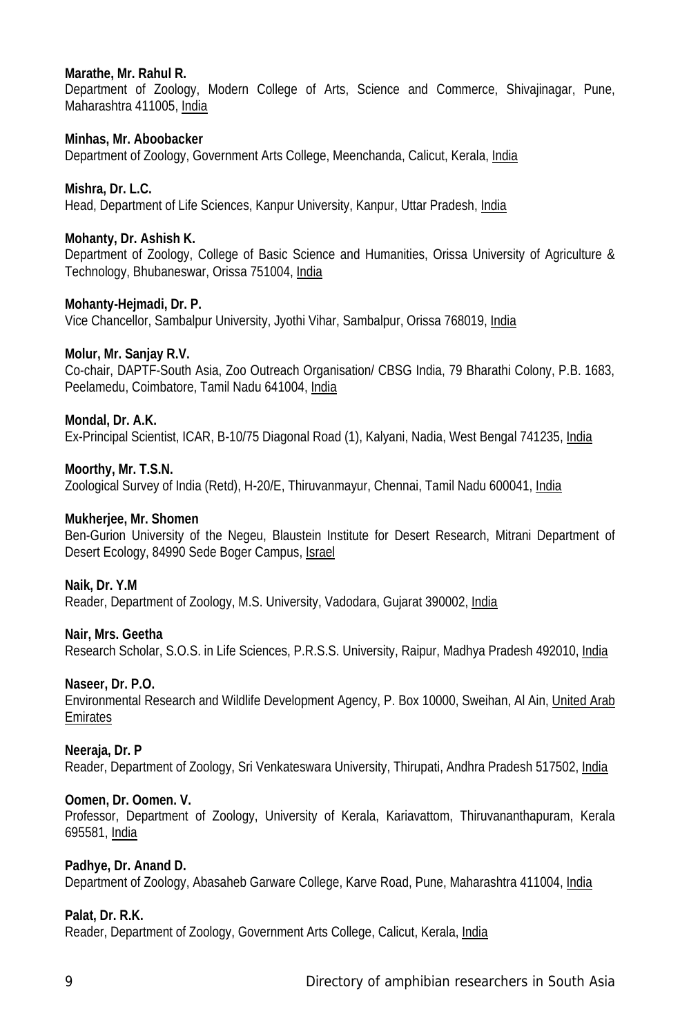**Marathe, Mr. Rahul R.**
Department of Zoology, Modern College of Arts, Science and Commerce, Shivajinagar, Pune, Maharashtra 411005, India

**Minhas, Mr. Aboobacker**
Department of Zoology, Government Arts College, Meenchanda, Calicut, Kerala, India

**Mishra, Dr. L.C.**
Head, Department of Life Sciences, Kanpur University, Kanpur, Uttar Pradesh, India

**Mohanty, Dr. Ashish K.**
Department of Zoology, College of Basic Science and Humanities, Orissa University of Agriculture & Technology, Bhubaneswar, Orissa 751004, India

**Mohanty-Hejmadi, Dr. P.**
Vice Chancellor, Sambalpur University, Jyothi Vihar, Sambalpur, Orissa 768019, India

**Molur, Mr. Sanjay R.V.**
Co-chair, DAPTF-South Asia, Zoo Outreach Organisation/ CBSG India, 79 Bharathi Colony, P.B. 1683, Peelamedu, Coimbatore, Tamil Nadu 641004, India

**Mondal, Dr. A.K.**
Ex-Principal Scientist, ICAR, B-10/75 Diagonal Road (1), Kalyani, Nadia, West Bengal 741235, India

**Moorthy, Mr. T.S.N.**
Zoological Survey of India (Retd), H-20/E, Thiruvanmayur, Chennai, Tamil Nadu 600041, India

**Mukherjee, Mr. Shomen**
Ben-Gurion University of the Negeu, Blaustein Institute for Desert Research, Mitrani Department of Desert Ecology, 84990 Sede Boger Campus, Israel

**Naik, Dr. Y.M**
Reader, Department of Zoology, M.S. University, Vadodara, Gujarat 390002, India

**Nair, Mrs. Geetha**
Research Scholar, S.O.S. in Life Sciences, P.R.S.S. University, Raipur, Madhya Pradesh 492010, India

**Naseer, Dr. P.O.**
Environmental Research and Wildlife Development Agency, P. Box 10000, Sweihan, Al Ain, United Arab Emirates

**Neeraja, Dr. P**
Reader, Department of Zoology, Sri Venkateswara University, Thirupati, Andhra Pradesh 517502, India

**Oomen, Dr. Oomen. V.**
Professor, Department of Zoology, University of Kerala, Kariavattom, Thiruvananthapuram, Kerala 695581, India

**Padhye, Dr. Anand D.**
Department of Zoology, Abasaheb Garware College, Karve Road, Pune, Maharashtra 411004, India

**Palat, Dr. R.K.**
Reader, Department of Zoology, Government Arts College, Calicut, Kerala, India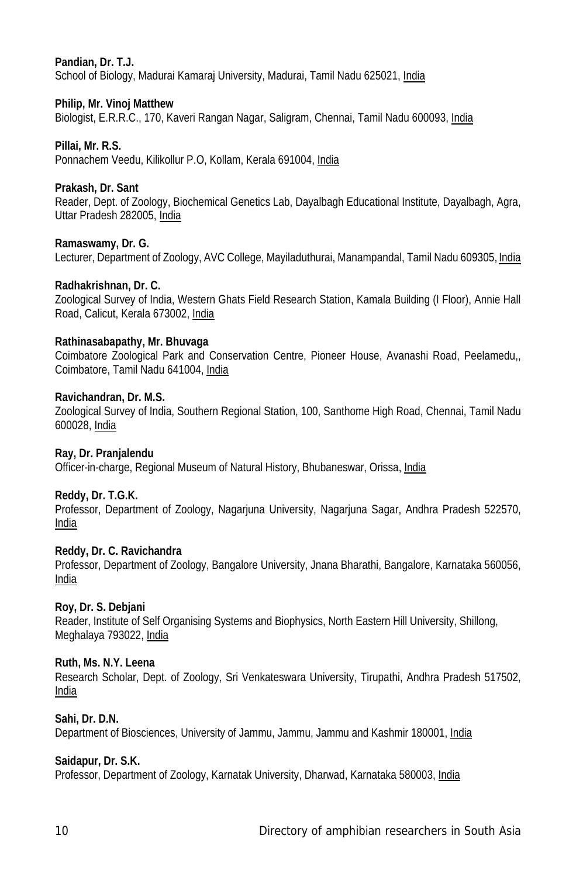**Pandian, Dr. T.J.**
School of Biology, Madurai Kamaraj University, Madurai, Tamil Nadu 625021, India

**Philip, Mr. Vinoj Matthew**
Biologist, E.R.R.C., 170, Kaveri Rangan Nagar, Saligram, Chennai, Tamil Nadu 600093, India

**Pillai, Mr. R.S.**
Ponnachem Veedu, Kilikollur P.O, Kollam, Kerala 691004, India

**Prakash, Dr. Sant**
Reader, Dept. of Zoology, Biochemical Genetics Lab, Dayalbagh Educational Institute, Dayalbagh, Agra, Uttar Pradesh 282005, India

**Ramaswamy, Dr. G.**
Lecturer, Department of Zoology, AVC College, Mayiladuthurai, Manampandal, Tamil Nadu 609305, India

**Radhakrishnan, Dr. C.**
Zoological Survey of India, Western Ghats Field Research Station, Kamala Building (I Floor), Annie Hall Road, Calicut, Kerala 673002, India

**Rathinasabapathy, Mr. Bhuvaga**
Coimbatore Zoological Park and Conservation Centre, Pioneer House, Avanashi Road, Peelamedu,, Coimbatore, Tamil Nadu 641004, India

**Ravichandran, Dr. M.S.**
Zoological Survey of India, Southern Regional Station, 100, Santhome High Road, Chennai, Tamil Nadu 600028, India

**Ray, Dr. Pranjalendu**
Officer-in-charge, Regional Museum of Natural History, Bhubaneswar, Orissa, India

**Reddy, Dr. T.G.K.**
Professor, Department of Zoology, Nagarjuna University, Nagarjuna Sagar, Andhra Pradesh 522570, India

**Reddy, Dr. C. Ravichandra**
Professor, Department of Zoology, Bangalore University, Jnana Bharathi, Bangalore, Karnataka 560056, India

**Roy, Dr. S. Debjani**
Reader, Institute of Self Organising Systems and Biophysics, North Eastern Hill University, Shillong, Meghalaya 793022, India

**Ruth, Ms. N.Y. Leena**
Research Scholar, Dept. of Zoology, Sri Venkateswara University, Tirupathi, Andhra Pradesh 517502, India

**Sahi, Dr. D.N.**
Department of Biosciences, University of Jammu, Jammu, Jammu and Kashmir 180001, India

**Saidapur, Dr. S.K.**
Professor, Department of Zoology, Karnatak University, Dharwad, Karnataka 580003, India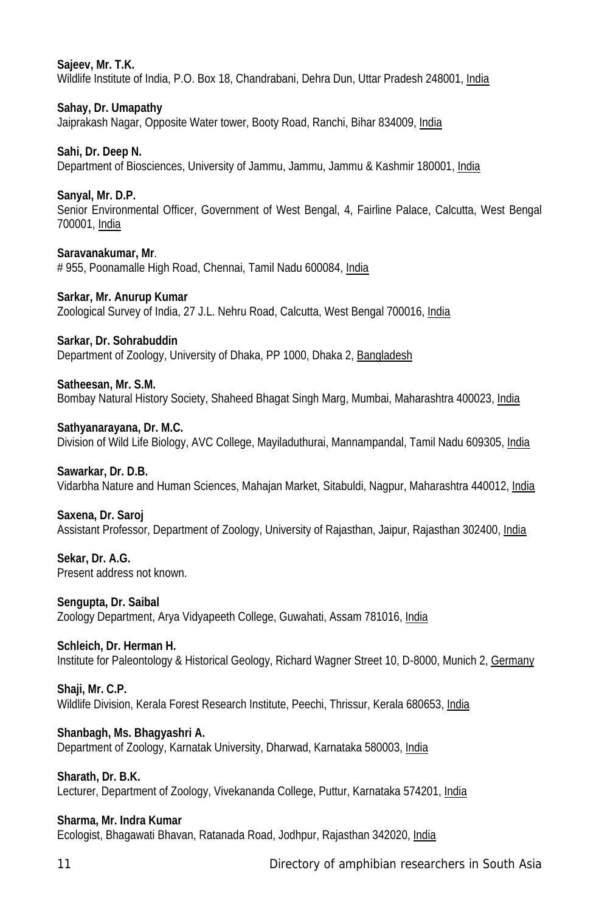**Sajeev, Mr. T.K.**
Wildlife Institute of India, P.O. Box 18, Chandrabani, Dehra Dun, Uttar Pradesh 248001, India

**Sahay, Dr. Umapathy**
Jaiprakash Nagar, Opposite Water tower, Booty Road, Ranchi, Bihar 834009, India

**Sahi, Dr. Deep N.**
Department of Biosciences, University of Jammu, Jammu, Jammu & Kashmir 180001, India

**Sanyal, Mr. D.P.**
Senior Environmental Officer, Government of West Bengal, 4, Fairline Palace, Calcutta, West Bengal 700001, India

**Saravanakumar, Mr**.
# 955, Poonamalle High Road, Chennai, Tamil Nadu 600084, India

**Sarkar, Mr. Anurup Kumar**
Zoological Survey of India, 27 J.L. Nehru Road, Calcutta, West Bengal 700016, India

**Sarkar, Dr. Sohrabuddin**
Department of Zoology, University of Dhaka, PP 1000, Dhaka 2, Bangladesh

**Satheesan, Mr. S.M.**
Bombay Natural History Society, Shaheed Bhagat Singh Marg, Mumbai, Maharashtra 400023, India

**Sathyanarayana, Dr. M.C.**
Division of Wild Life Biology, AVC College, Mayiladuthurai, Mannampandal, Tamil Nadu 609305, India

**Sawarkar, Dr. D.B.**
Vidarbha Nature and Human Sciences, Mahajan Market, Sitabuldi, Nagpur, Maharashtra 440012, India

**Saxena, Dr. Saroj**
Assistant Professor, Department of Zoology, University of Rajasthan, Jaipur, Rajasthan 302400, India

**Sekar, Dr. A.G.**
Present address not known.

**Sengupta, Dr. Saibal**
Zoology Department, Arya Vidyapeeth College, Guwahati, Assam 781016, India

**Schleich, Dr. Herman H.**
Institute for Paleontology & Historical Geology, Richard Wagner Street 10, D-8000, Munich 2, Germany

**Shaji, Mr. C.P.**
Wildlife Division, Kerala Forest Research Institute, Peechi, Thrissur, Kerala 680653, India

**Shanbagh, Ms. Bhagyashri A.**
Department of Zoology, Karnatak University, Dharwad, Karnataka 580003, India

**Sharath, Dr. B.K.**
Lecturer, Department of Zoology, Vivekananda College, Puttur, Karnataka 574201, India

**Sharma, Mr. Indra Kumar**
Ecologist, Bhagawati Bhavan, Ratanada Road, Jodhpur, Rajasthan 342020, India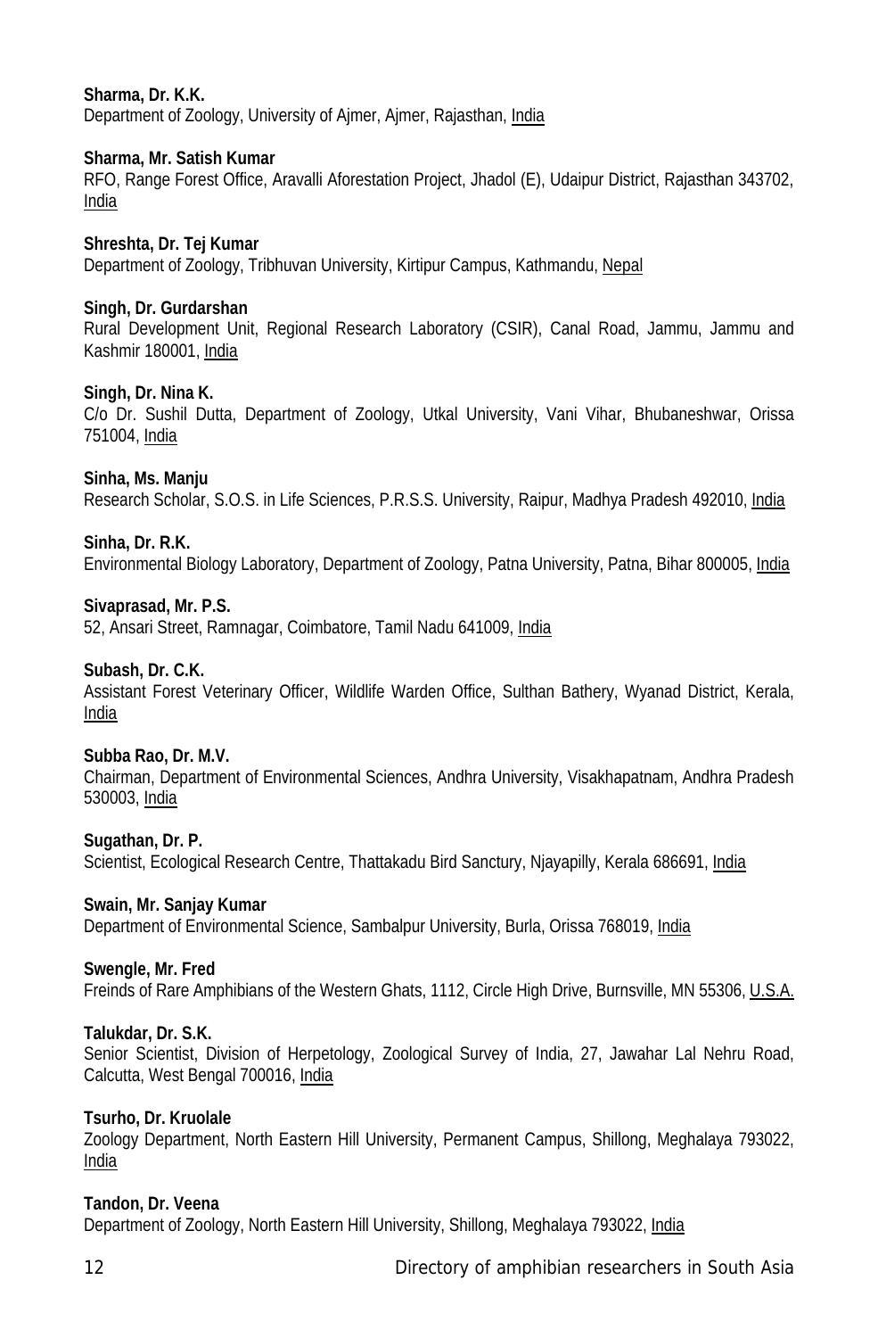**Sharma, Dr. K.K.**
Department of Zoology, University of Ajmer, Ajmer, Rajasthan, India

**Sharma, Mr. Satish Kumar**
RFO, Range Forest Office, Aravalli Aforestation Project, Jhadol (E), Udaipur District, Rajasthan 343702, India

**Shreshta, Dr. Tej Kumar**
Department of Zoology, Tribhuvan University, Kirtipur Campus, Kathmandu, Nepal

**Singh, Dr. Gurdarshan**
Rural Development Unit, Regional Research Laboratory (CSIR), Canal Road, Jammu, Jammu and Kashmir 180001, India

**Singh, Dr. Nina K.**
C/o Dr. Sushil Dutta, Department of Zoology, Utkal University, Vani Vihar, Bhubaneshwar, Orissa 751004, India

**Sinha, Ms. Manju**
Research Scholar, S.O.S. in Life Sciences, P.R.S.S. University, Raipur, Madhya Pradesh 492010, India

**Sinha, Dr. R.K.**
Environmental Biology Laboratory, Department of Zoology, Patna University, Patna, Bihar 800005, India

**Sivaprasad, Mr. P.S.**
52, Ansari Street, Ramnagar, Coimbatore, Tamil Nadu 641009, India

**Subash, Dr. C.K.**
Assistant Forest Veterinary Officer, Wildlife Warden Office, Sulthan Bathery, Wyanad District, Kerala, India

**Subba Rao, Dr. M.V.**
Chairman, Department of Environmental Sciences, Andhra University, Visakhapatnam, Andhra Pradesh 530003, India

**Sugathan, Dr. P.**
Scientist, Ecological Research Centre, Thattakadu Bird Sanctury, Njayapilly, Kerala 686691, India

**Swain, Mr. Sanjay Kumar**
Department of Environmental Science, Sambalpur University, Burla, Orissa 768019, India

**Swengle, Mr. Fred**
Freinds of Rare Amphibians of the Western Ghats, 1112, Circle High Drive, Burnsville, MN 55306, U.S.A.

**Talukdar, Dr. S.K.**
Senior Scientist, Division of Herpetology, Zoological Survey of India, 27, Jawahar Lal Nehru Road, Calcutta, West Bengal 700016, India

**Tsurho, Dr. Kruolale**
Zoology Department, North Eastern Hill University, Permanent Campus, Shillong, Meghalaya 793022, India

**Tandon, Dr. Veena**
Department of Zoology, North Eastern Hill University, Shillong, Meghalaya 793022, India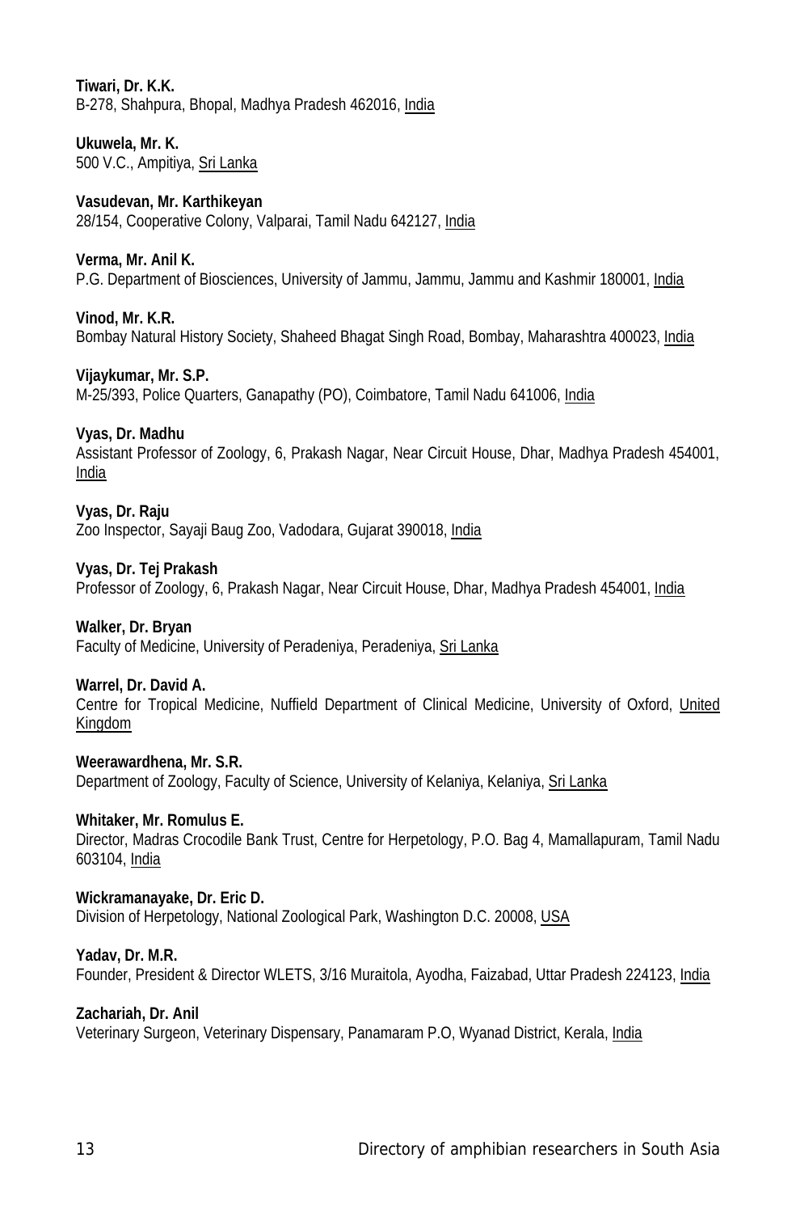**Tiwari, Dr. K.K.**
B-278, Shahpura, Bhopal, Madhya Pradesh 462016, India

**Ukuwela, Mr. K.**
500 V.C., Ampitiya, Sri Lanka

**Vasudevan, Mr. Karthikeyan**
28/154, Cooperative Colony, Valparai, Tamil Nadu 642127, India

**Verma, Mr. Anil K.**
P.G. Department of Biosciences, University of Jammu, Jammu, Jammu and Kashmir 180001, India

**Vinod, Mr. K.R.**
Bombay Natural History Society, Shaheed Bhagat Singh Road, Bombay, Maharashtra 400023, India

**Vijaykumar, Mr. S.P.**
M-25/393, Police Quarters, Ganapathy (PO), Coimbatore, Tamil Nadu 641006, India

**Vyas, Dr. Madhu**
Assistant Professor of Zoology, 6, Prakash Nagar, Near Circuit House, Dhar, Madhya Pradesh 454001, India

**Vyas, Dr. Raju**
Zoo Inspector, Sayaji Baug Zoo, Vadodara, Gujarat 390018, India

**Vyas, Dr. Tej Prakash**
Professor of Zoology, 6, Prakash Nagar, Near Circuit House, Dhar, Madhya Pradesh 454001, India

**Walker, Dr. Bryan**
Faculty of Medicine, University of Peradeniya, Peradeniya, Sri Lanka

**Warrel, Dr. David A.**
Centre for Tropical Medicine, Nuffield Department of Clinical Medicine, University of Oxford, United Kingdom

**Weerawardhena, Mr. S.R.**
Department of Zoology, Faculty of Science, University of Kelaniya, Kelaniya, Sri Lanka

**Whitaker, Mr. Romulus E.**
Director, Madras Crocodile Bank Trust, Centre for Herpetology, P.O. Bag 4, Mamallapuram, Tamil Nadu 603104, India

**Wickramanayake, Dr. Eric D.**
Division of Herpetology, National Zoological Park, Washington D.C. 20008, USA

**Yadav, Dr. M.R.**
Founder, President & Director WLETS, 3/16 Muraitola, Ayodha, Faizabad, Uttar Pradesh 224123, India

**Zachariah, Dr. Anil**
Veterinary Surgeon, Veterinary Dispensary, Panamaram P.O, Wyanad District, Kerala, India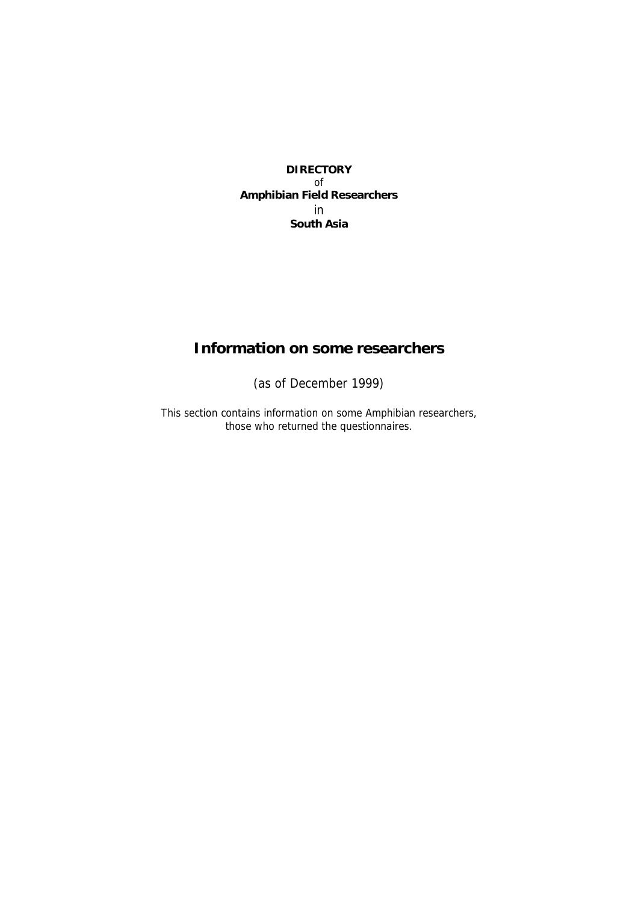**DIRECTORY**
of
**Amphibian Field Researchers**
in
**South Asia**

# Information on some researchers

(as of December 1999)

This section contains information on some Amphibian researchers, those who returned the questionnaires.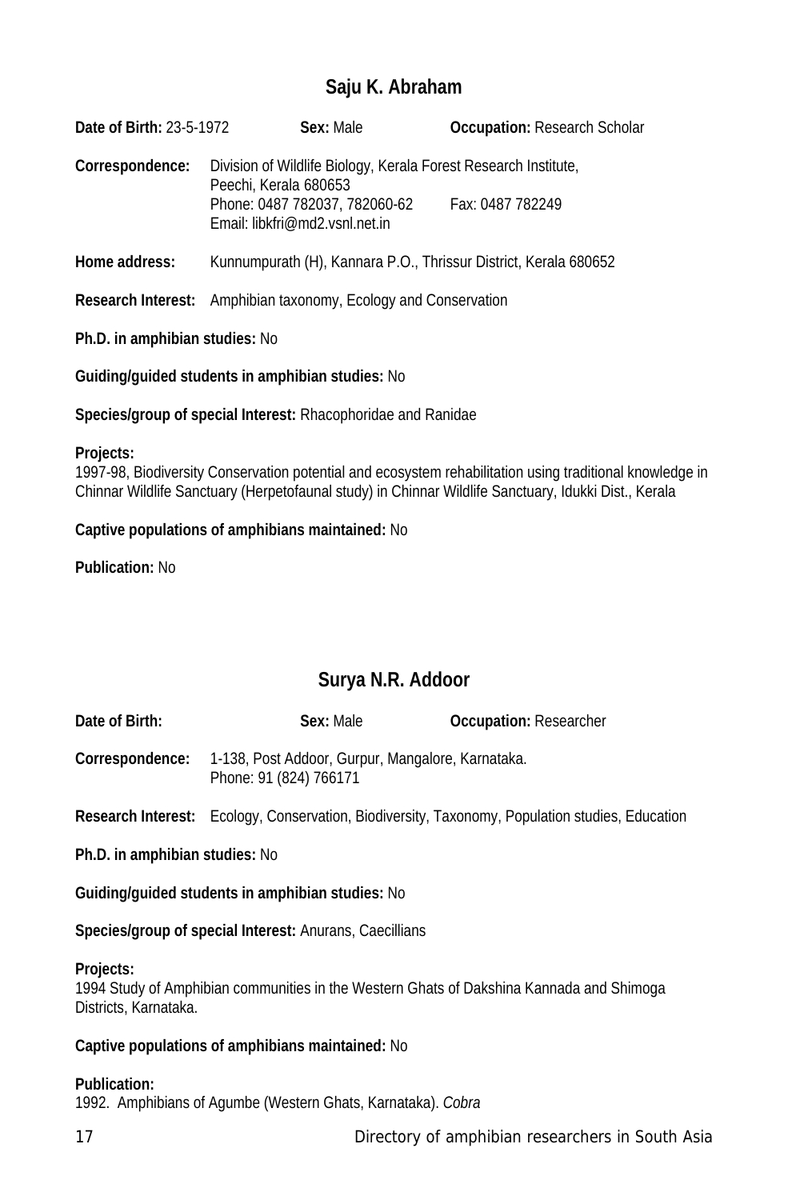## Saju K. Abraham

**Date of Birth:** 23-5-1972 **Sex:** Male **Occupation:** Research Scholar

**Correspondence:** Division of Wildlife Biology, Kerala Forest Research Institute, Peechi, Kerala 680653
Phone: 0487 782037, 782060-62 Fax: 0487 782249
Email: libkfri@md2.vsnl.net.in

**Home address:** Kunnumpurath (H), Kannara P.O., Thrissur District, Kerala 680652

**Research Interest:** Amphibian taxonomy, Ecology and Conservation

**Ph.D. in amphibian studies:** No

**Guiding/guided students in amphibian studies:** No

**Species/group of special Interest:** Rhacophoridae and Ranidae

**Projects:**
1997-98, Biodiversity Conservation potential and ecosystem rehabilitation using traditional knowledge in Chinnar Wildlife Sanctuary (Herpetofaunal study) in Chinnar Wildlife Sanctuary, Idukki Dist., Kerala

**Captive populations of amphibians maintained:** No

**Publication:** No

## Surya N.R. Addoor

**Date of Birth:** **Sex:** Male **Occupation:** Researcher

**Correspondence:** 1-138, Post Addoor, Gurpur, Mangalore, Karnataka.
Phone: 91 (824) 766171

**Research Interest:** Ecology, Conservation, Biodiversity, Taxonomy, Population studies, Education

**Ph.D. in amphibian studies:** No

**Guiding/guided students in amphibian studies:** No

**Species/group of special Interest:** Anurans, Caecillians

**Projects:**
1994 Study of Amphibian communities in the Western Ghats of Dakshina Kannada and Shimoga Districts, Karnataka.

**Captive populations of amphibians maintained:** No

**Publication:**
1992. Amphibians of Agumbe (Western Ghats, Karnataka). *Cobra*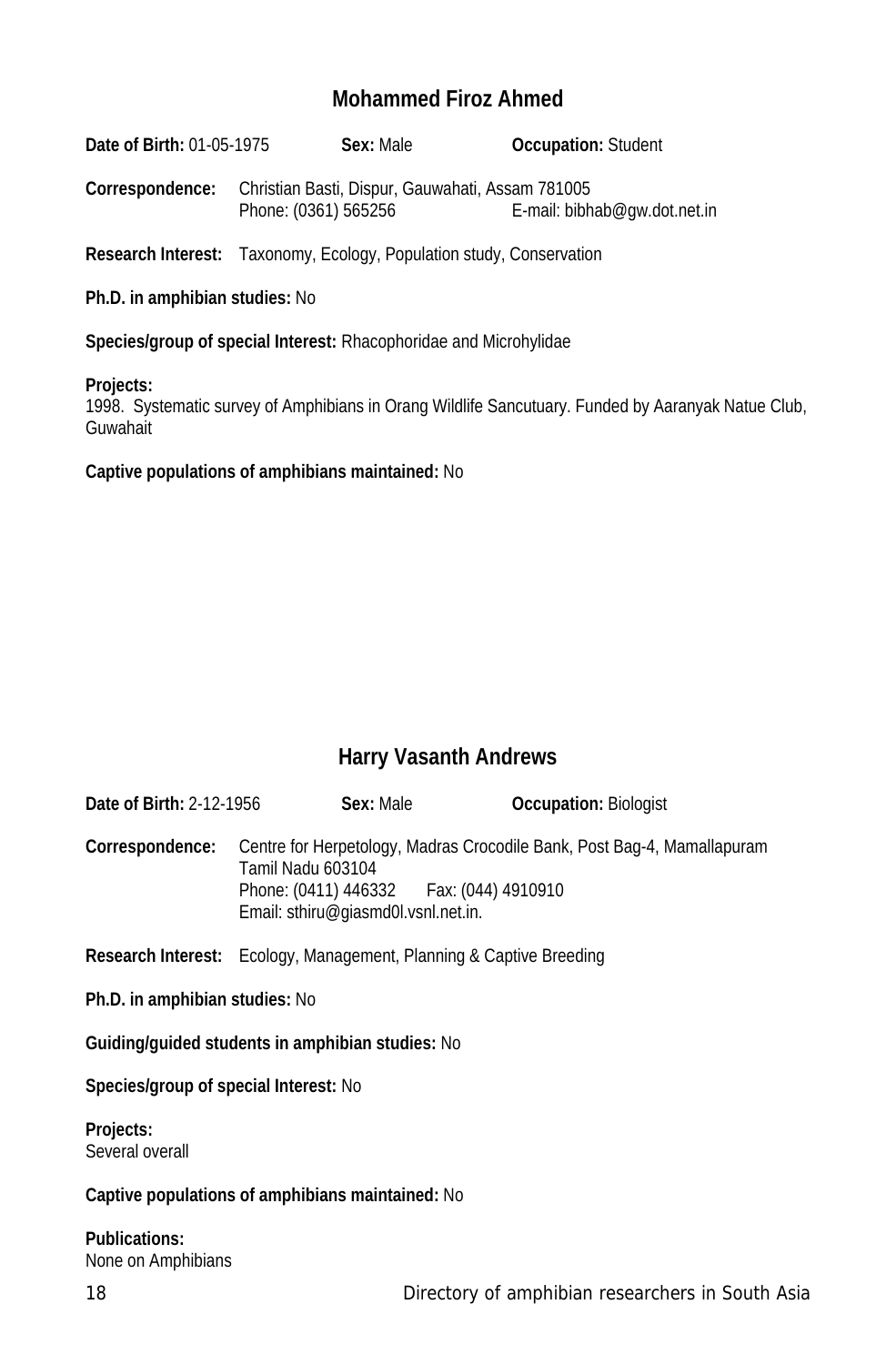## Mohammed Firoz Ahmed

**Date of Birth:** 01-05-1975 **Sex:** Male **Occupation:** Student

**Correspondence:** Christian Basti, Dispur, Gauwahati, Assam 781005
Phone: (0361) 565256 E-mail: bibhab@gw.dot.net.in

**Research Interest:** Taxonomy, Ecology, Population study, Conservation

**Ph.D. in amphibian studies:** No

**Species/group of special Interest:** Rhacophoridae and Microhylidae

**Projects:**
1998. Systematic survey of Amphibians in Orang Wildlife Sancutuary. Funded by Aaranyak Natue Club, Guwahait

**Captive populations of amphibians maintained:** No

## Harry Vasanth Andrews

**Date of Birth:** 2-12-1956 **Sex:** Male **Occupation:** Biologist

**Correspondence:** Centre for Herpetology, Madras Crocodile Bank, Post Bag-4, Mamallapuram
Tamil Nadu 603104
Phone: (0411) 446332 Fax: (044) 4910910
Email: sthiru@giasmd0l.vsnl.net.in.

**Research Interest:** Ecology, Management, Planning & Captive Breeding

**Ph.D. in amphibian studies:** No

**Guiding/guided students in amphibian studies:** No

**Species/group of special Interest:** No

**Projects:**
Several overall

**Captive populations of amphibians maintained:** No

**Publications:**
None on Amphibians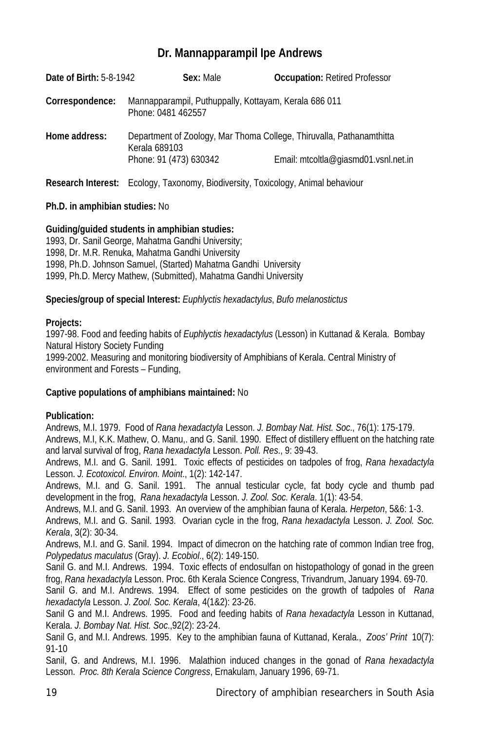## Dr. Mannapparampil Ipe Andrews

**Date of Birth:** 5-8-1942 **Sex:** Male **Occupation:** Retired Professor

**Correspondence:** Mannapparampil, Puthuppally, Kottayam, Kerala 686 011
Phone: 0481 462557

**Home address:** Department of Zoology, Mar Thoma College, Thiruvalla, Pathanamthitta Kerala 689103
Phone: 91 (473) 630342 Email: mtcoltla@giasmd01.vsnl.net.in

**Research Interest:** Ecology, Taxonomy, Biodiversity, Toxicology, Animal behaviour

**Ph.D. in amphibian studies:** No

**Guiding/guided students in amphibian studies:**
1993, Dr. Sanil George, Mahatma Gandhi University;
1998, Dr. M.R. Renuka, Mahatma Gandhi University
1998, Ph.D. Johnson Samuel, (Started) Mahatma Gandhi University
1999, Ph.D. Mercy Mathew, (Submitted), Mahatma Gandhi University

**Species/group of special Interest:** *Euphlyctis hexadactylus*, *Bufo melanostictus*

**Projects:**
1997-98. Food and feeding habits of *Euphlyctis hexadactylus* (Lesson) in Kuttanad & Kerala. Bombay Natural History Society Funding
1999-2002. Measuring and monitoring biodiversity of Amphibians of Kerala. Central Ministry of environment and Forests – Funding,

**Captive populations of amphibians maintained:** No

**Publication:**
Andrews, M.I. 1979. Food of *Rana hexadactyla* Lesson. *J. Bombay Nat. Hist. Soc*., 76(1): 175-179.
Andrews, M.I, K.K. Mathew, O. Manu,. and G. Sanil. 1990. Effect of distillery effluent on the hatching rate and larval survival of frog, *Rana hexadactyla* Lesson. *Poll. Res*., 9: 39-43.
Andrews, M.I. and G. Sanil. 1991. Toxic effects of pesticides on tadpoles of frog, *Rana hexadactyla* Lesson. *J. Ecotoxicol. Environ. Moint*., 1(2): 142-147.
Andrews, M.I. and G. Sanil. 1991. The annual testicular cycle, fat body cycle and thumb pad development in the frog, *Rana hexadactyla* Lesson. *J. Zool. Soc. Kerala*. 1(1): 43-54.
Andrews, M.I. and G. Sanil. 1993. An overview of the amphibian fauna of Kerala. *Herpeton*, 5&6: 1-3.
Andrews, M.I. and G. Sanil. 1993. Ovarian cycle in the frog, *Rana hexadactyla* Lesson. *J. Zool. Soc. Kerala*, 3(2): 30-34.
Andrews, M.I. and G. Sanil. 1994. Impact of dimecron on the hatching rate of common Indian tree frog, *Polypedatus maculatus* (Gray). *J. Ecobiol*., 6(2): 149-150.
Sanil G. and M.I. Andrews. 1994. Toxic effects of endosulfan on histopathology of gonad in the green frog, *Rana hexadactyla* Lesson. Proc. 6th Kerala Science Congress, Trivandrum, January 1994. 69-70.
Sanil G. and M.I. Andrews. 1994. Effect of some pesticides on the growth of tadpoles of *Rana hexadactyla* Lesson. *J. Zool. Soc. Kerala*, 4(1&2): 23-26.
Sanil G and M.I. Andrews. 1995. Food and feeding habits of *Rana hexadactyla* Lesson in Kuttanad, Kerala. *J. Bombay Nat. Hist. Soc*.,92(2): 23-24.
Sanil G, and M.I. Andrews. 1995. Key to the amphibian fauna of Kuttanad, Kerala., *Zoos' Print* 10(7): 91-10
Sanil, G. and Andrews, M.I. 1996. Malathion induced changes in the gonad of *Rana hexadactyla* Lesson. *Proc. 8th Kerala Science Congress*, Ernakulam, January 1996, 69-71.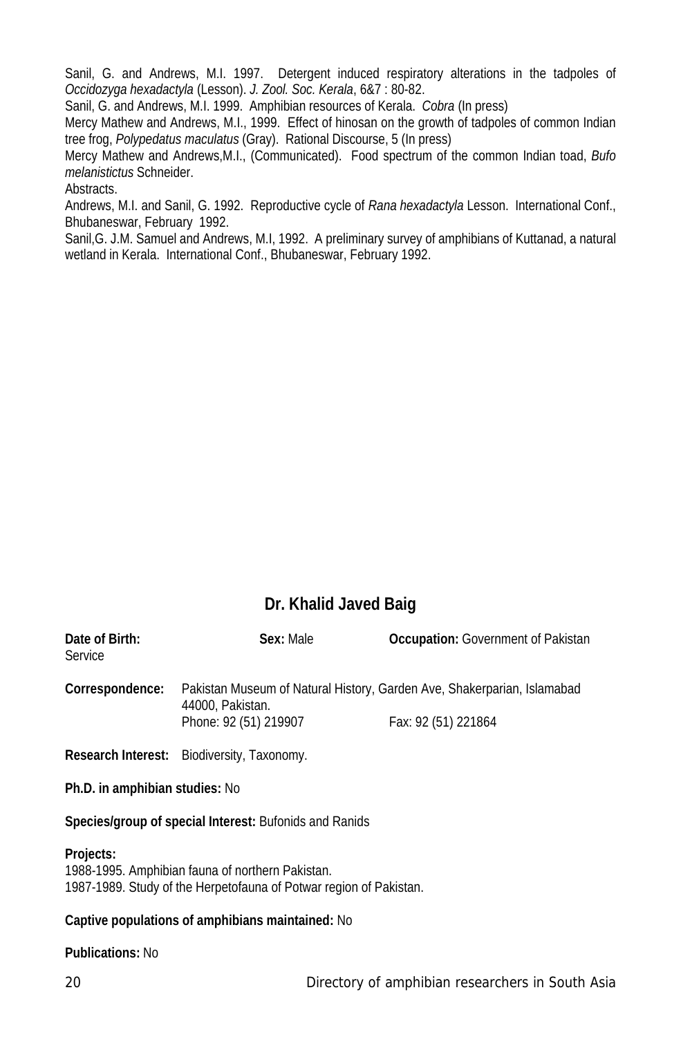Sanil, G. and Andrews, M.I. 1997. Detergent induced respiratory alterations in the tadpoles of *Occidozyga hexadactyla* (Lesson). *J. Zool. Soc. Kerala*, 6&7 : 80-82.

Sanil, G. and Andrews, M.I. 1999. Amphibian resources of Kerala. *Cobra* (In press)

Mercy Mathew and Andrews, M.I., 1999. Effect of hinosan on the growth of tadpoles of common Indian tree frog, *Polypedatus maculatus* (Gray). Rational Discourse, 5 (In press)

Mercy Mathew and Andrews,M.I., (Communicated). Food spectrum of the common Indian toad, *Bufo melanistictus* Schneider.

Abstracts.

Andrews, M.I. and Sanil, G. 1992. Reproductive cycle of *Rana hexadactyla* Lesson. International Conf., Bhubaneswar, February 1992.

Sanil,G. J.M. Samuel and Andrews, M.I, 1992. A preliminary survey of amphibians of Kuttanad, a natural wetland in Kerala. International Conf., Bhubaneswar, February 1992.

## Dr. Khalid Javed Baig

**Date of Birth:** **Sex:** Male **Occupation:** Government of Pakistan Service

**Correspondence:** Pakistan Museum of Natural History, Garden Ave, Shakerparian, Islamabad 44000, Pakistan.
Phone: 92 (51) 219907 Fax: 92 (51) 221864

**Research Interest:** Biodiversity, Taxonomy.

**Ph.D. in amphibian studies:** No

**Species/group of special Interest:** Bufonids and Ranids

**Projects:**
1988-1995. Amphibian fauna of northern Pakistan.
1987-1989. Study of the Herpetofauna of Potwar region of Pakistan.

**Captive populations of amphibians maintained:** No

**Publications:** No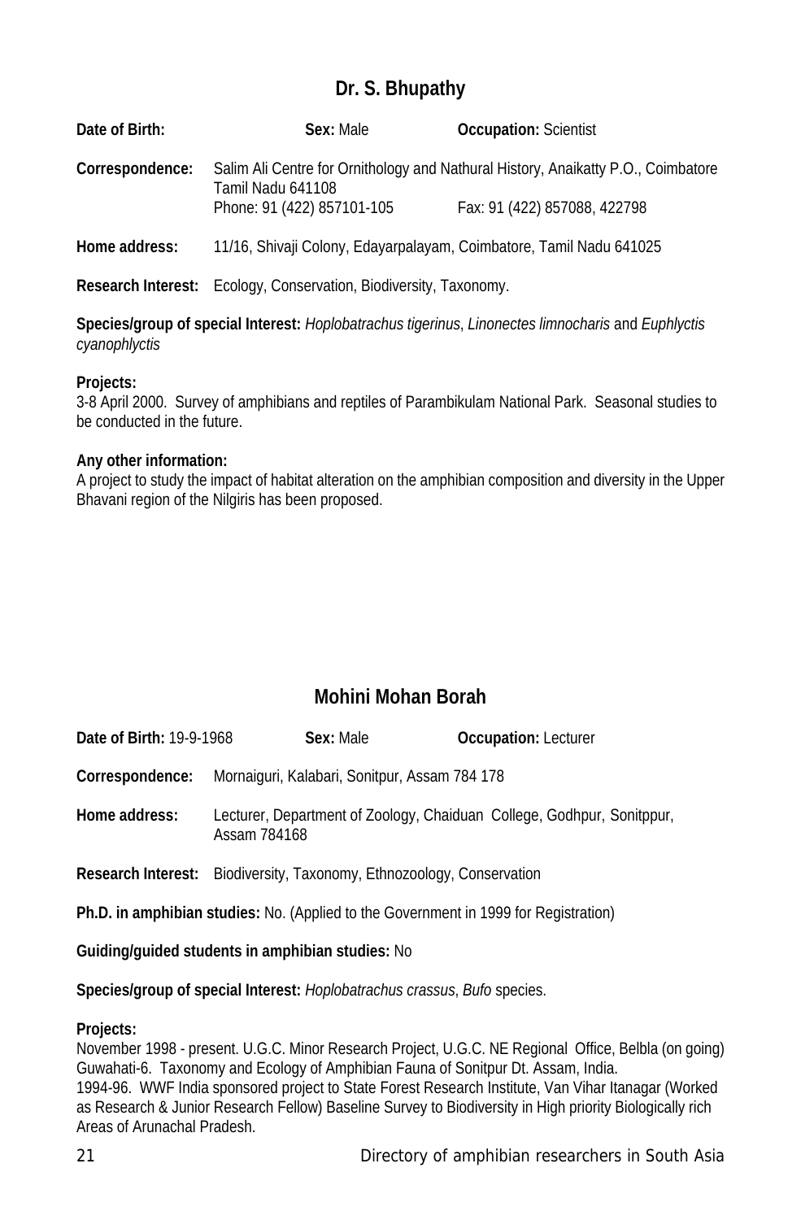## Dr. S. Bhupathy

**Date of Birth:** **Sex:** Male **Occupation:** Scientist

**Correspondence:** Salim Ali Centre for Ornithology and Nathural History, Anaikatty P.O., Coimbatore Tamil Nadu 641108
Phone: 91 (422) 857101-105 Fax: 91 (422) 857088, 422798

**Home address:** 11/16, Shivaji Colony, Edayarpalayam, Coimbatore, Tamil Nadu 641025

**Research Interest:** Ecology, Conservation, Biodiversity, Taxonomy.

**Species/group of special Interest:** *Hoplobatrachus tigerinus*, *Linonectes limnocharis* and *Euphlyctis cyanophlyctis*

**Projects:**
3-8 April 2000. Survey of amphibians and reptiles of Parambikulam National Park. Seasonal studies to be conducted in the future.

**Any other information:**
A project to study the impact of habitat alteration on the amphibian composition and diversity in the Upper Bhavani region of the Nilgiris has been proposed.

## Mohini Mohan Borah

**Date of Birth:** 19-9-1968 **Sex:** Male **Occupation:** Lecturer

**Correspondence:** Mornaiguri, Kalabari, Sonitpur, Assam 784 178

**Home address:** Lecturer, Department of Zoology, Chaiduan College, Godhpur, Sonitppur, Assam 784168

**Research Interest:** Biodiversity, Taxonomy, Ethnozoology, Conservation

**Ph.D. in amphibian studies:** No. (Applied to the Government in 1999 for Registration)

**Guiding/guided students in amphibian studies:** No

**Species/group of special Interest:** *Hoplobatrachus crassus*, *Bufo* species.

**Projects:**
November 1998 - present. U.G.C. Minor Research Project, U.G.C. NE Regional Office, Belbla (on going) Guwahati-6. Taxonomy and Ecology of Amphibian Fauna of Sonitpur Dt. Assam, India.
1994-96. WWF India sponsored project to State Forest Research Institute, Van Vihar Itanagar (Worked as Research & Junior Research Fellow) Baseline Survey to Biodiversity in High priority Biologically rich Areas of Arunachal Pradesh.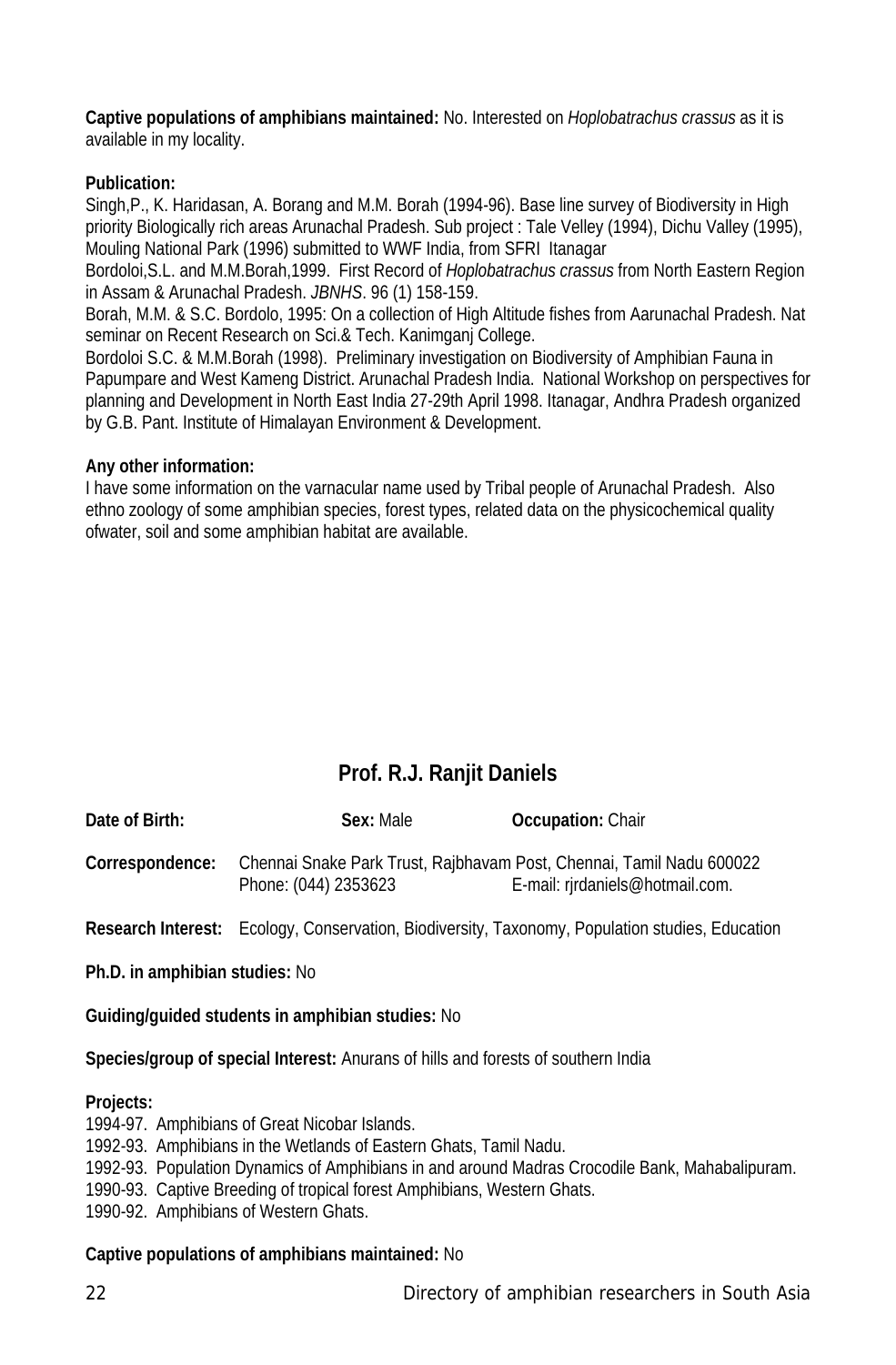**Captive populations of amphibians maintained:** No. Interested on *Hoplobatrachus crassus* as it is available in my locality.

**Publication:**

Singh,P., K. Haridasan, A. Borang and M.M. Borah (1994-96). Base line survey of Biodiversity in High priority Biologically rich areas Arunachal Pradesh. Sub project : Tale Velley (1994), Dichu Valley (1995), Mouling National Park (1996) submitted to WWF India, from SFRI Itanagar

Bordoloi,S.L. and M.M.Borah,1999. First Record of *Hoplobatrachus crassus* from North Eastern Region in Assam & Arunachal Pradesh. *JBNHS*. 96 (1) 158-159.

Borah, M.M. & S.C. Bordolo, 1995: On a collection of High Altitude fishes from Aarunachal Pradesh. Nat seminar on Recent Research on Sci.& Tech. Kanimganj College.

Bordoloi S.C. & M.M.Borah (1998). Preliminary investigation on Biodiversity of Amphibian Fauna in Papumpare and West Kameng District. Arunachal Pradesh India. National Workshop on perspectives for planning and Development in North East India 27-29th April 1998. Itanagar, Andhra Pradesh organized by G.B. Pant. Institute of Himalayan Environment & Development.

**Any other information:**

I have some information on the varnacular name used by Tribal people of Arunachal Pradesh. Also ethno zoology of some amphibian species, forest types, related data on the physicochemical quality ofwater, soil and some amphibian habitat are available.

## Prof. R.J. Ranjit Daniels

**Date of Birth:** **Sex:** Male **Occupation:** Chair

**Correspondence:** Chennai Snake Park Trust, Rajbhavam Post, Chennai, Tamil Nadu 600022
Phone: (044) 2353623 E-mail: rjrdaniels@hotmail.com.

**Research Interest:** Ecology, Conservation, Biodiversity, Taxonomy, Population studies, Education

**Ph.D. in amphibian studies:** No

**Guiding/guided students in amphibian studies:** No

**Species/group of special Interest:** Anurans of hills and forests of southern India

**Projects:**

1994-97. Amphibians of Great Nicobar Islands.
1992-93. Amphibians in the Wetlands of Eastern Ghats, Tamil Nadu.
1992-93. Population Dynamics of Amphibians in and around Madras Crocodile Bank, Mahabalipuram.
1990-93. Captive Breeding of tropical forest Amphibians, Western Ghats.
1990-92. Amphibians of Western Ghats.

**Captive populations of amphibians maintained:** No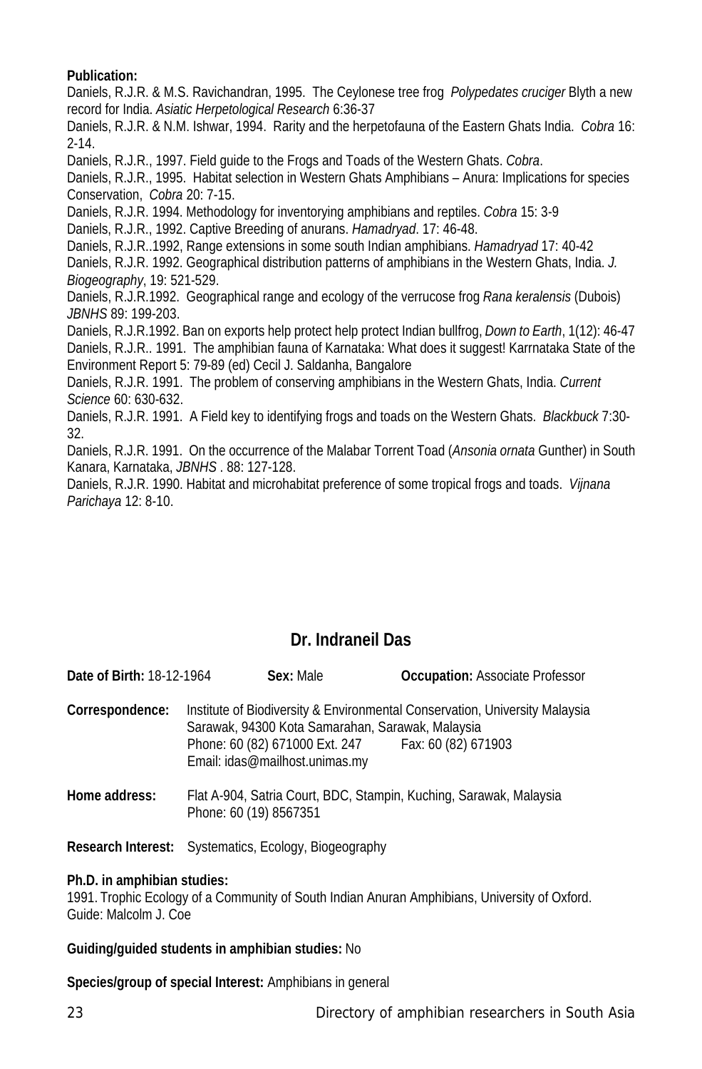**Publication:**

Daniels, R.J.R. & M.S. Ravichandran, 1995. The Ceylonese tree frog *Polypedates cruciger* Blyth a new record for India. *Asiatic Herpetological Research* 6:36-37

Daniels, R.J.R. & N.M. Ishwar, 1994. Rarity and the herpetofauna of the Eastern Ghats India. *Cobra* 16: 2-14.

Daniels, R.J.R., 1997. Field guide to the Frogs and Toads of the Western Ghats. *Cobra*.

Daniels, R.J.R., 1995. Habitat selection in Western Ghats Amphibians – Anura: Implications for species Conservation, *Cobra* 20: 7-15.

Daniels, R.J.R. 1994. Methodology for inventorying amphibians and reptiles. *Cobra* 15: 3-9

Daniels, R.J.R., 1992. Captive Breeding of anurans. *Hamadryad*. 17: 46-48.

Daniels, R.J.R..1992, Range extensions in some south Indian amphibians. *Hamadryad* 17: 40-42

Daniels, R.J.R. 1992. Geographical distribution patterns of amphibians in the Western Ghats, India. *J. Biogeography*, 19: 521-529.

Daniels, R.J.R.1992. Geographical range and ecology of the verrucose frog *Rana keralensis* (Dubois) *JBNHS* 89: 199-203.

Daniels, R.J.R.1992. Ban on exports help protect help protect Indian bullfrog, *Down to Earth*, 1(12): 46-47

Daniels, R.J.R.. 1991. The amphibian fauna of Karnataka: What does it suggest! Karrnataka State of the Environment Report 5: 79-89 (ed) Cecil J. Saldanha, Bangalore

Daniels, R.J.R. 1991. The problem of conserving amphibians in the Western Ghats, India. *Current Science* 60: 630-632.

Daniels, R.J.R. 1991. A Field key to identifying frogs and toads on the Western Ghats. *Blackbuck* 7:30-32.

Daniels, R.J.R. 1991. On the occurrence of the Malabar Torrent Toad (*Ansonia ornata* Gunther) in South Kanara, Karnataka, *JBNHS* . 88: 127-128.

Daniels, R.J.R. 1990. Habitat and microhabitat preference of some tropical frogs and toads. *Vijnana Parichaya* 12: 8-10.

## Dr. Indraneil Das

**Date of Birth:** 18-12-1964 **Sex:** Male **Occupation:** Associate Professor

**Correspondence:** Institute of Biodiversity & Environmental Conservation, University Malaysia Sarawak, 94300 Kota Samarahan, Sarawak, Malaysia
Phone: 60 (82) 671000 Ext. 247 Fax: 60 (82) 671903
Email: idas@mailhost.unimas.my

**Home address:** Flat A-904, Satria Court, BDC, Stampin, Kuching, Sarawak, Malaysia
Phone: 60 (19) 8567351

**Research Interest:** Systematics, Ecology, Biogeography

**Ph.D. in amphibian studies:**
1991. Trophic Ecology of a Community of South Indian Anuran Amphibians, University of Oxford.
Guide: Malcolm J. Coe

**Guiding/guided students in amphibian studies:** No

**Species/group of special Interest:** Amphibians in general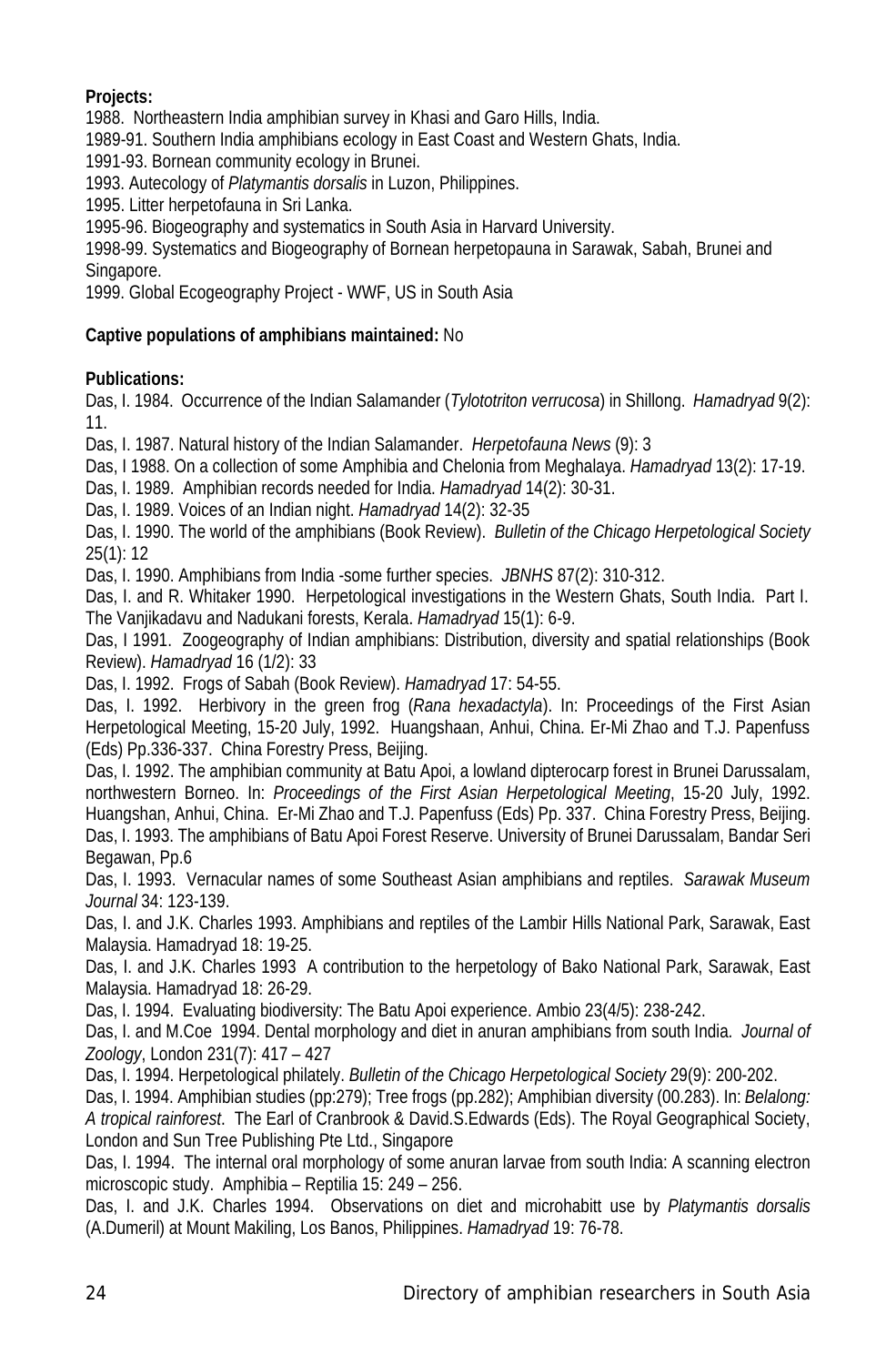**Projects:**

1988. Northeastern India amphibian survey in Khasi and Garo Hills, India.
1989-91. Southern India amphibians ecology in East Coast and Western Ghats, India.
1991-93. Bornean community ecology in Brunei.
1993. Autecology of *Platymantis dorsalis* in Luzon, Philippines.
1995. Litter herpetofauna in Sri Lanka.
1995-96. Biogeography and systematics in South Asia in Harvard University.
1998-99. Systematics and Biogeography of Bornean herpetopauna in Sarawak, Sabah, Brunei and Singapore.
1999. Global Ecogeography Project - WWF, US in South Asia

**Captive populations of amphibians maintained:** No

**Publications:**

Das, I. 1984. Occurrence of the Indian Salamander (*Tylototriton verrucosa*) in Shillong. *Hamadryad* 9(2): 11.

Das, I. 1987. Natural history of the Indian Salamander. *Herpetofauna News* (9): 3

Das, I 1988. On a collection of some Amphibia and Chelonia from Meghalaya. *Hamadryad* 13(2): 17-19.

Das, I. 1989. Amphibian records needed for India. *Hamadryad* 14(2): 30-31.

Das, I. 1989. Voices of an Indian night. *Hamadryad* 14(2): 32-35

Das, I. 1990. The world of the amphibians (Book Review). *Bulletin of the Chicago Herpetological Society* 25(1): 12

Das, I. 1990. Amphibians from India -some further species. *JBNHS* 87(2): 310-312.

Das, I. and R. Whitaker 1990. Herpetological investigations in the Western Ghats, South India. Part I. The Vanjikadavu and Nadukani forests, Kerala. *Hamadryad* 15(1): 6-9.

Das, I 1991. Zoogeography of Indian amphibians: Distribution, diversity and spatial relationships (Book Review). *Hamadryad* 16 (1/2): 33

Das, I. 1992. Frogs of Sabah (Book Review). *Hamadryad* 17: 54-55.

Das, I. 1992. Herbivory in the green frog (*Rana hexadactyla*). In: Proceedings of the First Asian Herpetological Meeting, 15-20 July, 1992. Huangshaan, Anhui, China. Er-Mi Zhao and T.J. Papenfuss (Eds) Pp.336-337. China Forestry Press, Beijing.

Das, I. 1992. The amphibian community at Batu Apoi, a lowland dipterocarp forest in Brunei Darussalam, northwestern Borneo. In: *Proceedings of the First Asian Herpetological Meeting*, 15-20 July, 1992. Huangshan, Anhui, China. Er-Mi Zhao and T.J. Papenfuss (Eds) Pp. 337. China Forestry Press, Beijing.

Das, I. 1993. The amphibians of Batu Apoi Forest Reserve. University of Brunei Darussalam, Bandar Seri Begawan, Pp.6

Das, I. 1993. Vernacular names of some Southeast Asian amphibians and reptiles. *Sarawak Museum Journal* 34: 123-139.

Das, I. and J.K. Charles 1993. Amphibians and reptiles of the Lambir Hills National Park, Sarawak, East Malaysia. Hamadryad 18: 19-25.

Das, I. and J.K. Charles 1993 A contribution to the herpetology of Bako National Park, Sarawak, East Malaysia. Hamadryad 18: 26-29.

Das, I. 1994. Evaluating biodiversity: The Batu Apoi experience. Ambio 23(4/5): 238-242.

Das, I. and M.Coe 1994. Dental morphology and diet in anuran amphibians from south India. *Journal of Zoology*, London 231(7): 417 – 427

Das, I. 1994. Herpetological philately. *Bulletin of the Chicago Herpetological Society* 29(9): 200-202.

Das, I. 1994. Amphibian studies (pp:279); Tree frogs (pp.282); Amphibian diversity (00.283). In: *Belalong: A tropical rainforest*. The Earl of Cranbrook & David.S.Edwards (Eds). The Royal Geographical Society, London and Sun Tree Publishing Pte Ltd., Singapore

Das, I. 1994. The internal oral morphology of some anuran larvae from south India: A scanning electron microscopic study. Amphibia – Reptilia 15: 249 – 256.

Das, I. and J.K. Charles 1994. Observations on diet and microhabitt use by *Platymantis dorsalis* (A.Dumeril) at Mount Makiling, Los Banos, Philippines. *Hamadryad* 19: 76-78.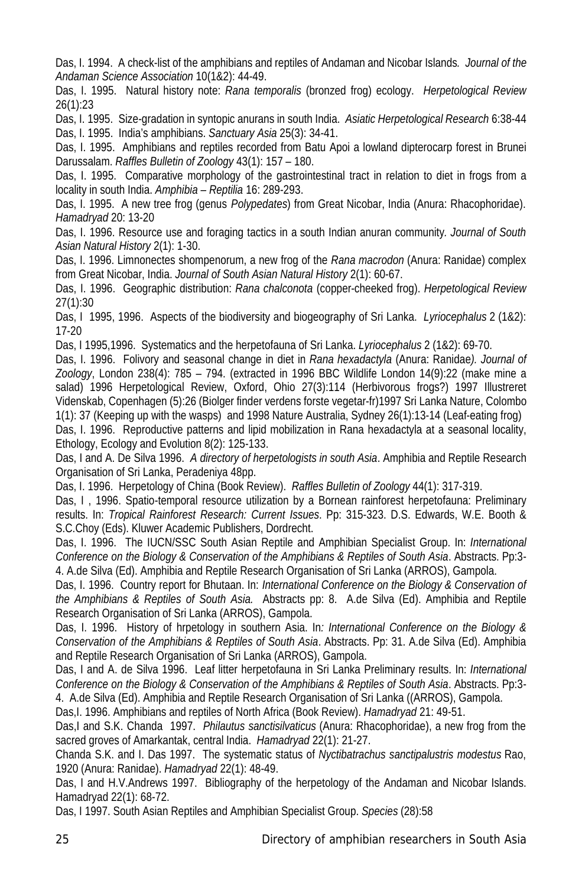Das, I. 1994. A check-list of the amphibians and reptiles of Andaman and Nicobar Islands*. Journal of the Andaman Science Association* 10(1&2): 44-49.

Das, I. 1995. Natural history note: *Rana temporalis* (bronzed frog) ecology. *Herpetological Review* 26(1):23

Das, I. 1995. Size-gradation in syntopic anurans in south India. *Asiatic Herpetological Research* 6:38-44

Das, I. 1995. India's amphibians. *Sanctuary Asia* 25(3): 34-41.

Das, I. 1995. Amphibians and reptiles recorded from Batu Apoi a lowland dipterocarp forest in Brunei Darussalam. *Raffles Bulletin of Zoology* 43(1): 157 – 180.

Das, I. 1995. Comparative morphology of the gastrointestinal tract in relation to diet in frogs from a locality in south India. *Amphibia – Reptilia* 16: 289-293.

Das, I. 1995. A new tree frog (genus *Polypedates*) from Great Nicobar, India (Anura: Rhacophoridae). *Hamadryad* 20: 13-20

Das, I. 1996. Resource use and foraging tactics in a south Indian anuran community. *Journal of South Asian Natural History* 2(1): 1-30.

Das, I. 1996. Limnonectes shompenorum, a new frog of the *Rana macrodon* (Anura: Ranidae) complex from Great Nicobar, India. *Journal of South Asian Natural History* 2(1): 60-67.

Das, I. 1996. Geographic distribution: *Rana chalconota* (copper-cheeked frog). *Herpetological Review* 27(1):30

Das, I 1995, 1996. Aspects of the biodiversity and biogeography of Sri Lanka. *Lyriocephalus* 2 (1&2): 17-20

Das, I 1995,1996. Systematics and the herpetofauna of Sri Lanka. *Lyriocephalus* 2 (1&2): 69-70.

Das, I. 1996. Folivory and seasonal change in diet in *Rana hexadactyla* (Anura: Ranidae*). Journal of Zoology*, London 238(4): 785 – 794. (extracted in 1996 BBC Wildlife London 14(9):22 (make mine a salad) 1996 Herpetological Review, Oxford, Ohio 27(3):114 (Herbivorous frogs?) 1997 Illustreret Videnskab, Copenhagen (5):26 (Biolger finder verdens forste vegetar-fr)1997 Sri Lanka Nature, Colombo 1(1): 37 (Keeping up with the wasps) and 1998 Nature Australia, Sydney 26(1):13-14 (Leaf-eating frog)

Das, I. 1996. Reproductive patterns and lipid mobilization in Rana hexadactyla at a seasonal locality, Ethology, Ecology and Evolution 8(2): 125-133.

Das, I and A. De Silva 1996. *A directory of herpetologists in south Asia*. Amphibia and Reptile Research Organisation of Sri Lanka, Peradeniya 48pp.

Das, I. 1996. Herpetology of China (Book Review). *Raffles Bulletin of Zoology* 44(1): 317-319.

Das, I , 1996. Spatio-temporal resource utilization by a Bornean rainforest herpetofauna: Preliminary results. In: *Tropical Rainforest Research: Current Issues*. Pp: 315-323. D.S. Edwards, W.E. Booth & S.C.Choy (Eds). Kluwer Academic Publishers, Dordrecht.

Das, I. 1996. The IUCN/SSC South Asian Reptile and Amphibian Specialist Group. In: *International Conference on the Biology & Conservation of the Amphibians & Reptiles of South Asia*. Abstracts. Pp:3-4. A.de Silva (Ed). Amphibia and Reptile Research Organisation of Sri Lanka (ARROS), Gampola.

Das, I. 1996. Country report for Bhutaan. In: *International Conference on the Biology & Conservation of the Amphibians & Reptiles of South Asia.* Abstracts pp: 8. A.de Silva (Ed). Amphibia and Reptile Research Organisation of Sri Lanka (ARROS), Gampola.

Das, I. 1996. History of hrpetology in southern Asia. In*: International Conference on the Biology & Conservation of the Amphibians & Reptiles of South Asia*. Abstracts. Pp: 31. A.de Silva (Ed). Amphibia and Reptile Research Organisation of Sri Lanka (ARROS), Gampola.

Das, I and A. de Silva 1996. Leaf litter herpetofauna in Sri Lanka Preliminary results. In: *International Conference on the Biology & Conservation of the Amphibians & Reptiles of South Asia*. Abstracts. Pp:3-4. A.de Silva (Ed). Amphibia and Reptile Research Organisation of Sri Lanka ((ARROS), Gampola.

Das,I. 1996. Amphibians and reptiles of North Africa (Book Review). *Hamadryad* 21: 49-51.

Das,I and S.K. Chanda 1997. *Philautus sanctisilvaticus* (Anura: Rhacophoridae), a new frog from the sacred groves of Amarkantak, central India. *Hamadryad* 22(1): 21-27.

Chanda S.K. and I. Das 1997. The systematic status of *Nyctibatrachus sanctipalustris modestus* Rao, 1920 (Anura: Ranidae). *Hamadryad* 22(1): 48-49.

Das, I and H.V.Andrews 1997. Bibliography of the herpetology of the Andaman and Nicobar Islands. Hamadryad 22(1): 68-72.

Das, I 1997. South Asian Reptiles and Amphibian Specialist Group. *Species* (28):58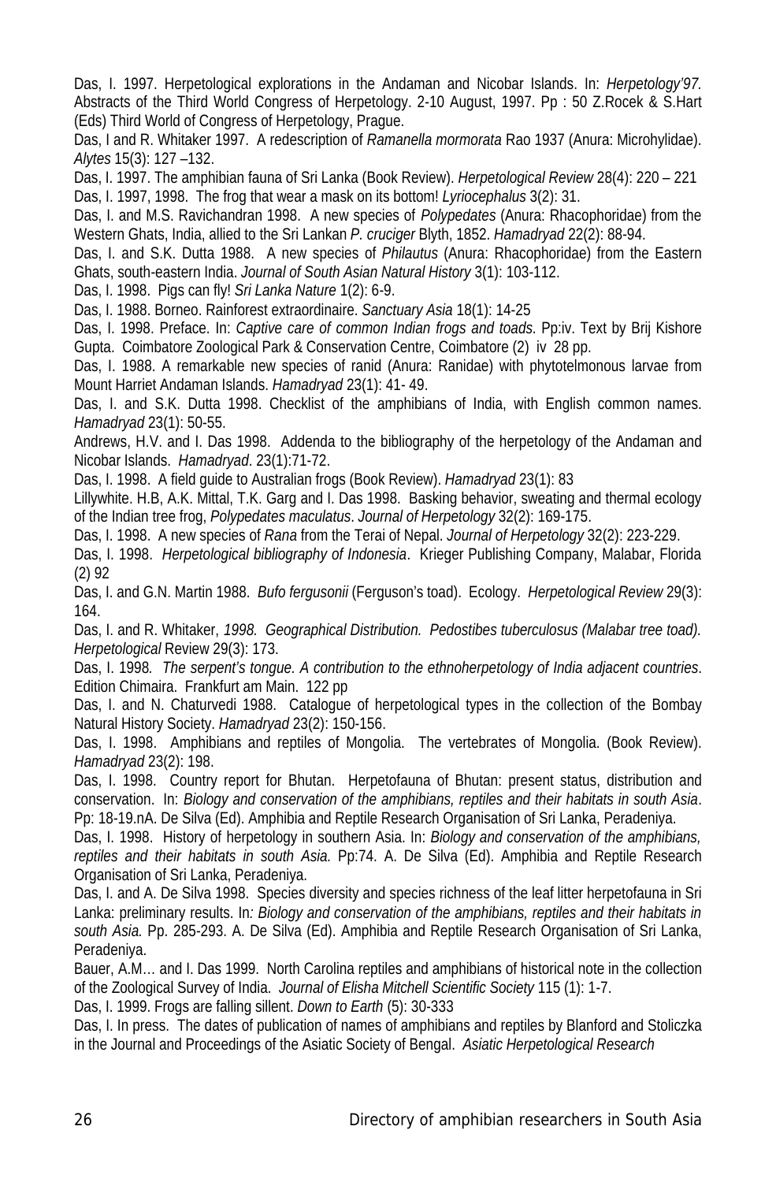Das, I. 1997. Herpetological explorations in the Andaman and Nicobar Islands. In: *Herpetology'97.* Abstracts of the Third World Congress of Herpetology. 2-10 August, 1997. Pp : 50 Z.Rocek & S.Hart (Eds) Third World of Congress of Herpetology, Prague.

Das, I and R. Whitaker 1997. A redescription of *Ramanella mormorata* Rao 1937 (Anura: Microhylidae). *Alytes* 15(3): 127 –132.

Das, I. 1997. The amphibian fauna of Sri Lanka (Book Review). *Herpetological Review* 28(4): 220 – 221

Das, I. 1997, 1998. The frog that wear a mask on its bottom! *Lyriocephalus* 3(2): 31.

Das, I. and M.S. Ravichandran 1998. A new species of *Polypedates* (Anura: Rhacophoridae) from the Western Ghats, India, allied to the Sri Lankan *P. cruciger* Blyth, 1852. *Hamadryad* 22(2): 88-94.

Das, I. and S.K. Dutta 1988. A new species of *Philautus* (Anura: Rhacophoridae) from the Eastern Ghats, south-eastern India. *Journal of South Asian Natural History* 3(1): 103-112.

Das, I. 1998. Pigs can fly! *Sri Lanka Nature* 1(2): 6-9.

Das, I. 1988. Borneo. Rainforest extraordinaire. *Sanctuary Asia* 18(1): 14-25

Das, I. 1998. Preface. In: *Captive care of common Indian frogs and toads*. Pp:iv. Text by Brij Kishore Gupta. Coimbatore Zoological Park & Conservation Centre, Coimbatore (2) iv 28 pp.

Das, I. 1988. A remarkable new species of ranid (Anura: Ranidae) with phytotelmonous larvae from Mount Harriet Andaman Islands. *Hamadryad* 23(1): 41- 49.

Das, I. and S.K. Dutta 1998. Checklist of the amphibians of India, with English common names. *Hamadryad* 23(1): 50-55.

Andrews, H.V. and I. Das 1998. Addenda to the bibliography of the herpetology of the Andaman and Nicobar Islands. *Hamadryad*. 23(1):71-72.

Das, I. 1998. A field guide to Australian frogs (Book Review). *Hamadryad* 23(1): 83

Lillywhite. H.B, A.K. Mittal, T.K. Garg and I. Das 1998. Basking behavior, sweating and thermal ecology of the Indian tree frog, *Polypedates maculatus*. *Journal of Herpetology* 32(2): 169-175.

Das, I. 1998. A new species of *Rana* from the Terai of Nepal. *Journal of Herpetology* 32(2): 223-229.

Das, I. 1998. *Herpetological bibliography of Indonesia*. Krieger Publishing Company, Malabar, Florida (2) 92

Das, I. and G.N. Martin 1988. *Bufo fergusonii* (Ferguson's toad). Ecology. *Herpetological Review* 29(3): 164.

Das, I. and R. Whitaker, *1998. Geographical Distribution. Pedostibes tuberculosus (Malabar tree toad). Herpetological* Review 29(3): 173.

Das, I. 1998*. The serpent's tongue. A contribution to the ethnoherpetology of India adjacent countries*. Edition Chimaira. Frankfurt am Main. 122 pp

Das, I. and N. Chaturvedi 1988. Catalogue of herpetological types in the collection of the Bombay Natural History Society. *Hamadryad* 23(2): 150-156.

Das, I. 1998. Amphibians and reptiles of Mongolia. The vertebrates of Mongolia. (Book Review). *Hamadryad* 23(2): 198.

Das, I. 1998. Country report for Bhutan. Herpetofauna of Bhutan: present status, distribution and conservation. In: *Biology and conservation of the amphibians, reptiles and their habitats in south Asia*. Pp: 18-19.nA. De Silva (Ed). Amphibia and Reptile Research Organisation of Sri Lanka, Peradeniya.

Das, I. 1998. History of herpetology in southern Asia. In: *Biology and conservation of the amphibians, reptiles and their habitats in south Asia.* Pp:74. A. De Silva (Ed). Amphibia and Reptile Research Organisation of Sri Lanka, Peradeniya.

Das, I. and A. De Silva 1998. Species diversity and species richness of the leaf litter herpetofauna in Sri Lanka: preliminary results. In*: Biology and conservation of the amphibians, reptiles and their habitats in south Asia.* Pp. 285-293. A. De Silva (Ed). Amphibia and Reptile Research Organisation of Sri Lanka, Peradeniya.

Bauer, A.M… and I. Das 1999. North Carolina reptiles and amphibians of historical note in the collection of the Zoological Survey of India. *Journal of Elisha Mitchell Scientific Society* 115 (1): 1-7.

Das, I. 1999. Frogs are falling sillent. *Down to Earth* (5): 30-333

Das, I. In press. The dates of publication of names of amphibians and reptiles by Blanford and Stoliczka in the Journal and Proceedings of the Asiatic Society of Bengal. *Asiatic Herpetological Research*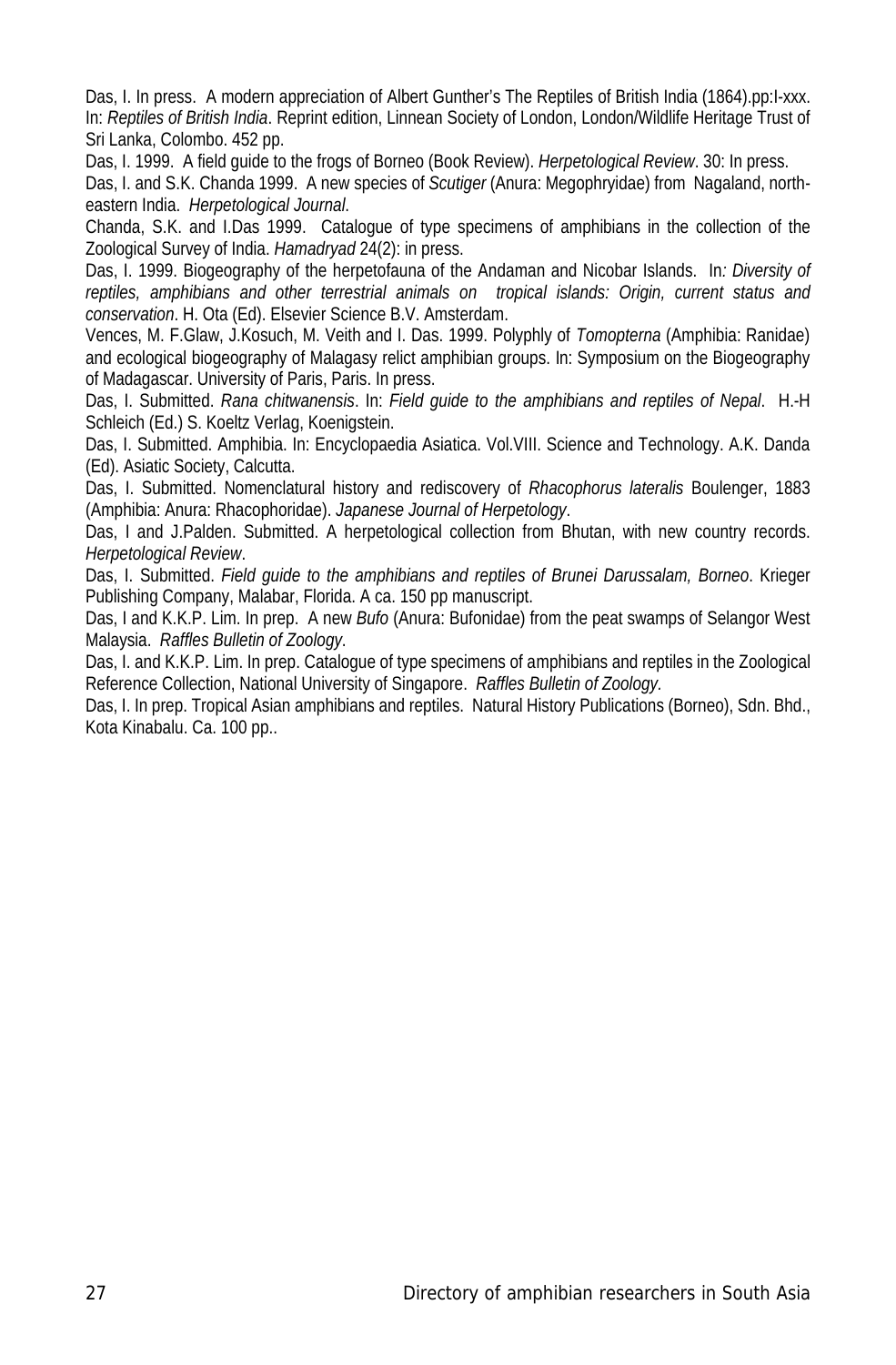Das, I. In press. A modern appreciation of Albert Gunther's The Reptiles of British India (1864).pp:I-xxx. In: *Reptiles of British India*. Reprint edition, Linnean Society of London, London/Wildlife Heritage Trust of Sri Lanka, Colombo. 452 pp.

Das, I. 1999. A field guide to the frogs of Borneo (Book Review). *Herpetological Review*. 30: In press.

Das, I. and S.K. Chanda 1999. A new species of *Scutiger* (Anura: Megophryidae) from Nagaland, north-eastern India. *Herpetological Journal*.

Chanda, S.K. and I.Das 1999. Catalogue of type specimens of amphibians in the collection of the Zoological Survey of India. *Hamadryad* 24(2): in press.

Das, I. 1999. Biogeography of the herpetofauna of the Andaman and Nicobar Islands. In*: Diversity of reptiles, amphibians and other terrestrial animals on tropical islands: Origin, current status and conservation*. H. Ota (Ed). Elsevier Science B.V. Amsterdam.

Vences, M. F.Glaw, J.Kosuch, M. Veith and I. Das. 1999. Polyphly of *Tomopterna* (Amphibia: Ranidae) and ecological biogeography of Malagasy relict amphibian groups. In: Symposium on the Biogeography of Madagascar. University of Paris, Paris. In press.

Das, I. Submitted. *Rana chitwanensis*. In: *Field guide to the amphibians and reptiles of Nepal*. H.-H Schleich (Ed.) S. Koeltz Verlag, Koenigstein.

Das, I. Submitted. Amphibia. In: Encyclopaedia Asiatica. Vol.VIII. Science and Technology. A.K. Danda (Ed). Asiatic Society, Calcutta.

Das, I. Submitted. Nomenclatural history and rediscovery of *Rhacophorus lateralis* Boulenger, 1883 (Amphibia: Anura: Rhacophoridae). *Japanese Journal of Herpetology*.

Das, I and J.Palden. Submitted. A herpetological collection from Bhutan, with new country records. *Herpetological Review*.

Das, I. Submitted. *Field guide to the amphibians and reptiles of Brunei Darussalam, Borneo*. Krieger Publishing Company, Malabar, Florida. A ca. 150 pp manuscript.

Das, I and K.K.P. Lim. In prep. A new *Bufo* (Anura: Bufonidae) from the peat swamps of Selangor West Malaysia. *Raffles Bulletin of Zoology*.

Das, I. and K.K.P. Lim. In prep. Catalogue of type specimens of amphibians and reptiles in the Zoological Reference Collection, National University of Singapore. *Raffles Bulletin of Zoology*.

Das, I. In prep. Tropical Asian amphibians and reptiles. Natural History Publications (Borneo), Sdn. Bhd., Kota Kinabalu. Ca. 100 pp..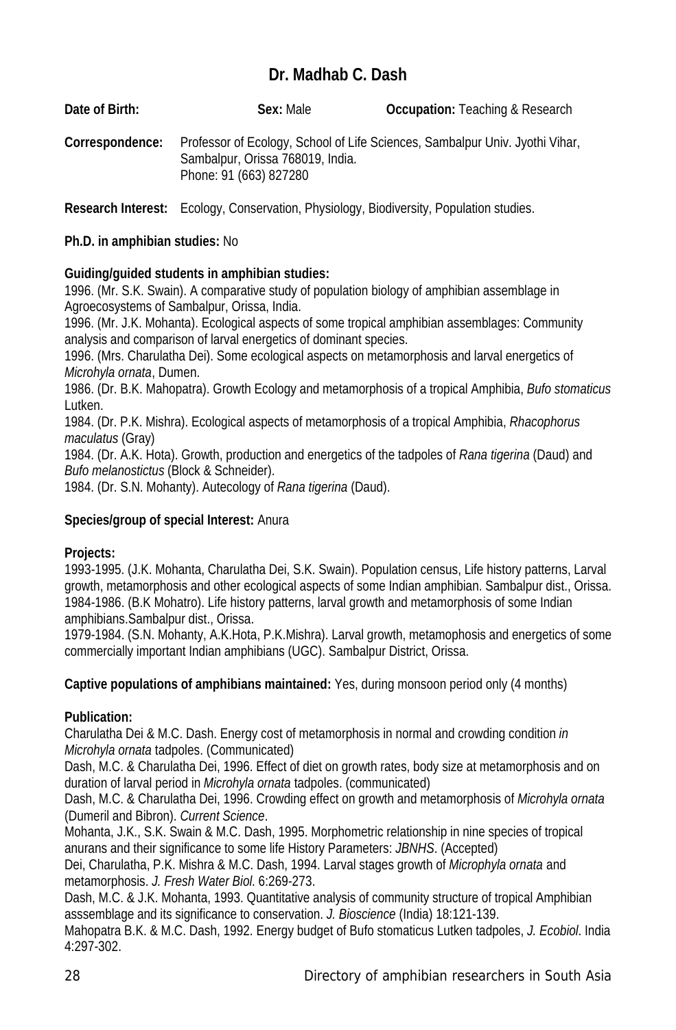## Dr. Madhab C. Dash

**Date of Birth:** **Sex:** Male **Occupation:** Teaching & Research

**Correspondence:** Professor of Ecology, School of Life Sciences, Sambalpur Univ. Jyothi Vihar, Sambalpur, Orissa 768019, India.
Phone: 91 (663) 827280

**Research Interest:** Ecology, Conservation, Physiology, Biodiversity, Population studies.

**Ph.D. in amphibian studies:** No

**Guiding/guided students in amphibian studies:**
1996. (Mr. S.K. Swain). A comparative study of population biology of amphibian assemblage in Agroecosystems of Sambalpur, Orissa, India.
1996. (Mr. J.K. Mohanta). Ecological aspects of some tropical amphibian assemblages: Community analysis and comparison of larval energetics of dominant species.
1996. (Mrs. Charulatha Dei). Some ecological aspects on metamorphosis and larval energetics of *Microhyla ornata*, Dumen.
1986. (Dr. B.K. Mahopatra). Growth Ecology and metamorphosis of a tropical Amphibia, *Bufo stomaticus* Lutken.
1984. (Dr. P.K. Mishra). Ecological aspects of metamorphosis of a tropical Amphibia, *Rhacophorus maculatus* (Gray)
1984. (Dr. A.K. Hota). Growth, production and energetics of the tadpoles of *Rana tigerina* (Daud) and *Bufo melanostictus* (Block & Schneider).
1984. (Dr. S.N. Mohanty). Autecology of *Rana tigerina* (Daud).

**Species/group of special Interest:** Anura

**Projects:**
1993-1995. (J.K. Mohanta, Charulatha Dei, S.K. Swain). Population census, Life history patterns, Larval growth, metamorphosis and other ecological aspects of some Indian amphibian. Sambalpur dist., Orissa.
1984-1986. (B.K Mohatro). Life history patterns, larval growth and metamorphosis of some Indian amphibians.Sambalpur dist., Orissa.
1979-1984. (S.N. Mohanty, A.K.Hota, P.K.Mishra). Larval growth, metamophosis and energetics of some commercially important Indian amphibians (UGC). Sambalpur District, Orissa.

**Captive populations of amphibians maintained:** Yes, during monsoon period only (4 months)

**Publication:**
Charulatha Dei & M.C. Dash. Energy cost of metamorphosis in normal and crowding condition *in Microhyla ornata* tadpoles. (Communicated)
Dash, M.C. & Charulatha Dei, 1996. Effect of diet on growth rates, body size at metamorphosis and on duration of larval period in *Microhyla ornata* tadpoles. (communicated)
Dash, M.C. & Charulatha Dei, 1996. Crowding effect on growth and metamorphosis of *Microhyla ornata* (Dumeril and Bibron). *Current Science*.
Mohanta, J.K., S.K. Swain & M.C. Dash, 1995. Morphometric relationship in nine species of tropical anurans and their significance to some life History Parameters: *JBNHS*. (Accepted)
Dei, Charulatha, P.K. Mishra & M.C. Dash, 1994. Larval stages growth of *Microphyla ornata* and metamorphosis. *J. Fresh Water Biol.* 6:269-273.
Dash, M.C. & J.K. Mohanta, 1993. Quantitative analysis of community structure of tropical Amphibian asssemblage and its significance to conservation. *J. Bioscience* (India) 18:121-139.
Mahopatra B.K. & M.C. Dash, 1992. Energy budget of Bufo stomaticus Lutken tadpoles, *J. Ecobiol*. India 4:297-302.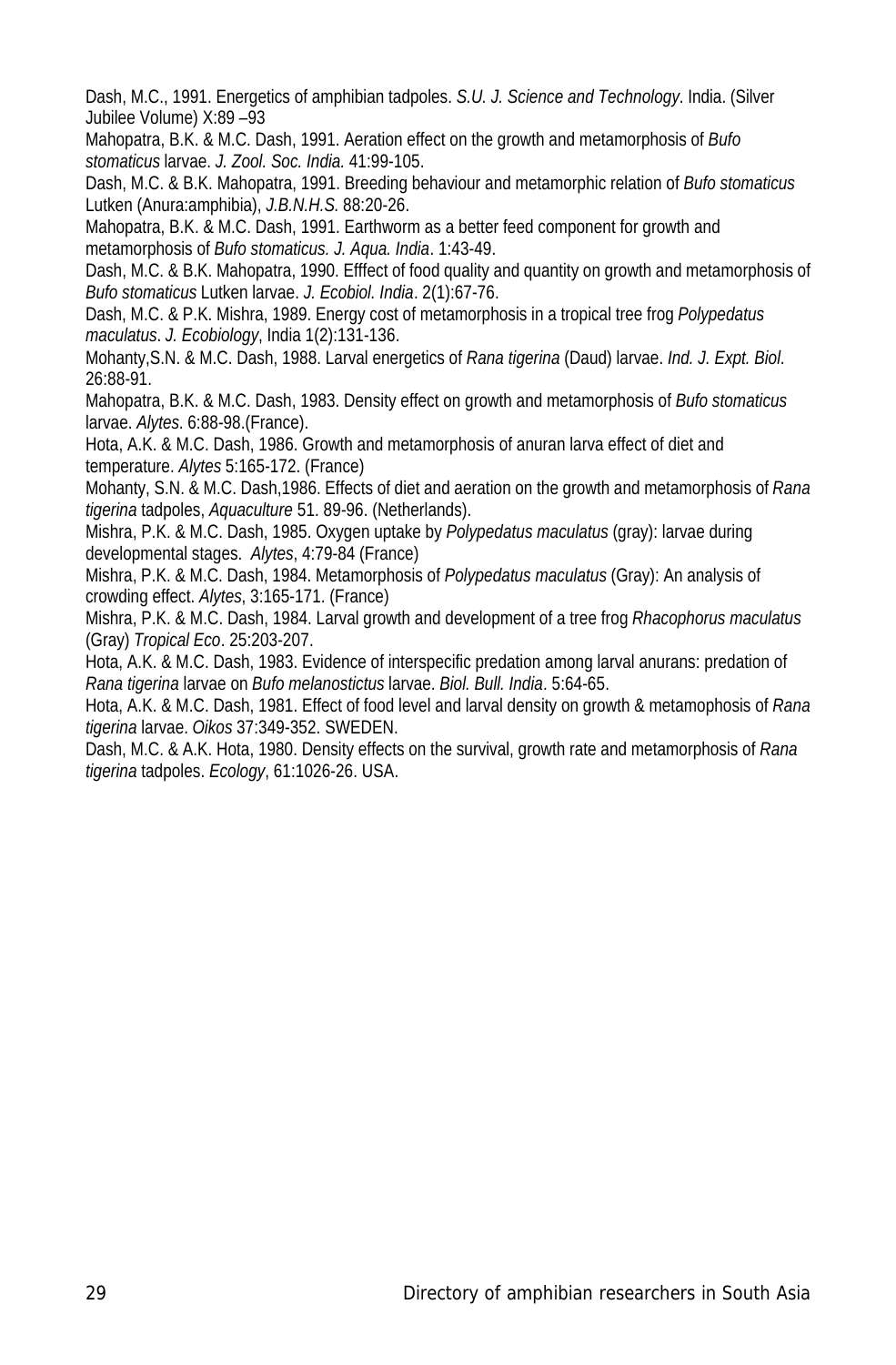Dash, M.C., 1991. Energetics of amphibian tadpoles. *S.U. J. Science and Technology*. India. (Silver Jubilee Volume) X:89 –93

Mahopatra, B.K. & M.C. Dash, 1991. Aeration effect on the growth and metamorphosis of *Bufo stomaticus* larvae. *J. Zool. Soc. India.* 41:99-105.

Dash, M.C. & B.K. Mahopatra, 1991. Breeding behaviour and metamorphic relation of *Bufo stomaticus* Lutken (Anura:amphibia), *J.B.N.H.S.* 88:20-26.

Mahopatra, B.K. & M.C. Dash, 1991. Earthworm as a better feed component for growth and metamorphosis of *Bufo stomaticus. J. Aqua. India*. 1:43-49.

Dash, M.C. & B.K. Mahopatra, 1990. Efffect of food quality and quantity on growth and metamorphosis of *Bufo stomaticus* Lutken larvae. *J. Ecobiol. India*. 2(1):67-76.

Dash, M.C. & P.K. Mishra, 1989. Energy cost of metamorphosis in a tropical tree frog *Polypedatus maculatus*. *J. Ecobiology*, India 1(2):131-136.

Mohanty,S.N. & M.C. Dash, 1988. Larval energetics of *Rana tigerina* (Daud) larvae. *Ind. J. Expt. Biol*. 26:88-91.

Mahopatra, B.K. & M.C. Dash, 1983. Density effect on growth and metamorphosis of *Bufo stomaticus* larvae. *Alytes*. 6:88-98.(France).

Hota, A.K. & M.C. Dash, 1986. Growth and metamorphosis of anuran larva effect of diet and temperature. *Alytes* 5:165-172. (France)

Mohanty, S.N. & M.C. Dash,1986. Effects of diet and aeration on the growth and metamorphosis of *Rana tigerina* tadpoles, *Aquaculture* 51. 89-96. (Netherlands).

Mishra, P.K. & M.C. Dash, 1985. Oxygen uptake by *Polypedatus maculatus* (gray): larvae during developmental stages. *Alytes*, 4:79-84 (France)

Mishra, P.K. & M.C. Dash, 1984. Metamorphosis of *Polypedatus maculatus* (Gray): An analysis of crowding effect. *Alytes*, 3:165-171. (France)

Mishra, P.K. & M.C. Dash, 1984. Larval growth and development of a tree frog *Rhacophorus maculatus* (Gray) *Tropical Eco*. 25:203-207.

Hota, A.K. & M.C. Dash, 1983. Evidence of interspecific predation among larval anurans: predation of *Rana tigerina* larvae on *Bufo melanostictus* larvae. *Biol. Bull. India*. 5:64-65.

Hota, A.K. & M.C. Dash, 1981. Effect of food level and larval density on growth & metamophosis of *Rana tigerina* larvae. *Oikos* 37:349-352. SWEDEN.

Dash, M.C. & A.K. Hota, 1980. Density effects on the survival, growth rate and metamorphosis of *Rana tigerina* tadpoles. *Ecology*, 61:1026-26. USA.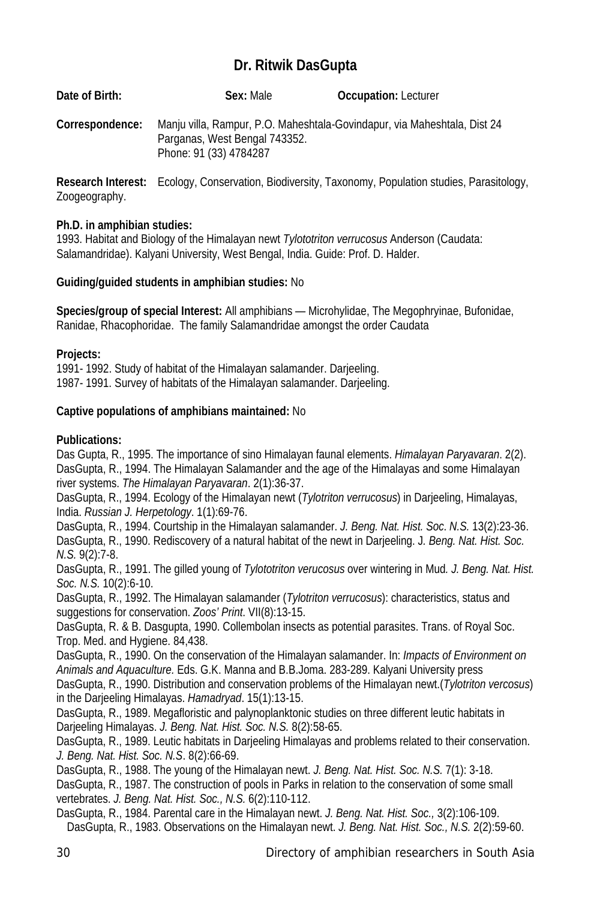# Dr. Ritwik DasGupta

**Date of Birth:** **Sex:** Male **Occupation:** Lecturer

**Correspondence:** Manju villa, Rampur, P.O. Maheshtala-Govindapur, via Maheshtala, Dist 24 Parganas, West Bengal 743352.
Phone: 91 (33) 4784287

**Research Interest:** Ecology, Conservation, Biodiversity, Taxonomy, Population studies, Parasitology, Zoogeography.

**Ph.D. in amphibian studies:**
1993. Habitat and Biology of the Himalayan newt *Tylototriton verrucosus* Anderson (Caudata: Salamandridae). Kalyani University, West Bengal, India. Guide: Prof. D. Halder.

**Guiding/guided students in amphibian studies:** No

**Species/group of special Interest:** All amphibians — Microhylidae, The Megophryinae, Bufonidae, Ranidae, Rhacophoridae. The family Salamandridae amongst the order Caudata

**Projects:**
1991- 1992. Study of habitat of the Himalayan salamander. Darjeeling.
1987- 1991. Survey of habitats of the Himalayan salamander. Darjeeling.

**Captive populations of amphibians maintained:** No

**Publications:**
Das Gupta, R., 1995. The importance of sino Himalayan faunal elements. *Himalayan Paryavaran*. 2(2).
DasGupta, R., 1994. The Himalayan Salamander and the age of the Himalayas and some Himalayan river systems. *The Himalayan Paryavaran*. 2(1):36-37.
DasGupta, R., 1994. Ecology of the Himalayan newt (*Tylotriton verrucosus*) in Darjeeling, Himalayas, India. *Russian J. Herpetology*. 1(1):69-76.
DasGupta, R., 1994. Courtship in the Himalayan salamander. *J. Beng. Nat. Hist. Soc. N.S.* 13(2):23-36.
DasGupta, R., 1990. Rediscovery of a natural habitat of the newt in Darjeeling. J*. Beng. Nat. Hist. Soc. N.S.* 9(2):7-8.
DasGupta, R., 1991. The gilled young of *Tylototriton verucosus* over wintering in Mud*. J. Beng. Nat. Hist. Soc. N.S.* 10(2):6-10.
DasGupta, R., 1992. The Himalayan salamander (*Tylotriton verrucosus*): characteristics, status and suggestions for conservation. *Zoos' Print*. VII(8):13-15.
DasGupta, R. & B. Dasgupta, 1990. Collembolan insects as potential parasites. Trans. of Royal Soc. Trop. Med. and Hygiene. 84,438.
DasGupta, R., 1990. On the conservation of the Himalayan salamander. In: *Impacts of Environment on Animals and Aquaculture.* Eds. G.K. Manna and B.B.Joma. 283-289. Kalyani University press
DasGupta, R., 1990. Distribution and conservation problems of the Himalayan newt.(*Tylotriton vercosus*) in the Darjeeling Himalayas. *Hamadryad*. 15(1):13-15.
DasGupta, R., 1989. Megafloristic and palynoplanktonic studies on three different leutic habitats in Darjeeling Himalayas. *J. Beng. Nat. Hist. Soc. N.S.* 8(2):58-65.
DasGupta, R., 1989. Leutic habitats in Darjeeling Himalayas and problems related to their conservation. *J. Beng. Nat. Hist. Soc. N.S*. 8(2):66-69.
DasGupta, R., 1988. The young of the Himalayan newt. *J. Beng. Nat. Hist. Soc. N.S.* 7(1): 3-18.
DasGupta, R., 1987. The construction of pools in Parks in relation to the conservation of some small vertebrates. *J. Beng. Nat. Hist. Soc., N.S.* 6(2):110-112.
DasGupta, R., 1984. Parental care in the Himalayan newt. *J. Beng. Nat. Hist. Soc.,* 3(2):106-109.
DasGupta, R., 1983. Observations on the Himalayan newt. *J. Beng. Nat. Hist. Soc., N.S.* 2(2):59-60.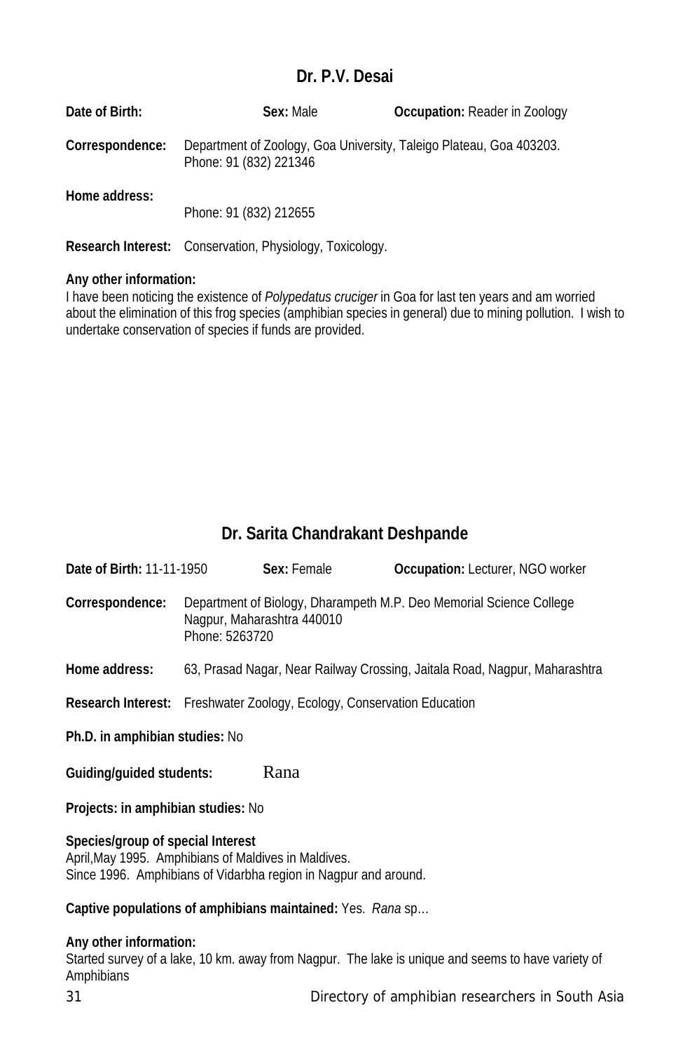## Dr. P.V. Desai

**Date of Birth:** **Sex:** Male **Occupation:** Reader in Zoology

**Correspondence:** Department of Zoology, Goa University, Taleigo Plateau, Goa 403203.
Phone: 91 (832) 221346

**Home address:**
Phone: 91 (832) 212655

**Research Interest:** Conservation, Physiology, Toxicology.

**Any other information:**
I have been noticing the existence of *Polypedatus cruciger* in Goa for last ten years and am worried about the elimination of this frog species (amphibian species in general) due to mining pollution. I wish to undertake conservation of species if funds are provided.

## Dr. Sarita Chandrakant Deshpande

**Date of Birth:** 11-11-1950 **Sex:** Female **Occupation:** Lecturer, NGO worker

**Correspondence:** Department of Biology, Dharampeth M.P. Deo Memorial Science College
Nagpur, Maharashtra 440010
Phone: 5263720

**Home address:** 63, Prasad Nagar, Near Railway Crossing, Jaitala Road, Nagpur, Maharashtra

**Research Interest:** Freshwater Zoology, Ecology, Conservation Education

**Ph.D. in amphibian studies:** No

**Guiding/guided students:** Rana

**Projects: in amphibian studies:** No

**Species/group of special Interest**
April,May 1995. Amphibians of Maldives in Maldives.
Since 1996. Amphibians of Vidarbha region in Nagpur and around.

**Captive populations of amphibians maintained:** Yes. *Rana* sp…

**Any other information:**
Started survey of a lake, 10 km. away from Nagpur. The lake is unique and seems to have variety of Amphibians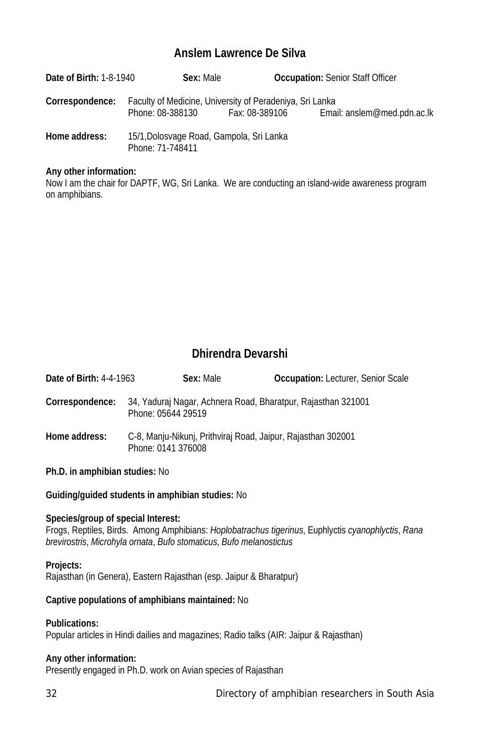## Anslem Lawrence De Silva

**Date of Birth:** 1-8-1940 **Sex:** Male **Occupation:** Senior Staff Officer

**Correspondence:** Faculty of Medicine, University of Peradeniya, Sri Lanka
Phone: 08-388130 Fax: 08-389106 Email: anslem@med.pdn.ac.lk

**Home address:** 15/1,Dolosvage Road, Gampola, Sri Lanka
Phone: 71-748411

**Any other information:**
Now I am the chair for DAPTF, WG, Sri Lanka. We are conducting an island-wide awareness program on amphibians.

## Dhirendra Devarshi

**Date of Birth:** 4-4-1963 **Sex:** Male **Occupation:** Lecturer, Senior Scale

**Correspondence:** 34, Yaduraj Nagar, Achnera Road, Bharatpur, Rajasthan 321001
Phone: 05644 29519

**Home address:** C-8, Manju-Nikunj, Prithviraj Road, Jaipur, Rajasthan 302001
Phone: 0141 376008

**Ph.D. in amphibian studies:** No

**Guiding/guided students in amphibian studies:** No

**Species/group of special Interest:**
Frogs, Reptiles, Birds. Among Amphibians: *Hoplobatrachus tigerinus*, Euphlyctis *cyanophlyctis*, *Rana brevirostris*, *Microhyla ornata*, *Bufo stomaticus*, *Bufo melanostictus*

**Projects:**
Rajasthan (in Genera), Eastern Rajasthan (esp. Jaipur & Bharatpur)

**Captive populations of amphibians maintained:** No

**Publications:**
Popular articles in Hindi dailies and magazines; Radio talks (AIR: Jaipur & Rajasthan)

**Any other information:**
Presently engaged in Ph.D. work on Avian species of Rajasthan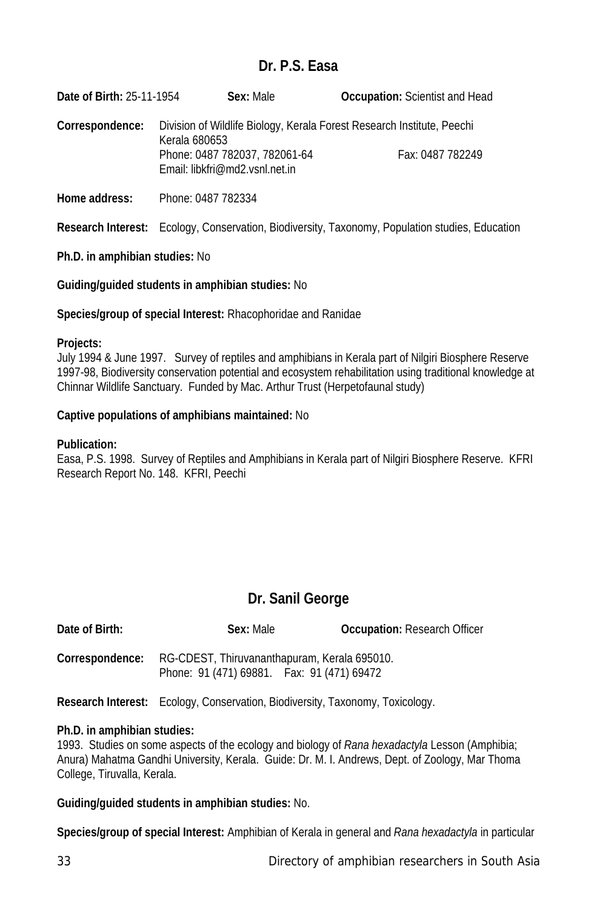## Dr. P.S. Easa

**Date of Birth:** 25-11-1954 **Sex:** Male **Occupation:** Scientist and Head

**Correspondence:** Division of Wildlife Biology, Kerala Forest Research Institute, Peechi
Kerala 680653
Phone: 0487 782037, 782061-64 Fax: 0487 782249
Email: libkfri@md2.vsnl.net.in

**Home address:** Phone: 0487 782334

**Research Interest:** Ecology, Conservation, Biodiversity, Taxonomy, Population studies, Education

**Ph.D. in amphibian studies:** No

**Guiding/guided students in amphibian studies:** No

**Species/group of special Interest:** Rhacophoridae and Ranidae

**Projects:**
July 1994 & June 1997. Survey of reptiles and amphibians in Kerala part of Nilgiri Biosphere Reserve
1997-98, Biodiversity conservation potential and ecosystem rehabilitation using traditional knowledge at Chinnar Wildlife Sanctuary. Funded by Mac. Arthur Trust (Herpetofaunal study)

**Captive populations of amphibians maintained:** No

**Publication:**
Easa, P.S. 1998. Survey of Reptiles and Amphibians in Kerala part of Nilgiri Biosphere Reserve. KFRI Research Report No. 148. KFRI, Peechi

## Dr. Sanil George

**Date of Birth:** **Sex:** Male **Occupation:** Research Officer

**Correspondence:** RG-CDEST, Thiruvananthapuram, Kerala 695010.
Phone: 91 (471) 69881. Fax: 91 (471) 69472

**Research Interest:** Ecology, Conservation, Biodiversity, Taxonomy, Toxicology.

**Ph.D. in amphibian studies:**
1993. Studies on some aspects of the ecology and biology of *Rana hexadactyla* Lesson (Amphibia; Anura) Mahatma Gandhi University, Kerala. Guide: Dr. M. I. Andrews, Dept. of Zoology, Mar Thoma College, Tiruvalla, Kerala.

**Guiding/guided students in amphibian studies:** No.

**Species/group of special Interest:** Amphibian of Kerala in general and *Rana hexadactyla* in particular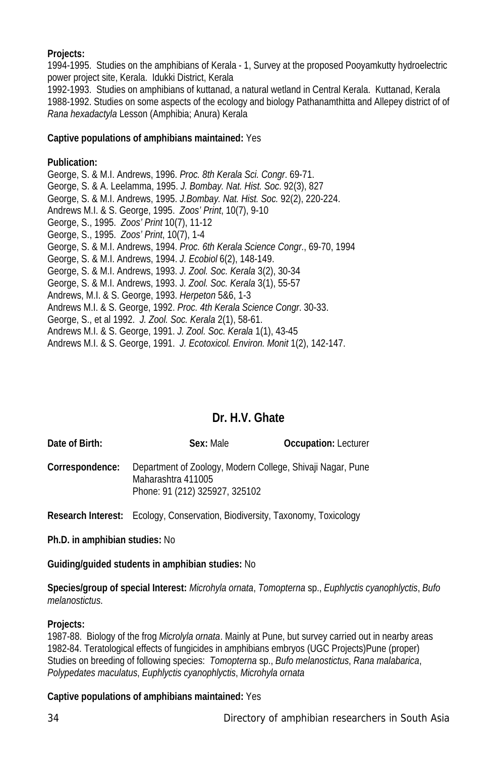**Projects:**
1994-1995. Studies on the amphibians of Kerala - 1, Survey at the proposed Pooyamkutty hydroelectric power project site, Kerala. Idukki District, Kerala
1992-1993. Studies on amphibians of kuttanad, a natural wetland in Central Kerala. Kuttanad, Kerala
1988-1992. Studies on some aspects of the ecology and biology Pathanamthitta and Allepey district of of *Rana hexadactyla* Lesson (Amphibia; Anura) Kerala

**Captive populations of amphibians maintained:** Yes

**Publication:**
George, S. & M.I. Andrews, 1996. *Proc. 8th Kerala Sci. Congr*. 69-71.
George, S. & A. Leelamma, 1995. *J. Bombay. Nat. Hist. Soc*. 92(3), 827
George, S. & M.I. Andrews, 1995. *J.Bombay. Nat. Hist. Soc.* 92(2), 220-224.
Andrews M.I. & S. George, 1995. *Zoos' Print*, 10(7), 9-10
George, S., 1995. *Zoos' Print* 10(7), 11-12
George, S., 1995. *Zoos' Print*, 10(7), 1-4
George, S. & M.I. Andrews, 1994. *Proc. 6th Kerala Science Congr*., 69-70, 1994
George, S. & M.I. Andrews, 1994. *J. Ecobiol* 6(2), 148-149.
George, S. & M.I. Andrews, 1993. *J. Zool. Soc. Kerala* 3(2), 30-34
George, S. & M.I. Andrews, 1993. J*. Zool. Soc. Kerala* 3(1), 55-57
Andrews, M.I. & S. George, 1993. *Herpeton* 5&6, 1-3
Andrews M.I. & S. George, 1992. *Proc. 4th Kerala Science Congr*. 30-33.
George, S., et al 1992. *J. Zool. Soc. Kerala* 2(1), 58-61.
Andrews M.I. & S. George, 1991. *J. Zool. Soc. Kerala* 1(1), 43-45
Andrews M.I. & S. George, 1991. *J. Ecotoxicol. Environ. Monit* 1(2), 142-147.

## Dr. H.V. Ghate

**Date of Birth:** **Sex:** Male **Occupation:** Lecturer

**Correspondence:** Department of Zoology, Modern College, Shivaji Nagar, Pune
Maharashtra 411005
Phone: 91 (212) 325927, 325102

**Research Interest:** Ecology, Conservation, Biodiversity, Taxonomy, Toxicology

**Ph.D. in amphibian studies:** No

**Guiding/guided students in amphibian studies:** No

**Species/group of special Interest:** *Microhyla ornata*, *Tomopterna* sp., *Euphlyctis cyanophlyctis*, *Bufo melanostictus*.

**Projects:**
1987-88. Biology of the frog *Microlyla ornata*. Mainly at Pune, but survey carried out in nearby areas
1982-84. Teratological effects of fungicides in amphibians embryos (UGC Projects)Pune (proper)
Studies on breeding of following species: *Tomopterna* sp., *Bufo melanostictus*, *Rana malabarica*, *Polypedates maculatus*, *Euphlyctis cyanophlyctis*, *Microhyla ornata*

**Captive populations of amphibians maintained:** Yes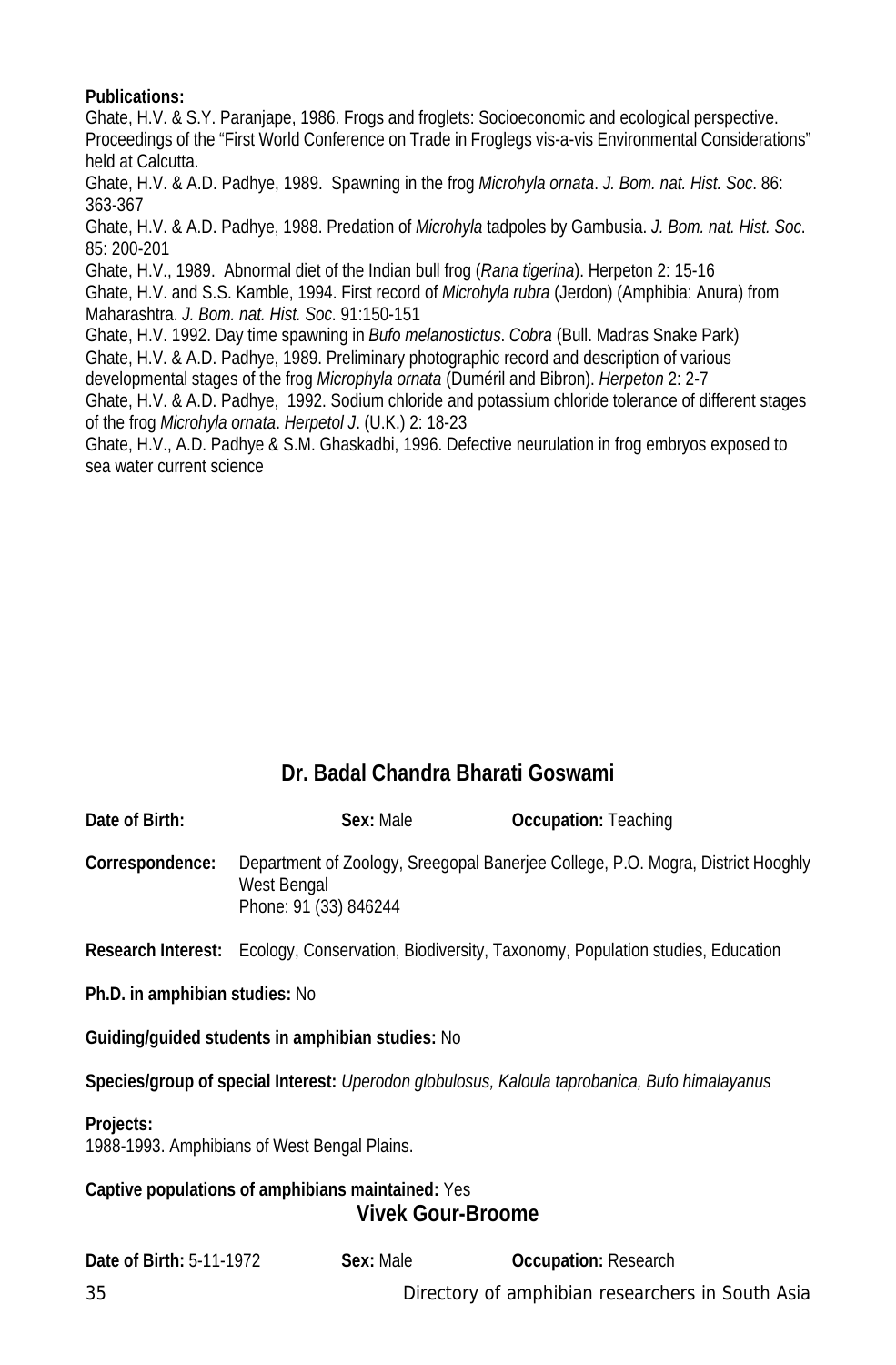**Publications:**
Ghate, H.V. & S.Y. Paranjape, 1986. Frogs and froglets: Socioeconomic and ecological perspective. Proceedings of the "First World Conference on Trade in Froglegs vis-a-vis Environmental Considerations" held at Calcutta.
Ghate, H.V. & A.D. Padhye, 1989. Spawning in the frog *Microhyla ornata*. *J. Bom. nat. Hist. Soc*. 86: 363-367
Ghate, H.V. & A.D. Padhye, 1988. Predation of *Microhyla* tadpoles by Gambusia. *J. Bom. nat. Hist. Soc*. 85: 200-201
Ghate, H.V., 1989. Abnormal diet of the Indian bull frog (*Rana tigerina*). Herpeton 2: 15-16
Ghate, H.V. and S.S. Kamble, 1994. First record of *Microhyla rubra* (Jerdon) (Amphibia: Anura) from Maharashtra. *J. Bom. nat. Hist. Soc*. 91:150-151
Ghate, H.V. 1992. Day time spawning in *Bufo melanostictus*. *Cobra* (Bull. Madras Snake Park)
Ghate, H.V. & A.D. Padhye, 1989. Preliminary photographic record and description of various developmental stages of the frog *Microphyla ornata* (Duméril and Bibron). *Herpeton* 2: 2-7
Ghate, H.V. & A.D. Padhye, 1992. Sodium chloride and potassium chloride tolerance of different stages of the frog *Microhyla ornata*. *Herpetol J*. (U.K.) 2: 18-23
Ghate, H.V., A.D. Padhye & S.M. Ghaskadbi, 1996. Defective neurulation in frog embryos exposed to sea water current science

## Dr. Badal Chandra Bharati Goswami

**Date of Birth:** **Sex:** Male **Occupation:** Teaching

**Correspondence:** Department of Zoology, Sreegopal Banerjee College, P.O. Mogra, District Hooghly
West Bengal
Phone: 91 (33) 846244

**Research Interest:** Ecology, Conservation, Biodiversity, Taxonomy, Population studies, Education

**Ph.D. in amphibian studies:** No

**Guiding/guided students in amphibian studies:** No

**Species/group of special Interest:** *Uperodon globulosus, Kaloula taprobanica, Bufo himalayanus*

**Projects:**
1988-1993. Amphibians of West Bengal Plains.

**Captive populations of amphibians maintained:** Yes

## Vivek Gour-Broome

**Date of Birth:** 5-11-1972 **Sex:** Male **Occupation:** Research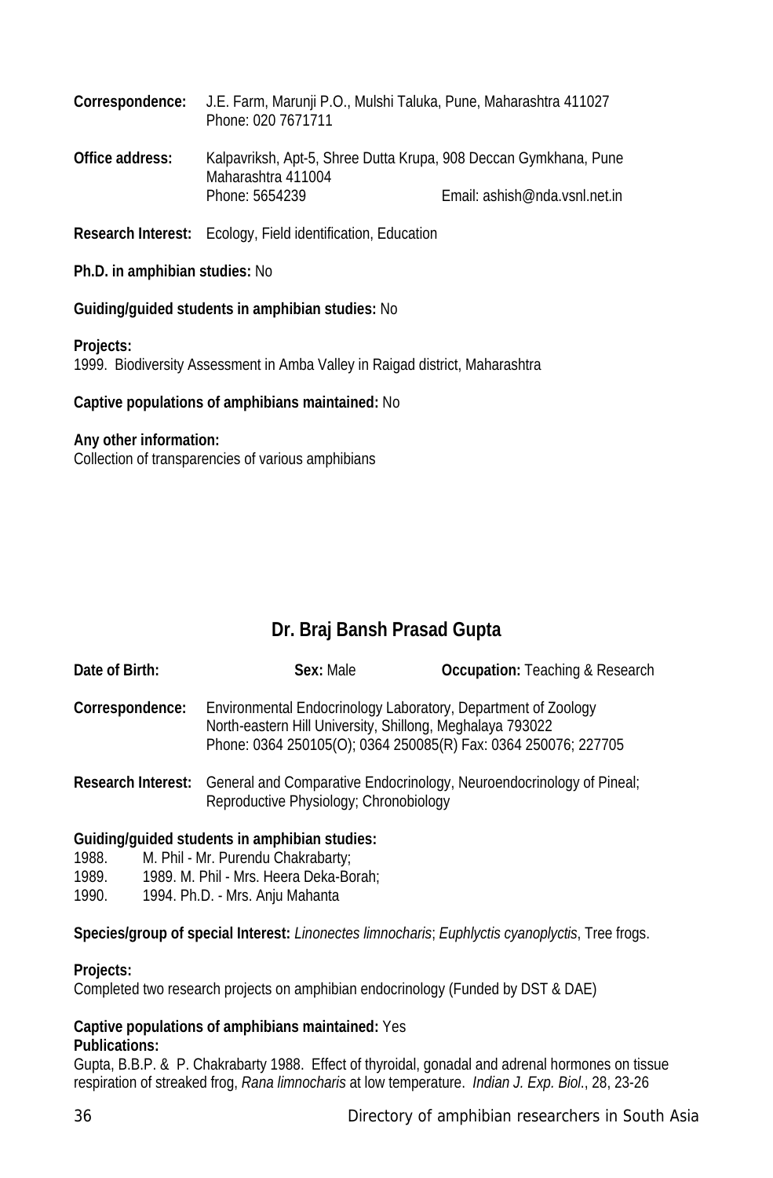**Correspondence:** J.E. Farm, Marunji P.O., Mulshi Taluka, Pune, Maharashtra 411027
Phone: 020 7671711

**Office address:** Kalpavriksh, Apt-5, Shree Dutta Krupa, 908 Deccan Gymkhana, Pune
Maharashtra 411004
Phone: 5654239 Email: ashish@nda.vsnl.net.in

**Research Interest:** Ecology, Field identification, Education

**Ph.D. in amphibian studies:** No

**Guiding/guided students in amphibian studies:** No

**Projects:**
1999. Biodiversity Assessment in Amba Valley in Raigad district, Maharashtra

**Captive populations of amphibians maintained:** No

**Any other information:**
Collection of transparencies of various amphibians

## Dr. Braj Bansh Prasad Gupta

**Date of Birth:** **Sex:** Male **Occupation:** Teaching & Research

**Correspondence:** Environmental Endocrinology Laboratory, Department of Zoology
North-eastern Hill University, Shillong, Meghalaya 793022
Phone: 0364 250105(O); 0364 250085(R) Fax: 0364 250076; 227705

**Research Interest:** General and Comparative Endocrinology, Neuroendocrinology of Pineal; Reproductive Physiology; Chronobiology

**Guiding/guided students in amphibian studies:**
1988. M. Phil - Mr. Purendu Chakrabarty;
1989. 1989. M. Phil - Mrs. Heera Deka-Borah;
1990. 1994. Ph.D. - Mrs. Anju Mahanta

**Species/group of special Interest:** *Linonectes limnocharis*; *Euphlyctis cyanoplyctis*, Tree frogs.

**Projects:**
Completed two research projects on amphibian endocrinology (Funded by DST & DAE)

**Captive populations of amphibians maintained:** Yes

**Publications:**
Gupta, B.B.P. & P. Chakrabarty 1988. Effect of thyroidal, gonadal and adrenal hormones on tissue respiration of streaked frog, *Rana limnocharis* at low temperature. *Indian J. Exp. Biol.*, 28, 23-26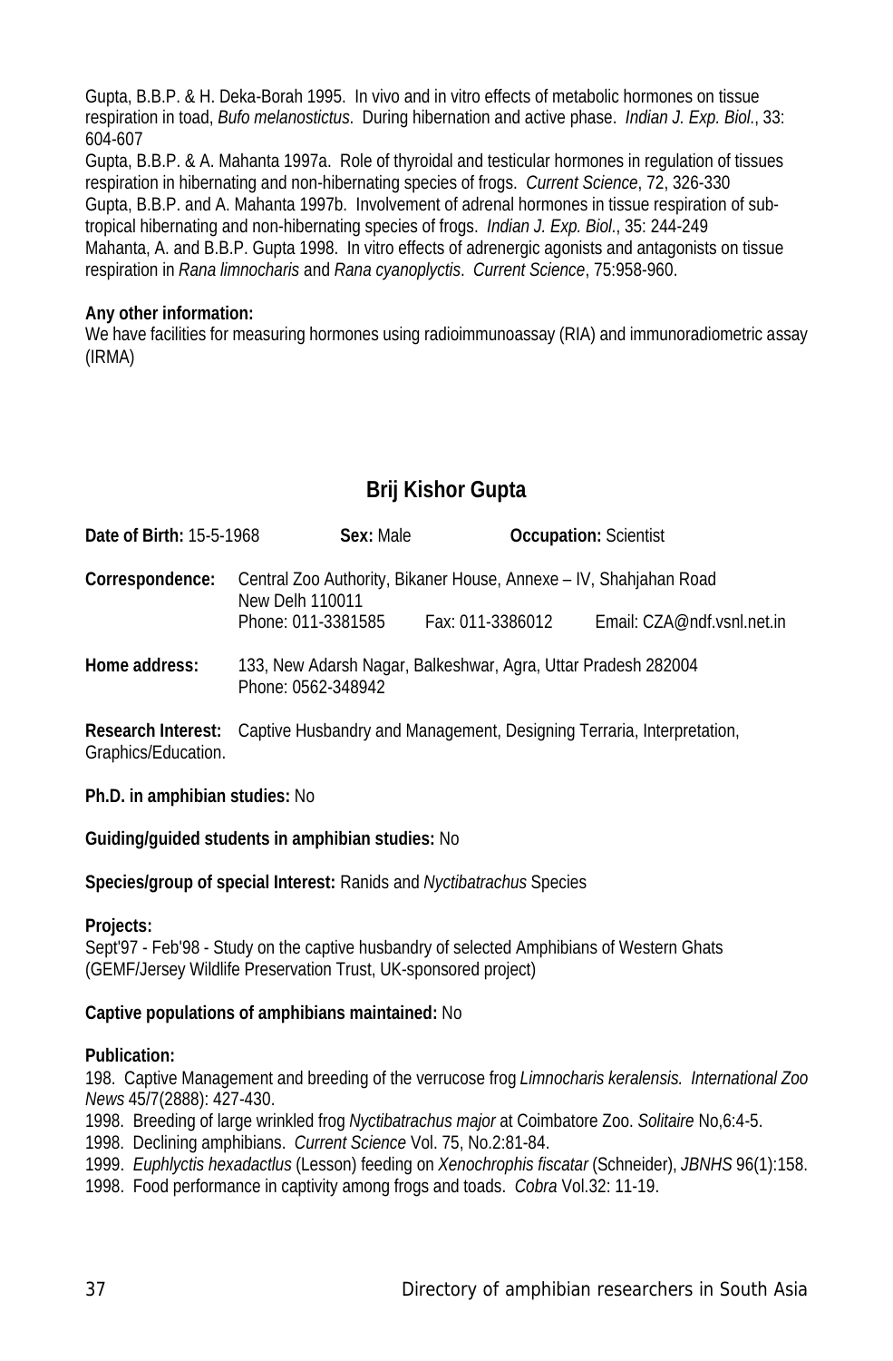Gupta, B.B.P. & H. Deka-Borah 1995. In vivo and in vitro effects of metabolic hormones on tissue respiration in toad, *Bufo melanostictus*. During hibernation and active phase. *Indian J. Exp. Biol.*, 33: 604-607

Gupta, B.B.P. & A. Mahanta 1997a. Role of thyroidal and testicular hormones in regulation of tissues respiration in hibernating and non-hibernating species of frogs. *Current Science*, 72, 326-330

Gupta, B.B.P. and A. Mahanta 1997b. Involvement of adrenal hormones in tissue respiration of sub-tropical hibernating and non-hibernating species of frogs. *Indian J. Exp. Biol.*, 35: 244-249

Mahanta, A. and B.B.P. Gupta 1998. In vitro effects of adrenergic agonists and antagonists on tissue respiration in *Rana limnocharis* and *Rana cyanoplyctis*. *Current Science*, 75:958-960.

**Any other information:**
We have facilities for measuring hormones using radioimmunoassay (RIA) and immunoradiometric assay (IRMA)

## Brij Kishor Gupta

**Date of Birth:** 15-5-1968 **Sex:** Male **Occupation:** Scientist

**Correspondence:** Central Zoo Authority, Bikaner House, Annexe – IV, Shahjahan Road
New Delh 110011
Phone: 011-3381585 Fax: 011-3386012 Email: CZA@ndf.vsnl.net.in

**Home address:** 133, New Adarsh Nagar, Balkeshwar, Agra, Uttar Pradesh 282004
Phone: 0562-348942

**Research Interest:** Captive Husbandry and Management, Designing Terraria, Interpretation, Graphics/Education.

**Ph.D. in amphibian studies:** No

**Guiding/guided students in amphibian studies:** No

**Species/group of special Interest:** Ranids and *Nyctibatrachus* Species

**Projects:**
Sept'97 - Feb'98 - Study on the captive husbandry of selected Amphibians of Western Ghats (GEMF/Jersey Wildlife Preservation Trust, UK-sponsored project)

**Captive populations of amphibians maintained:** No

**Publication:**

198. Captive Management and breeding of the verrucose frog *Limnocharis keralensis. International Zoo News* 45/7(2888): 427-430.

1998. Breeding of large wrinkled frog *Nyctibatrachus major* at Coimbatore Zoo. *Solitaire* No,6:4-5.

1998. Declining amphibians. *Current Science* Vol. 75, No.2:81-84.

1999. *Euphlyctis hexadactlus* (Lesson) feeding on *Xenochrophis fiscatar* (Schneider), *JBNHS* 96(1):158.

1998. Food performance in captivity among frogs and toads. *Cobra* Vol.32: 11-19.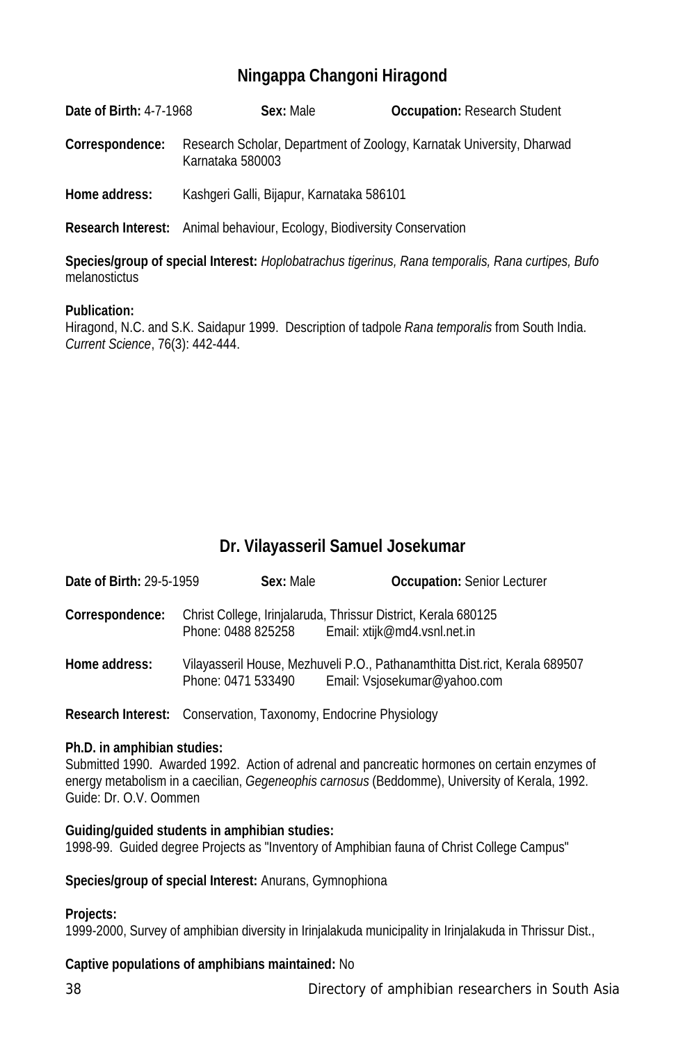## Ningappa Changoni Hiragond

**Date of Birth:** 4-7-1968 **Sex:** Male **Occupation:** Research Student

**Correspondence:** Research Scholar, Department of Zoology, Karnatak University, Dharwad Karnataka 580003

**Home address:** Kashgeri Galli, Bijapur, Karnataka 586101

**Research Interest:** Animal behaviour, Ecology, Biodiversity Conservation

**Species/group of special Interest:** *Hoplobatrachus tigerinus, Rana temporalis, Rana curtipes, Bufo* melanostictus

**Publication:**
Hiragond, N.C. and S.K. Saidapur 1999. Description of tadpole *Rana temporalis* from South India. *Current Science*, 76(3): 442-444.

## Dr. Vilayasseril Samuel Josekumar

**Date of Birth:** 29-5-1959 **Sex:** Male **Occupation:** Senior Lecturer

**Correspondence:** Christ College, Irinjalaruda, Thrissur District, Kerala 680125
Phone: 0488 825258 Email: xtijk@md4.vsnl.net.in

**Home address:** Vilayasseril House, Mezhuveli P.O., Pathanamthitta Dist.rict, Kerala 689507
Phone: 0471 533490 Email: Vsjosekumar@yahoo.com

**Research Interest:** Conservation, Taxonomy, Endocrine Physiology

**Ph.D. in amphibian studies:**
Submitted 1990. Awarded 1992. Action of adrenal and pancreatic hormones on certain enzymes of energy metabolism in a caecilian, *Gegeneophis carnosus* (Beddomme), University of Kerala, 1992. Guide: Dr. O.V. Oommen

**Guiding/guided students in amphibian studies:**
1998-99. Guided degree Projects as "Inventory of Amphibian fauna of Christ College Campus"

**Species/group of special Interest:** Anurans, Gymnophiona

**Projects:**
1999-2000, Survey of amphibian diversity in Irinjalakuda municipality in Irinjalakuda in Thrissur Dist.,

**Captive populations of amphibians maintained:** No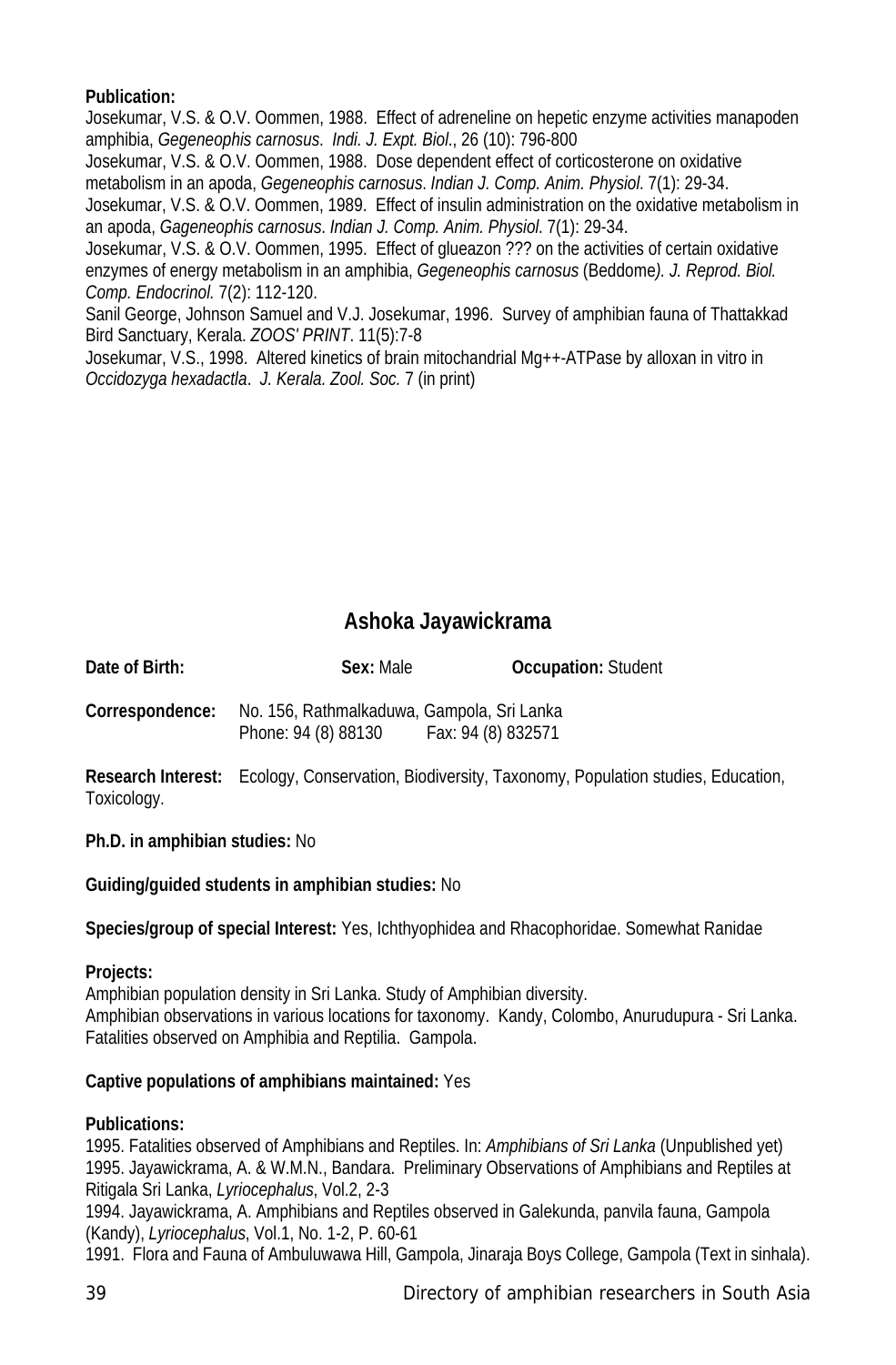**Publication:**
Josekumar, V.S. & O.V. Oommen, 1988. Effect of adreneline on hepetic enzyme activities manapoden amphibia, *Gegeneophis carnosus*. *Indi. J. Expt. Biol*., 26 (10): 796-800
Josekumar, V.S. & O.V. Oommen, 1988. Dose dependent effect of corticosterone on oxidative metabolism in an apoda, *Gegeneophis carnosus*. *Indian J. Comp. Anim. Physiol*. 7(1): 29-34.
Josekumar, V.S. & O.V. Oommen, 1989. Effect of insulin administration on the oxidative metabolism in an apoda, *Gageneophis carnosus*. *Indian J. Comp. Anim. Physiol*. 7(1): 29-34.
Josekumar, V.S. & O.V. Oommen, 1995. Effect of glueazon ??? on the activities of certain oxidative enzymes of energy metabolism in an amphibia, *Gegeneophis carnosus* (Beddome*). J. Reprod. Biol. Comp. Endocrinol.* 7(2): 112-120.
Sanil George, Johnson Samuel and V.J. Josekumar, 1996. Survey of amphibian fauna of Thattakkad Bird Sanctuary, Kerala. *ZOOS' PRINT*. 11(5):7-8
Josekumar, V.S., 1998. Altered kinetics of brain mitochandrial Mg++-ATPase by alloxan in vitro in *Occidozyga hexadactla*. *J. Kerala. Zool. Soc.* 7 (in print)

## Ashoka Jayawickrama

**Date of Birth:** **Sex:** Male **Occupation:** Student

**Correspondence:** No. 156, Rathmalkaduwa, Gampola, Sri Lanka
Phone: 94 (8) 88130 Fax: 94 (8) 832571

**Research Interest:** Ecology, Conservation, Biodiversity, Taxonomy, Population studies, Education, Toxicology.

**Ph.D. in amphibian studies:** No

**Guiding/guided students in amphibian studies:** No

**Species/group of special Interest:** Yes, Ichthyophidea and Rhacophoridae. Somewhat Ranidae

**Projects:**
Amphibian population density in Sri Lanka. Study of Amphibian diversity.
Amphibian observations in various locations for taxonomy. Kandy, Colombo, Anurudupura - Sri Lanka.
Fatalities observed on Amphibia and Reptilia. Gampola.

**Captive populations of amphibians maintained:** Yes

**Publications:**
1995. Fatalities observed of Amphibians and Reptiles. In: *Amphibians of Sri Lanka* (Unpublished yet)
1995. Jayawickrama, A. & W.M.N., Bandara. Preliminary Observations of Amphibians and Reptiles at Ritigala Sri Lanka, *Lyriocephalus*, Vol.2, 2-3
1994. Jayawickrama, A. Amphibians and Reptiles observed in Galekunda, panvila fauna, Gampola (Kandy), *Lyriocephalus*, Vol.1, No. 1-2, P. 60-61
1991. Flora and Fauna of Ambuluwawa Hill, Gampola, Jinaraja Boys College, Gampola (Text in sinhala).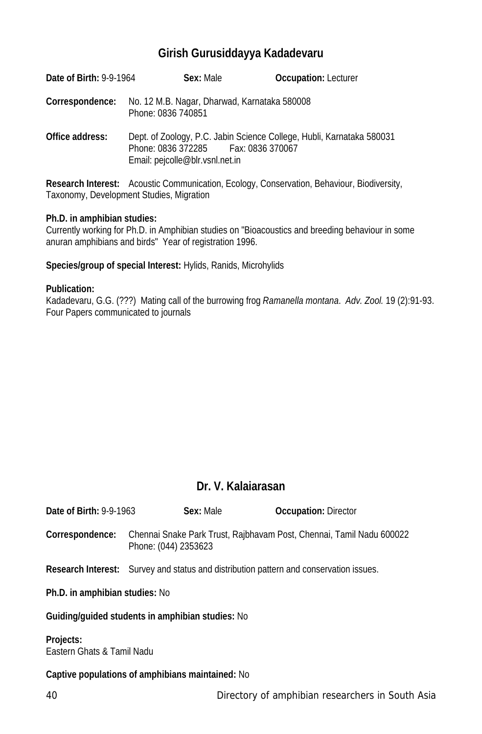## Girish Gurusiddayya Kadadevaru

**Date of Birth:** 9-9-1964 **Sex:** Male **Occupation:** Lecturer

**Correspondence:** No. 12 M.B. Nagar, Dharwad, Karnataka 580008
Phone: 0836 740851

**Office address:** Dept. of Zoology, P.C. Jabin Science College, Hubli, Karnataka 580031
Phone: 0836 372285 Fax: 0836 370067
Email: pejcolle@blr.vsnl.net.in

**Research Interest:** Acoustic Communication, Ecology, Conservation, Behaviour, Biodiversity, Taxonomy, Development Studies, Migration

**Ph.D. in amphibian studies:**
Currently working for Ph.D. in Amphibian studies on "Bioacoustics and breeding behaviour in some anuran amphibians and birds" Year of registration 1996.

**Species/group of special Interest:** Hylids, Ranids, Microhylids

**Publication:**
Kadadevaru, G.G. (???) Mating call of the burrowing frog *Ramanella montana*. *Adv. Zool.* 19 (2):91-93.
Four Papers communicated to journals

## Dr. V. Kalaiarasan

**Date of Birth:** 9-9-1963 **Sex:** Male **Occupation:** Director

**Correspondence:** Chennai Snake Park Trust, Rajbhavam Post, Chennai, Tamil Nadu 600022
Phone: (044) 2353623

**Research Interest:** Survey and status and distribution pattern and conservation issues.

**Ph.D. in amphibian studies:** No

**Guiding/guided students in amphibian studies:** No

**Projects:**
Eastern Ghats & Tamil Nadu

**Captive populations of amphibians maintained:** No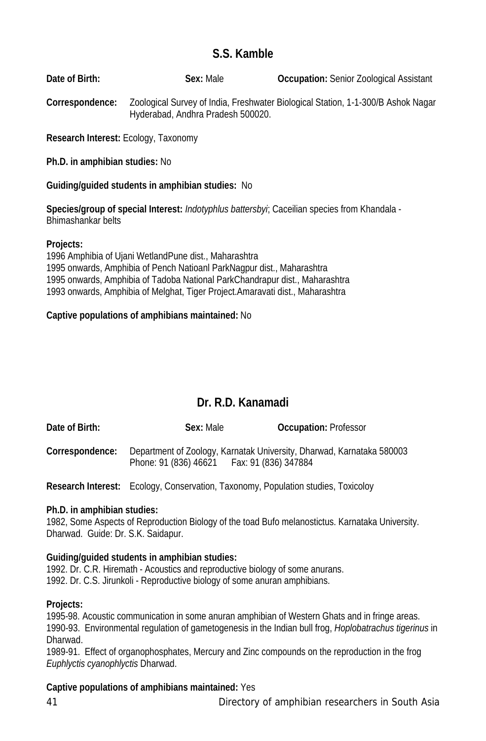## S.S. Kamble

**Date of Birth:** **Sex:** Male **Occupation:** Senior Zoological Assistant

**Correspondence:** Zoological Survey of India, Freshwater Biological Station, 1-1-300/B Ashok Nagar Hyderabad, Andhra Pradesh 500020.

**Research Interest:** Ecology, Taxonomy

**Ph.D. in amphibian studies:** No

**Guiding/guided students in amphibian studies:** No

**Species/group of special Interest:** *Indotyphlus battersbyi*; Caceilian species from Khandala - Bhimashankar belts

**Projects:**
1996 Amphibia of Ujani WetlandPune dist., Maharashtra
1995 onwards, Amphibia of Pench Natioanl ParkNagpur dist., Maharashtra
1995 onwards, Amphibia of Tadoba National ParkChandrapur dist., Maharashtra
1993 onwards, Amphibia of Melghat, Tiger Project.Amaravati dist., Maharashtra

**Captive populations of amphibians maintained:** No

## Dr. R.D. Kanamadi

**Date of Birth:** **Sex:** Male **Occupation:** Professor

**Correspondence:** Department of Zoology, Karnatak University, Dharwad, Karnataka 580003
Phone: 91 (836) 46621 Fax: 91 (836) 347884

**Research Interest:** Ecology, Conservation, Taxonomy, Population studies, Toxicoloy

**Ph.D. in amphibian studies:**
1982, Some Aspects of Reproduction Biology of the toad Bufo melanostictus. Karnataka University. Dharwad. Guide: Dr. S.K. Saidapur.

**Guiding/guided students in amphibian studies:**
1992. Dr. C.R. Hiremath - Acoustics and reproductive biology of some anurans.
1992. Dr. C.S. Jirunkoli - Reproductive biology of some anuran amphibians.

**Projects:**
1995-98. Acoustic communication in some anuran amphibian of Western Ghats and in fringe areas.
1990-93. Environmental regulation of gametogenesis in the Indian bull frog, *Hoplobatrachus tigerinus* in Dharwad.
1989-91. Effect of organophosphates, Mercury and Zinc compounds on the reproduction in the frog *Euphlyctis cyanophlyctis* Dharwad.

**Captive populations of amphibians maintained:** Yes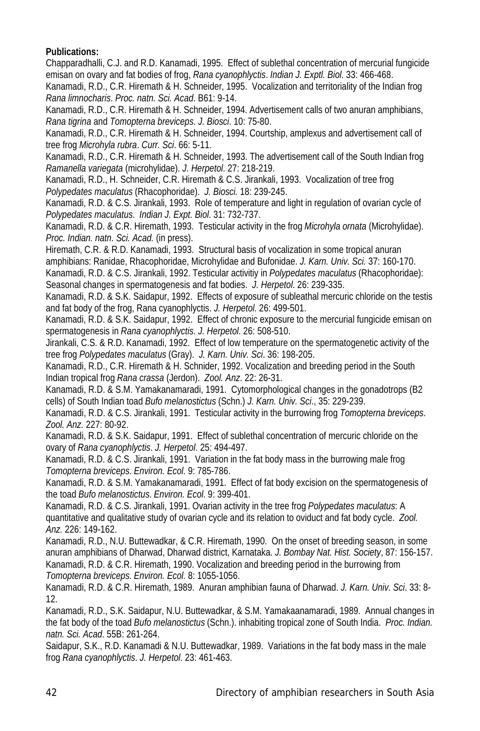**Publications:**

Chapparadhalli, C.J. and R.D. Kanamadi, 1995. Effect of sublethal concentration of mercurial fungicide emisan on ovary and fat bodies of frog, *Rana cyanophlyctis*. *Indian J. Exptl. Biol*. 33: 466-468.

Kanamadi, R.D., C.R. Hiremath & H. Schneider, 1995. Vocalization and territoriality of the Indian frog *Rana limnocharis*. *Proc. natn. Sci. Acad*. B61: 9-14.

Kanamadi, R.D., C.R. Hiremath & H. Schneider, 1994. Advertisement calls of two anuran amphibians, *Rana tigrina* and *Tomopterna breviceps*. *J. Biosci*. 10: 75-80.

Kanamadi, R.D., C.R. Hiremath & H. Schneider, 1994. Courtship, amplexus and advertisement call of tree frog *Microhyla rubra*. *Curr. Sci*. 66: 5-11.

Kanamadi, R.D., C.R. Hiremath & H. Schneider, 1993. The advertisement call of the South Indian frog *Ramanella variegata* (microhylidae). *J. Herpetol*. 27: 218-219.

Kanamadi, R.D., H. Schneider, C.R. Hiremath & C.S. Jirankali, 1993. Vocalization of tree frog *Polypedates maculatus* (Rhacophoridae). *J. Biosci.* 18: 239-245.

Kanamadi, R.D. & C.S. Jirankali, 1993. Role of temperature and light in regulation of ovarian cycle of *Polypedates maculatus*. *Indian J. Expt. Biol*. 31: 732-737.

Kanamadi, R.D. & C.R. Hiremath, 1993. Testicular activity in the frog *Microhyla ornata* (Microhylidae). *Proc. Indian. natn. Sci. Acad.* (in press).

Hiremath, C.R. & R.D. Kanamadi, 1993. Structural basis of vocalization in some tropical anuran amphibians: Ranidae, Rhacophoridae, Microhylidae and Bufonidae. *J. Karn. Univ. Sci.* 37: 160-170.

Kanamadi, R.D. & C.S. Jirankali, 1992. Testicular activitiy in *Polypedates maculatus* (Rhacophoridae): Seasonal changes in spermatogenesis and fat bodies. *J. Herpetol*. 26: 239-335.

Kanamadi, R.D. & S.K. Saidapur, 1992. Effects of exposure of subleathal mercuric chloride on the testis and fat body of the frog, Rana cyanophlyctis. *J. Herpetol*. 26: 499-501.

Kanamadi, R.D. & S.K. Saidapur, 1992. Effect of chronic exposure to the mercurial fungicide emisan on spermatogenesis in *Rana cyanophlyctis*. *J. Herpetol*. 26: 508-510.

Jirankali, C.S. & R.D. Kanamadi, 1992. Effect of low temperature on the spermatogenetic activity of the tree frog *Polypedates maculatus* (Gray). *J. Karn. Univ. Sci*. 36: 198-205.

Kanamadi, R.D., C.R. Hiremath & H. Schnider, 1992. Vocalization and breeding period in the South Indian tropical frog *Rana crassa* (Jerdon). *Zool. Anz*. 22: 26-31.

Kanamadi, R.D. & S.M. Yamakanamaradi, 1991. Cytomorphological changes in the gonadotrops (B2 cells) of South Indian toad *Bufo melanostictus* (Schn.) *J. Karn. Univ. Sci*., 35: 229-239.

Kanamadi, R.D. & C.S. Jirankali, 1991. Testicular activity in the burrowing frog *Tomopterna breviceps*. *Zool. Anz*. 227: 80-92.

Kanamadi, R.D. & S.K. Saidapur, 1991. Effect of sublethal concentration of mercuric chloride on the ovary of *Rana cyanophlyctis*. *J. Herpetol*. 25: 494-497.

Kanamadi, R.D. & C.S. Jirankali, 1991. Variation in the fat body mass in the burrowing male frog *Tomopterna breviceps*. *Environ. Ecol*. 9: 785-786.

Kanamadi, R.D. & S.M. Yamakanamaradi, 1991. Effect of fat body excision on the spermatogenesis of the toad *Bufo melanostictus*. *Environ. Ecol*. 9: 399-401.

Kanamadi, R.D. & C.S. Jirankali, 1991. Ovarian activity in the tree frog *Polypedates maculatus*: A quantitative and qualitative study of ovarian cycle and its relation to oviduct and fat body cycle. *Zool. Anz.* 226: 149-162.

Kanamadi, R.D., N.U. Buttewadkar, & C.R. Hiremath, 1990. On the onset of breeding season, in some anuran amphibians of Dharwad, Dharwad district, Karnataka. *J. Bombay Nat. Hist. Society*, 87: 156-157.

Kanamadi, R.D. & C.R. Hiremath, 1990. Vocalization and breeding period in the burrowing from *Tomopterna breviceps*. *Environ. Ecol*. 8: 1055-1056.

Kanamadi, R.D. & C.R. Hiremath, 1989. Anuran amphibian fauna of Dharwad. *J. Karn. Univ. Sci*. 33: 8-12.

Kanamadi, R.D., S.K. Saidapur, N.U. Buttewadkar, & S.M. Yamakaanamaradi, 1989. Annual changes in the fat body of the toad *Bufo melanostictus* (Schn.). inhabiting tropical zone of South India. *Proc. Indian. natn. Sci. Acad*. 55B: 261-264.

Saidapur, S.K., R.D. Kanamadi & N.U. Buttewadkar, 1989. Variations in the fat body mass in the male frog *Rana cyanophlyctis*. *J. Herpetol*. 23: 461-463.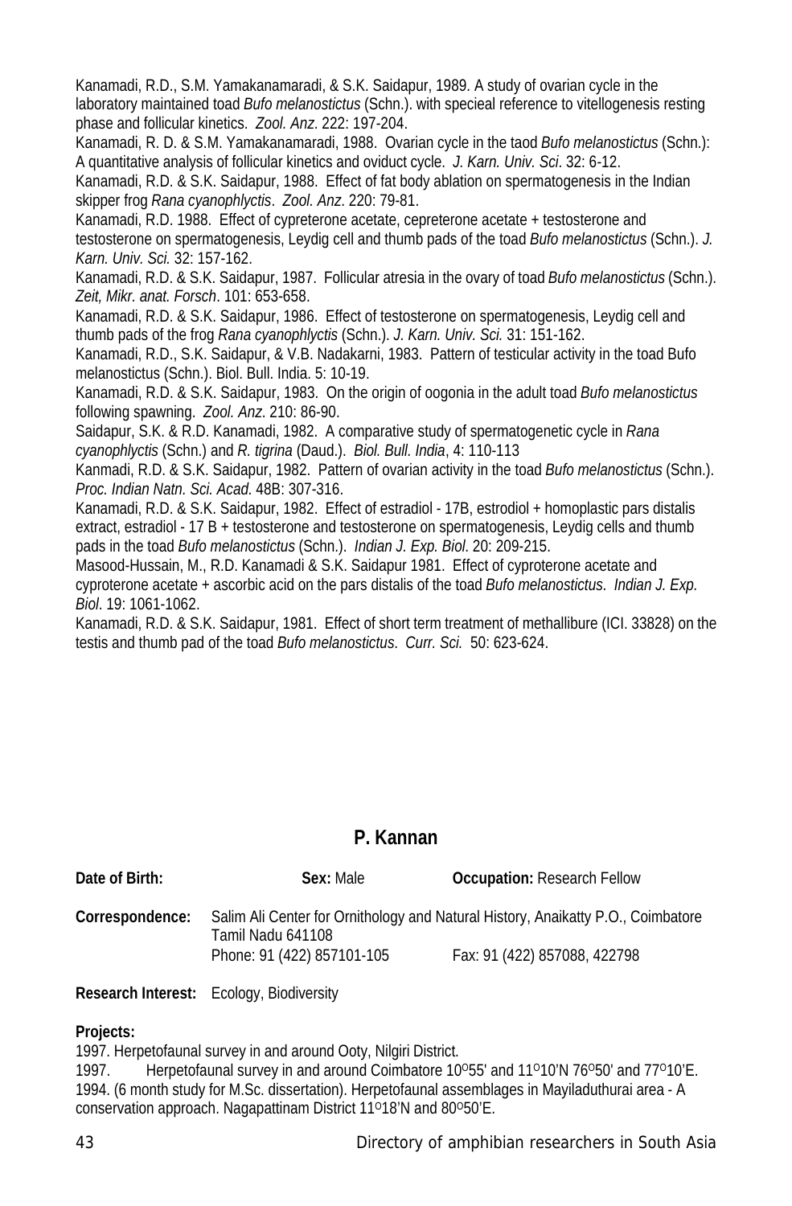Kanamadi, R.D., S.M. Yamakanamaradi, & S.K. Saidapur, 1989. A study of ovarian cycle in the laboratory maintained toad *Bufo melanostictus* (Schn.). with specieal reference to vitellogenesis resting phase and follicular kinetics. *Zool. Anz*. 222: 197-204.

Kanamadi, R. D. & S.M. Yamakanamaradi, 1988. Ovarian cycle in the taod *Bufo melanostictus* (Schn.): A quantitative analysis of follicular kinetics and oviduct cycle. *J. Karn. Univ. Sci*. 32: 6-12.

Kanamadi, R.D. & S.K. Saidapur, 1988. Effect of fat body ablation on spermatogenesis in the Indian skipper frog *Rana cyanophlyctis*. *Zool. Anz*. 220: 79-81.

Kanamadi, R.D. 1988. Effect of cypreterone acetate, cepreterone acetate + testosterone and testosterone on spermatogenesis, Leydig cell and thumb pads of the toad *Bufo melanostictus* (Schn.). *J. Karn. Univ. Sci.* 32: 157-162.

Kanamadi, R.D. & S.K. Saidapur, 1987. Follicular atresia in the ovary of toad *Bufo melanostictus* (Schn.). *Zeit, Mikr. anat. Forsch*. 101: 653-658.

Kanamadi, R.D. & S.K. Saidapur, 1986. Effect of testosterone on spermatogenesis, Leydig cell and thumb pads of the frog *Rana cyanophlyctis* (Schn.). *J. Karn. Univ. Sci.* 31: 151-162.

Kanamadi, R.D., S.K. Saidapur, & V.B. Nadakarni, 1983. Pattern of testicular activity in the toad Bufo melanostictus (Schn.). Biol. Bull. India. 5: 10-19.

Kanamadi, R.D. & S.K. Saidapur, 1983. On the origin of oogonia in the adult toad *Bufo melanostictus* following spawning. *Zool. Anz*. 210: 86-90.

Saidapur, S.K. & R.D. Kanamadi, 1982. A comparative study of spermatogenetic cycle in *Rana cyanophlyctis* (Schn.) and *R. tigrina* (Daud.). *Biol. Bull. India*, 4: 110-113

Kanmadi, R.D. & S.K. Saidapur, 1982. Pattern of ovarian activity in the toad *Bufo melanostictus* (Schn.). *Proc. Indian Natn. Sci. Acad.* 48B: 307-316.

Kanamadi, R.D. & S.K. Saidapur, 1982. Effect of estradiol - 17B, estrodiol + homoplastic pars distalis extract, estradiol - 17 B + testosterone and testosterone on spermatogenesis, Leydig cells and thumb pads in the toad *Bufo melanostictus* (Schn.). *Indian J. Exp. Biol.* 20: 209-215.

Masood-Hussain, M., R.D. Kanamadi & S.K. Saidapur 1981. Effect of cyproterone acetate and cyproterone acetate + ascorbic acid on the pars distalis of the toad *Bufo melanostictus*. *Indian J. Exp. Biol*. 19: 1061-1062.

Kanamadi, R.D. & S.K. Saidapur, 1981. Effect of short term treatment of methallibure (ICI. 33828) on the testis and thumb pad of the toad *Bufo melanostictus*. *Curr. Sci.* 50: 623-624.

## P. Kannan

**Date of Birth:** **Sex:** Male **Occupation:** Research Fellow

**Correspondence:** Salim Ali Center for Ornithology and Natural History, Anaikatty P.O., Coimbatore Tamil Nadu 641108
Phone: 91 (422) 857101-105 Fax: 91 (422) 857088, 422798

**Research Interest:** Ecology, Biodiversity

**Projects:**

1997. Herpetofaunal survey in and around Ooty, Nilgiri District.

1997. Herpetofaunal survey in and around Coimbatore 10°55' and 11°10'N 76°50' and 77°10'E.

1994. (6 month study for M.Sc. dissertation). Herpetofaunal assemblages in Mayiladuthurai area - A conservation approach. Nagapattinam District 11°18'N and 80°50'E.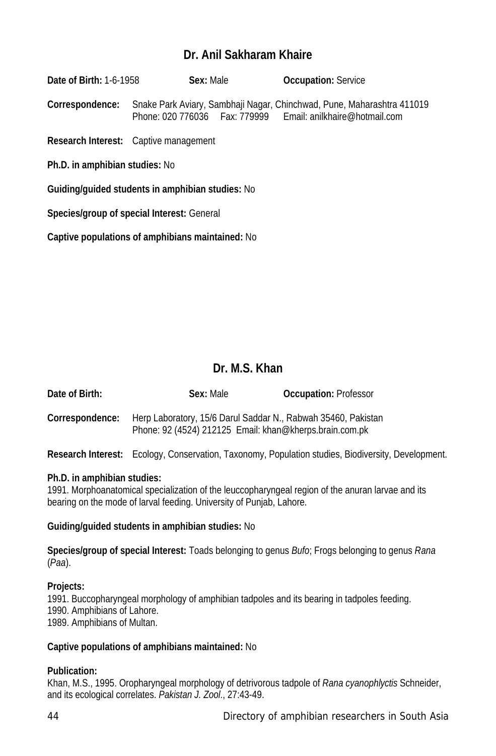## Dr. Anil Sakharam Khaire

**Date of Birth:** 1-6-1958 **Sex:** Male **Occupation:** Service

**Correspondence:** Snake Park Aviary, Sambhaji Nagar, Chinchwad, Pune, Maharashtra 411019
Phone: 020 776036 Fax: 779999 Email: anilkhaire@hotmail.com

**Research Interest:** Captive management

**Ph.D. in amphibian studies:** No

**Guiding/guided students in amphibian studies:** No

**Species/group of special Interest:** General

**Captive populations of amphibians maintained:** No

## Dr. M.S. Khan

**Date of Birth:** **Sex:** Male **Occupation:** Professor

**Correspondence:** Herp Laboratory, 15/6 Darul Saddar N., Rabwah 35460, Pakistan
Phone: 92 (4524) 212125 Email: khan@kherps.brain.com.pk

**Research Interest:** Ecology, Conservation, Taxonomy, Population studies, Biodiversity, Development.

**Ph.D. in amphibian studies:**
1991. Morphoanatomical specialization of the leuccopharyngeal region of the anuran larvae and its bearing on the mode of larval feeding. University of Punjab, Lahore.

**Guiding/guided students in amphibian studies:** No

**Species/group of special Interest:** Toads belonging to genus *Bufo*; Frogs belonging to genus *Rana* (*Paa*).

**Projects:**
1991. Buccopharyngeal morphology of amphibian tadpoles and its bearing in tadpoles feeding.
1990. Amphibians of Lahore.
1989. Amphibians of Multan.

**Captive populations of amphibians maintained:** No

**Publication:**
Khan, M.S., 1995. Oropharyngeal morphology of detrivorous tadpole of *Rana cyanophlyctis* Schneider, and its ecological correlates. *Pakistan J. Zool.*, 27:43-49.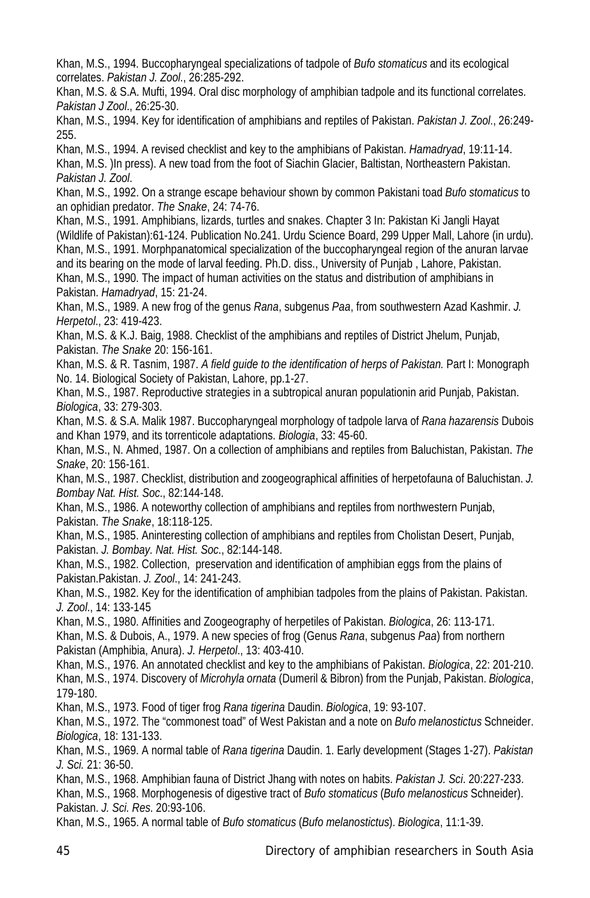Khan, M.S., 1994. Buccopharyngeal specializations of tadpole of *Bufo stomaticus* and its ecological correlates. *Pakistan J. Zool*., 26:285-292.

Khan, M.S. & S.A. Mufti, 1994. Oral disc morphology of amphibian tadpole and its functional correlates. *Pakistan J Zool*., 26:25-30.

Khan, M.S., 1994. Key for identification of amphibians and reptiles of Pakistan. *Pakistan J. Zool*., 26:249-255.

Khan, M.S., 1994. A revised checklist and key to the amphibians of Pakistan. *Hamadryad*, 19:11-14.

Khan, M.S. )In press). A new toad from the foot of Siachin Glacier, Baltistan, Northeastern Pakistan. *Pakistan J. Zool*.

Khan, M.S., 1992. On a strange escape behaviour shown by common Pakistani toad *Bufo stomaticus* to an ophidian predator. *The Snake*, 24: 74-76.

Khan, M.S., 1991. Amphibians, lizards, turtles and snakes. Chapter 3 In: Pakistan Ki Jangli Hayat (Wildlife of Pakistan):61-124. Publication No.241. Urdu Science Board, 299 Upper Mall, Lahore (in urdu).

Khan, M.S., 1991. Morphpanatomical specialization of the buccopharyngeal region of the anuran larvae and its bearing on the mode of larval feeding. Ph.D. diss., University of Punjab , Lahore, Pakistan.

Khan, M.S., 1990. The impact of human activities on the status and distribution of amphibians in Pakistan. *Hamadryad*, 15: 21-24.

Khan, M.S., 1989. A new frog of the genus *Rana*, subgenus *Paa*, from southwestern Azad Kashmir. *J. Herpetol*., 23: 419-423.

Khan, M.S. & K.J. Baig, 1988. Checklist of the amphibians and reptiles of District Jhelum, Punjab, Pakistan. *The Snake* 20: 156-161.

Khan, M.S. & R. Tasnim, 1987. *A field guide to the identification of herps of Pakistan.* Part I: Monograph No. 14. Biological Society of Pakistan, Lahore, pp.1-27.

Khan, M.S., 1987. Reproductive strategies in a subtropical anuran populationin arid Punjab, Pakistan. *Biologica*, 33: 279-303.

Khan, M.S. & S.A. Malik 1987. Buccopharyngeal morphology of tadpole larva of *Rana hazarensis* Dubois and Khan 1979, and its torrenticole adaptations. *Biologia*, 33: 45-60.

Khan, M.S., N. Ahmed, 1987. On a collection of amphibians and reptiles from Baluchistan, Pakistan. *The Snake*, 20: 156-161.

Khan, M.S., 1987. Checklist, distribution and zoogeographical affinities of herpetofauna of Baluchistan. *J. Bombay Nat. Hist. Soc*., 82:144-148.

Khan, M.S., 1986. A noteworthy collection of amphibians and reptiles from northwestern Punjab, Pakistan. *The Snake*, 18:118-125.

Khan, M.S., 1985. Aninteresting collection of amphibians and reptiles from Cholistan Desert, Punjab, Pakistan. *J. Bombay. Nat. Hist. Soc*., 82:144-148.

Khan, M.S., 1982. Collection, preservation and identification of amphibian eggs from the plains of Pakistan.Pakistan. *J. Zool*., 14: 241-243.

Khan, M.S., 1982. Key for the identification of amphibian tadpoles from the plains of Pakistan. Pakistan. *J. Zool*., 14: 133-145

Khan, M.S., 1980. Affinities and Zoogeography of herpetiles of Pakistan. *Biologica*, 26: 113-171.

Khan, M.S. & Dubois, A., 1979. A new species of frog (Genus *Rana*, subgenus *Paa*) from northern Pakistan (Amphibia, Anura). *J. Herpetol*., 13: 403-410.

Khan, M.S., 1976. An annotated checklist and key to the amphibians of Pakistan. *Biologica*, 22: 201-210.

Khan, M.S., 1974. Discovery of *Microhyla ornata* (Dumeril & Bibron) from the Punjab, Pakistan. *Biologica*, 179-180.

Khan, M.S., 1973. Food of tiger frog *Rana tigerina* Daudin. *Biologica*, 19: 93-107.

Khan, M.S., 1972. The "commonest toad" of West Pakistan and a note on *Bufo melanostictus* Schneider. *Biologica*, 18: 131-133.

Khan, M.S., 1969. A normal table of *Rana tigerina* Daudin. 1. Early development (Stages 1-27). *Pakistan J. Sci.* 21: 36-50.

Khan, M.S., 1968. Amphibian fauna of District Jhang with notes on habits. *Pakistan J. Sci*. 20:227-233.

Khan, M.S., 1968. Morphogenesis of digestive tract of *Bufo stomaticus* (*Bufo melanosticus* Schneider). Pakistan. *J. Sci. Res*. 20:93-106.

Khan, M.S., 1965. A normal table of *Bufo stomaticus* (*Bufo melanostictus*). *Biologica*, 11:1-39.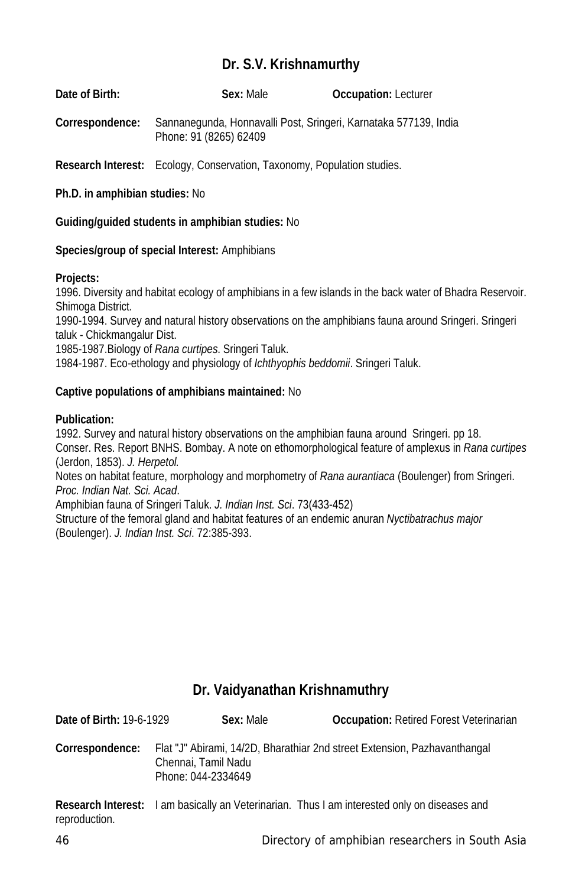## Dr. S.V. Krishnamurthy

**Date of Birth:** **Sex:** Male **Occupation:** Lecturer

**Correspondence:** Sannanegunda, Honnavalli Post, Sringeri, Karnataka 577139, India
Phone: 91 (8265) 62409

**Research Interest:** Ecology, Conservation, Taxonomy, Population studies.

**Ph.D. in amphibian studies:** No

**Guiding/guided students in amphibian studies:** No

**Species/group of special Interest:** Amphibians

**Projects:**
1996. Diversity and habitat ecology of amphibians in a few islands in the back water of Bhadra Reservoir. Shimoga District.
1990-1994. Survey and natural history observations on the amphibians fauna around Sringeri. Sringeri taluk - Chickmangalur Dist.
1985-1987.Biology of *Rana curtipes*. Sringeri Taluk.
1984-1987. Eco-ethology and physiology of *Ichthyophis beddomii*. Sringeri Taluk.

**Captive populations of amphibians maintained:** No

**Publication:**
1992. Survey and natural history observations on the amphibian fauna around Sringeri. pp 18. Conser. Res. Report BNHS. Bombay. A note on ethomorphological feature of amplexus in *Rana curtipes* (Jerdon, 1853). *J. Herpetol.*
Notes on habitat feature, morphology and morphometry of *Rana aurantiaca* (Boulenger) from Sringeri. *Proc. Indian Nat. Sci. Acad*.
Amphibian fauna of Sringeri Taluk. *J. Indian Inst. Sci*. 73(433-452)
Structure of the femoral gland and habitat features of an endemic anuran *Nyctibatrachus major* (Boulenger). *J. Indian Inst. Sci*. 72:385-393.

## Dr. Vaidyanathan Krishnamuthry

**Date of Birth:** 19-6-1929 **Sex:** Male **Occupation:** Retired Forest Veterinarian

**Correspondence:** Flat "J" Abirami, 14/2D, Bharathiar 2nd street Extension, Pazhavanthangal
Chennai, Tamil Nadu
Phone: 044-2334649

**Research Interest:** I am basically an Veterinarian. Thus I am interested only on diseases and reproduction.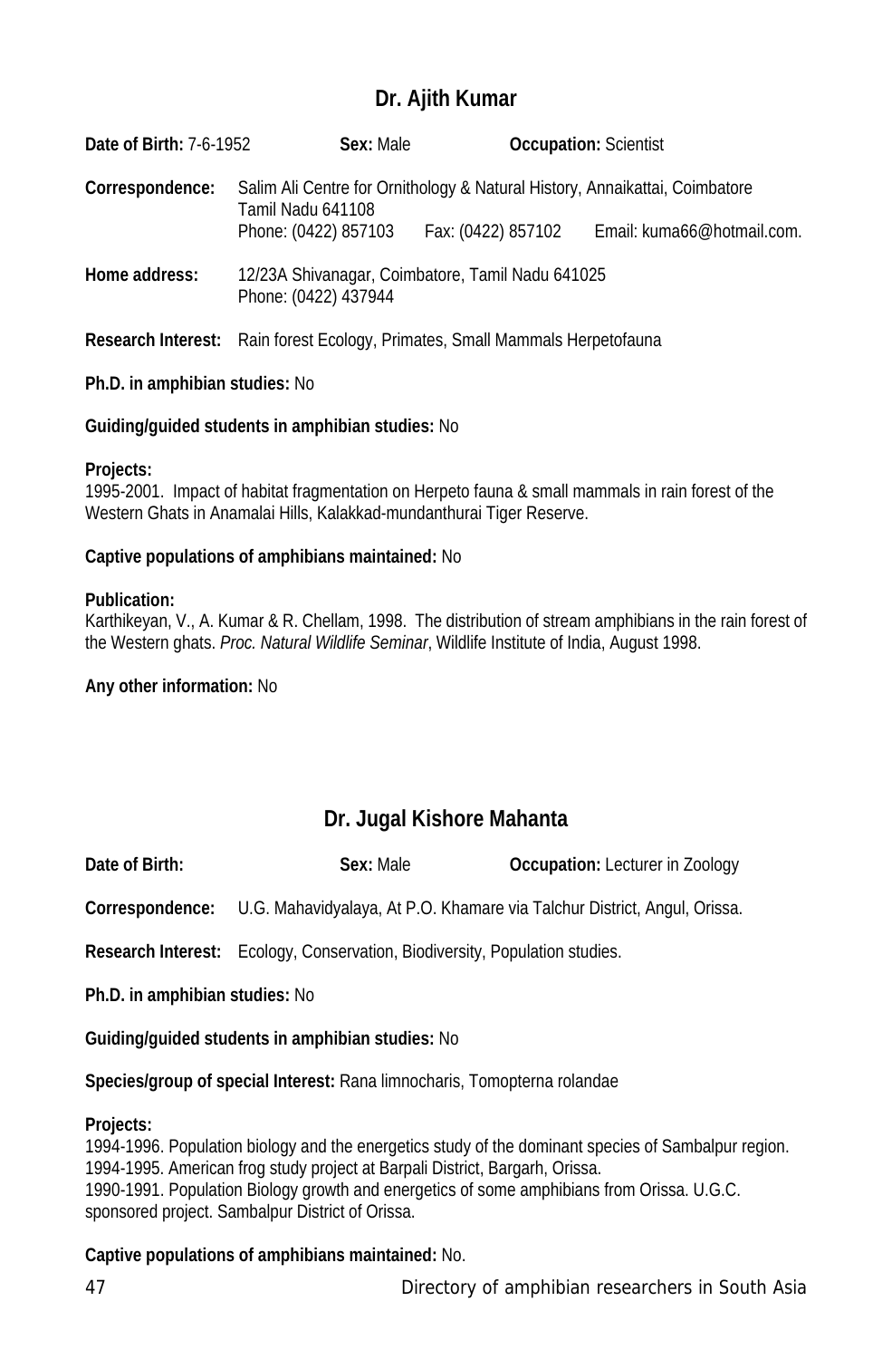## Dr. Ajith Kumar

**Date of Birth:** 7-6-1952 **Sex:** Male **Occupation:** Scientist

**Correspondence:** Salim Ali Centre for Ornithology & Natural History, Annaikattai, Coimbatore Tamil Nadu 641108
Phone: (0422) 857103 Fax: (0422) 857102 Email: kuma66@hotmail.com.

**Home address:** 12/23A Shivanagar, Coimbatore, Tamil Nadu 641025
Phone: (0422) 437944

**Research Interest:** Rain forest Ecology, Primates, Small Mammals Herpetofauna

**Ph.D. in amphibian studies:** No

**Guiding/guided students in amphibian studies:** No

**Projects:**
1995-2001. Impact of habitat fragmentation on Herpeto fauna & small mammals in rain forest of the Western Ghats in Anamalai Hills, Kalakkad-mundanthurai Tiger Reserve.

**Captive populations of amphibians maintained:** No

**Publication:**
Karthikeyan, V., A. Kumar & R. Chellam, 1998. The distribution of stream amphibians in the rain forest of the Western ghats. *Proc. Natural Wildlife Seminar*, Wildlife Institute of India, August 1998.

**Any other information:** No

## Dr. Jugal Kishore Mahanta

**Date of Birth:** **Sex:** Male **Occupation:** Lecturer in Zoology

**Correspondence:** U.G. Mahavidyalaya, At P.O. Khamare via Talchur District, Angul, Orissa.

**Research Interest:** Ecology, Conservation, Biodiversity, Population studies.

**Ph.D. in amphibian studies:** No

**Guiding/guided students in amphibian studies:** No

**Species/group of special Interest:** Rana limnocharis, Tomopterna rolandae

**Projects:**
1994-1996. Population biology and the energetics study of the dominant species of Sambalpur region.
1994-1995. American frog study project at Barpali District, Bargarh, Orissa.
1990-1991. Population Biology growth and energetics of some amphibians from Orissa. U.G.C. sponsored project. Sambalpur District of Orissa.

**Captive populations of amphibians maintained:** No.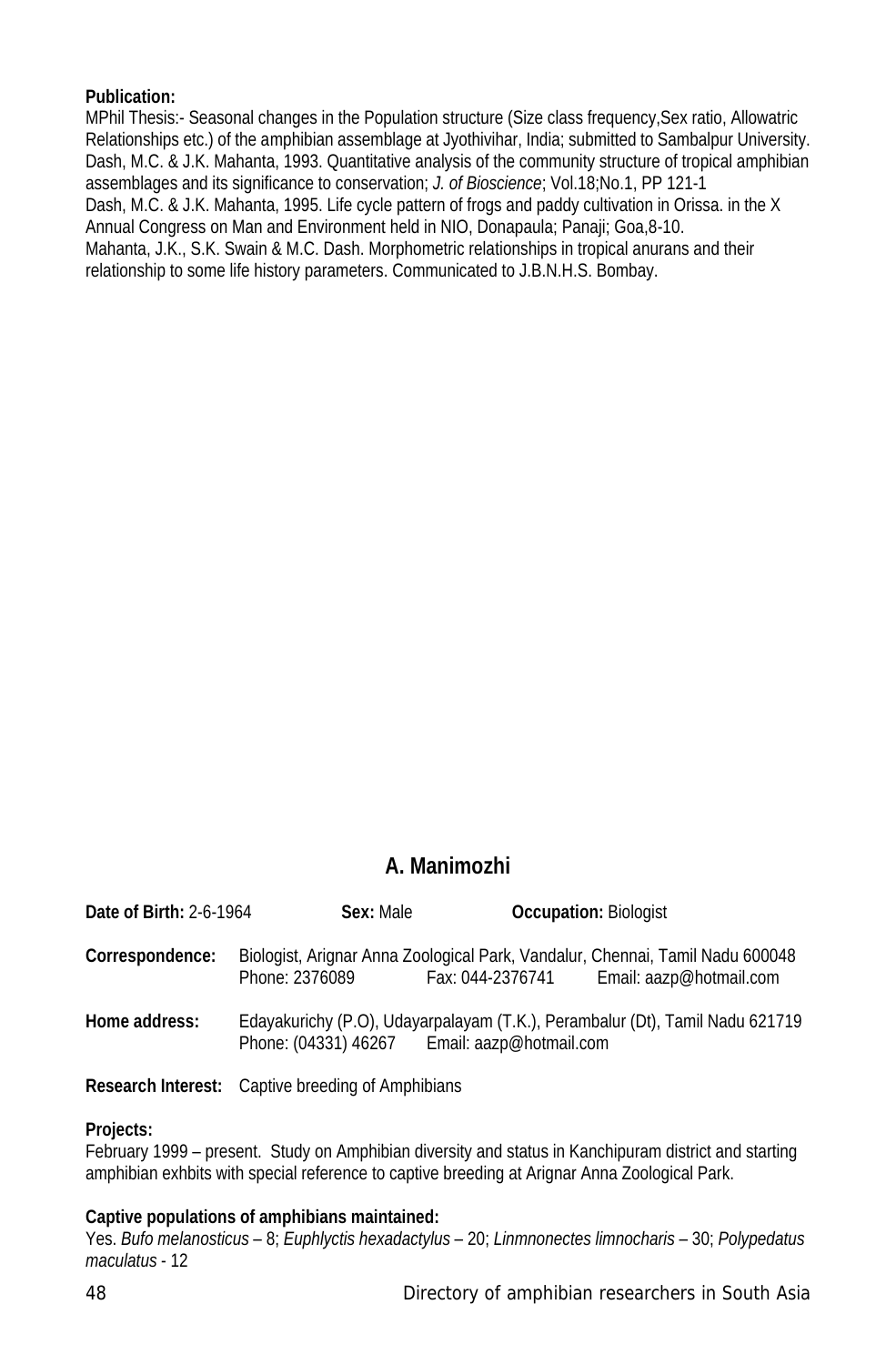**Publication:**
MPhil Thesis:- Seasonal changes in the Population structure (Size class frequency,Sex ratio, Allowatric Relationships etc.) of the amphibian assemblage at Jyothivihar, India; submitted to Sambalpur University.
Dash, M.C. & J.K. Mahanta, 1993. Quantitative analysis of the community structure of tropical amphibian assemblages and its significance to conservation; *J. of Bioscience*; Vol.18;No.1, PP 121-1
Dash, M.C. & J.K. Mahanta, 1995. Life cycle pattern of frogs and paddy cultivation in Orissa. in the X Annual Congress on Man and Environment held in NIO, Donapaula; Panaji; Goa,8-10.
Mahanta, J.K., S.K. Swain & M.C. Dash. Morphometric relationships in tropical anurans and their relationship to some life history parameters. Communicated to J.B.N.H.S. Bombay.

## A. Manimozhi

**Date of Birth:** 2-6-1964 **Sex:** Male **Occupation:** Biologist

**Correspondence:** Biologist, Arignar Anna Zoological Park, Vandalur, Chennai, Tamil Nadu 600048
Phone: 2376089 Fax: 044-2376741 Email: aazp@hotmail.com

**Home address:** Edayakurichy (P.O), Udayarpalayam (T.K.), Perambalur (Dt), Tamil Nadu 621719
Phone: (04331) 46267 Email: aazp@hotmail.com

**Research Interest:** Captive breeding of Amphibians

**Projects:**
February 1999 – present. Study on Amphibian diversity and status in Kanchipuram district and starting amphibian exhbits with special reference to captive breeding at Arignar Anna Zoological Park.

**Captive populations of amphibians maintained:**
Yes. *Bufo melanosticus* – 8; *Euphlyctis hexadactylus* – 20; *Linmnonectes limnocharis* – 30; *Polypedatus maculatus* - 12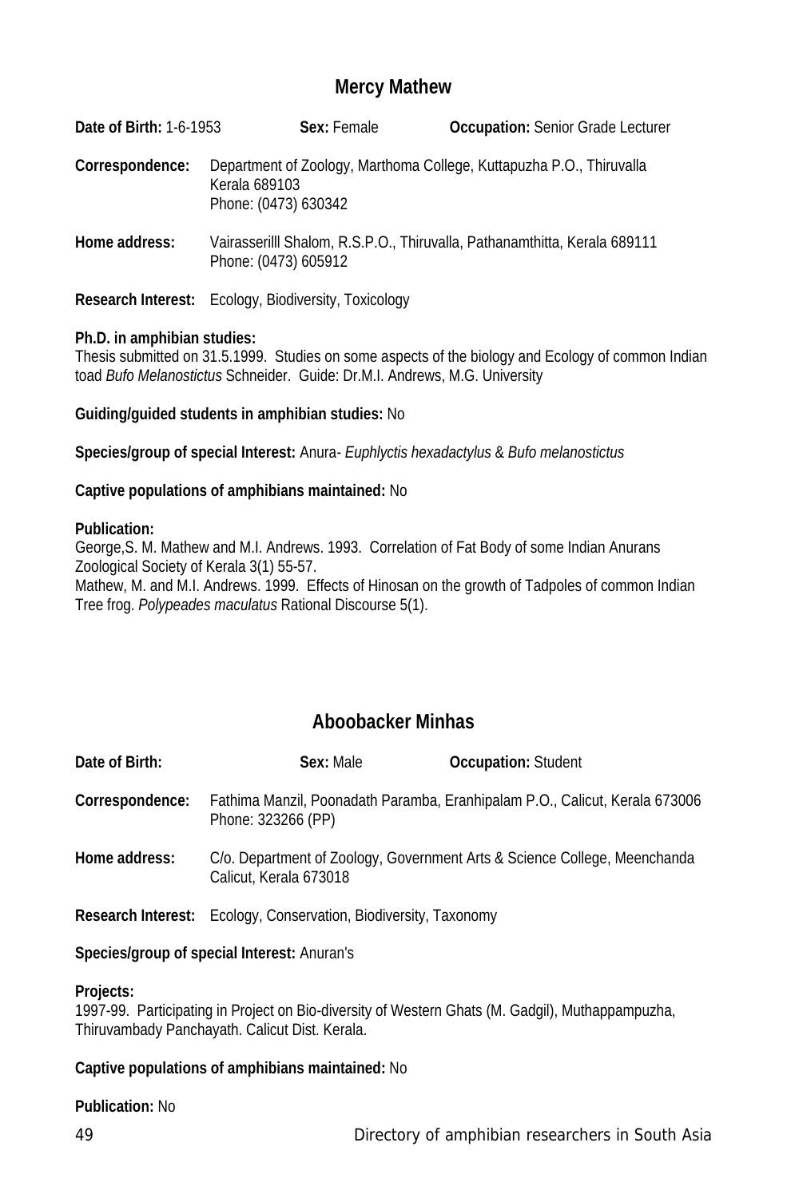## Mercy Mathew

**Date of Birth:** 1-6-1953 **Sex:** Female **Occupation:** Senior Grade Lecturer

**Correspondence:** Department of Zoology, Marthoma College, Kuttapuzha P.O., Thiruvalla Kerala 689103
Phone: (0473) 630342

**Home address:** Vairasserilll Shalom, R.S.P.O., Thiruvalla, Pathanamthitta, Kerala 689111
Phone: (0473) 605912

**Research Interest:** Ecology, Biodiversity, Toxicology

**Ph.D. in amphibian studies:**
Thesis submitted on 31.5.1999. Studies on some aspects of the biology and Ecology of common Indian toad *Bufo Melanostictus* Schneider. Guide: Dr.M.I. Andrews, M.G. University

**Guiding/guided students in amphibian studies:** No

**Species/group of special Interest:** Anura- *Euphlyctis hexadactylus* & *Bufo melanostictus*

**Captive populations of amphibians maintained:** No

**Publication:**
George,S. M. Mathew and M.I. Andrews. 1993. Correlation of Fat Body of some Indian Anurans Zoological Society of Kerala 3(1) 55-57.
Mathew, M. and M.I. Andrews. 1999. Effects of Hinosan on the growth of Tadpoles of common Indian Tree frog. *Polypeades maculatus* Rational Discourse 5(1).

## Aboobacker Minhas

**Date of Birth:** **Sex:** Male **Occupation:** Student

**Correspondence:** Fathima Manzil, Poonadath Paramba, Eranhipalam P.O., Calicut, Kerala 673006
Phone: 323266 (PP)

**Home address:** C/o. Department of Zoology, Government Arts & Science College, Meenchanda Calicut, Kerala 673018

**Research Interest:** Ecology, Conservation, Biodiversity, Taxonomy

**Species/group of special Interest:** Anuran's

**Projects:**
1997-99. Participating in Project on Bio-diversity of Western Ghats (M. Gadgil), Muthappampuzha, Thiruvambady Panchayath. Calicut Dist. Kerala.

**Captive populations of amphibians maintained:** No

**Publication:** No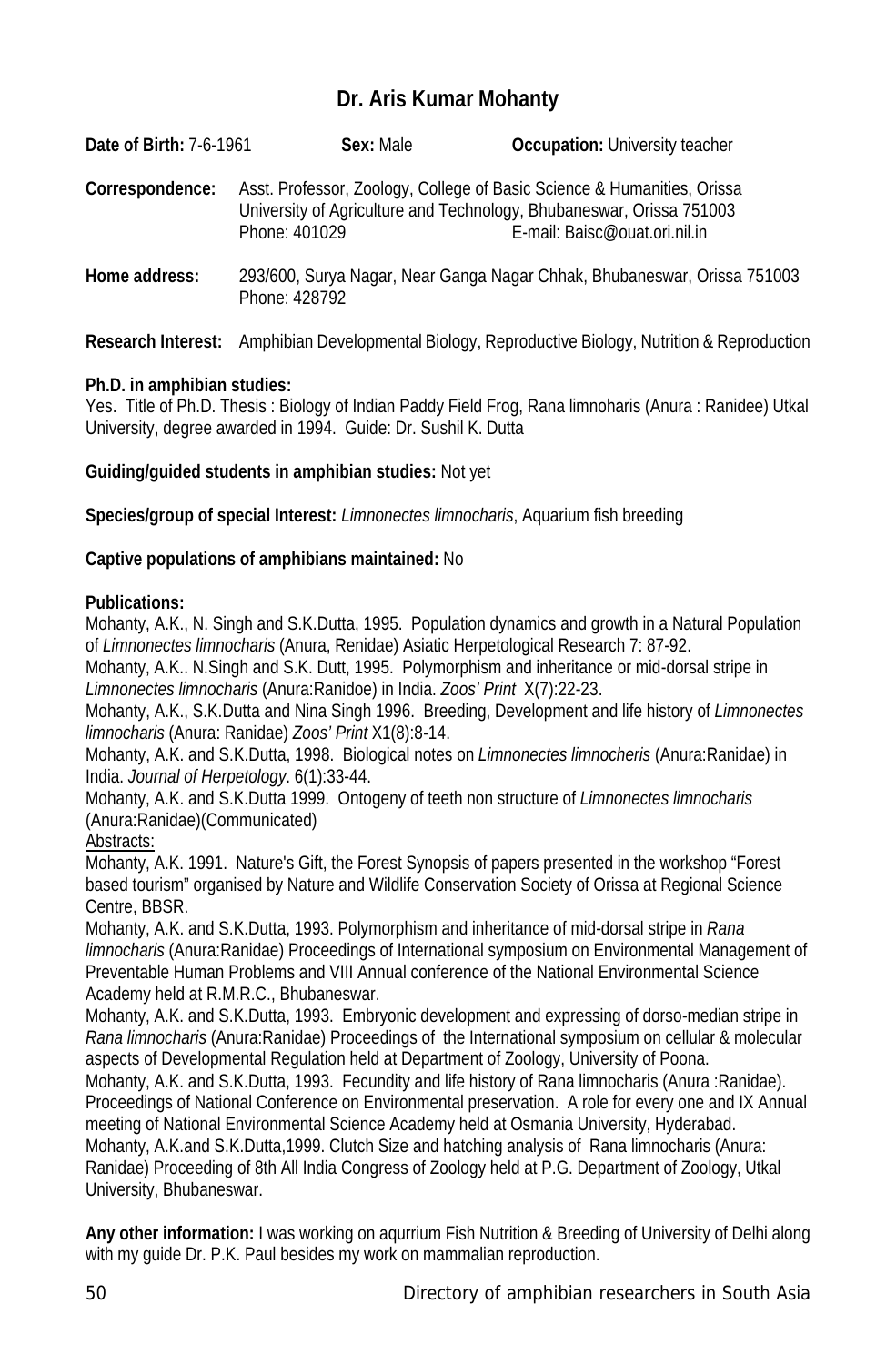## Dr. Aris Kumar Mohanty

**Date of Birth:** 7-6-1961 **Sex:** Male **Occupation:** University teacher

**Correspondence:** Asst. Professor, Zoology, College of Basic Science & Humanities, Orissa University of Agriculture and Technology, Bhubaneswar, Orissa 751003
Phone: 401029 E-mail: Baisc@ouat.ori.nil.in

**Home address:** 293/600, Surya Nagar, Near Ganga Nagar Chhak, Bhubaneswar, Orissa 751003
Phone: 428792

**Research Interest:** Amphibian Developmental Biology, Reproductive Biology, Nutrition & Reproduction

**Ph.D. in amphibian studies:**
Yes. Title of Ph.D. Thesis : Biology of Indian Paddy Field Frog, Rana limnoharis (Anura : Ranidee) Utkal University, degree awarded in 1994. Guide: Dr. Sushil K. Dutta

**Guiding/guided students in amphibian studies:** Not yet

**Species/group of special Interest:** *Limnonectes limnocharis*, Aquarium fish breeding

**Captive populations of amphibians maintained:** No

**Publications:**
Mohanty, A.K., N. Singh and S.K.Dutta, 1995. Population dynamics and growth in a Natural Population of *Limnonectes limnocharis* (Anura, Renidae) Asiatic Herpetological Research 7: 87-92.
Mohanty, A.K.. N.Singh and S.K. Dutt, 1995. Polymorphism and inheritance or mid-dorsal stripe in *Limnonectes limnocharis* (Anura:Ranidoe) in India. *Zoos' Print* X(7):22-23.
Mohanty, A.K., S.K.Dutta and Nina Singh 1996. Breeding, Development and life history of *Limnonectes limnocharis* (Anura: Ranidae) *Zoos' Print* X1(8):8-14.
Mohanty, A.K. and S.K.Dutta, 1998. Biological notes on *Limnonectes limnocheris* (Anura:Ranidae) in India. *Journal of Herpetology*. 6(1):33-44.
Mohanty, A.K. and S.K.Dutta 1999. Ontogeny of teeth non structure of *Limnonectes limnocharis* (Anura:Ranidae)(Communicated)
Abstracts:
Mohanty, A.K. 1991. Nature's Gift, the Forest Synopsis of papers presented in the workshop "Forest based tourism" organised by Nature and Wildlife Conservation Society of Orissa at Regional Science Centre, BBSR.
Mohanty, A.K. and S.K.Dutta, 1993. Polymorphism and inheritance of mid-dorsal stripe in *Rana limnocharis* (Anura:Ranidae) Proceedings of International symposium on Environmental Management of Preventable Human Problems and VIII Annual conference of the National Environmental Science Academy held at R.M.R.C., Bhubaneswar.
Mohanty, A.K. and S.K.Dutta, 1993. Embryonic development and expressing of dorso-median stripe in *Rana limnocharis* (Anura:Ranidae) Proceedings of the International symposium on cellular & molecular aspects of Developmental Regulation held at Department of Zoology, University of Poona.
Mohanty, A.K. and S.K.Dutta, 1993. Fecundity and life history of Rana limnocharis (Anura :Ranidae). Proceedings of National Conference on Environmental preservation. A role for every one and IX Annual meeting of National Environmental Science Academy held at Osmania University, Hyderabad.
Mohanty, A.K.and S.K.Dutta,1999. Clutch Size and hatching analysis of Rana limnocharis (Anura: Ranidae) Proceeding of 8th All India Congress of Zoology held at P.G. Department of Zoology, Utkal University, Bhubaneswar.

**Any other information:** I was working on aqurrium Fish Nutrition & Breeding of University of Delhi along with my guide Dr. P.K. Paul besides my work on mammalian reproduction.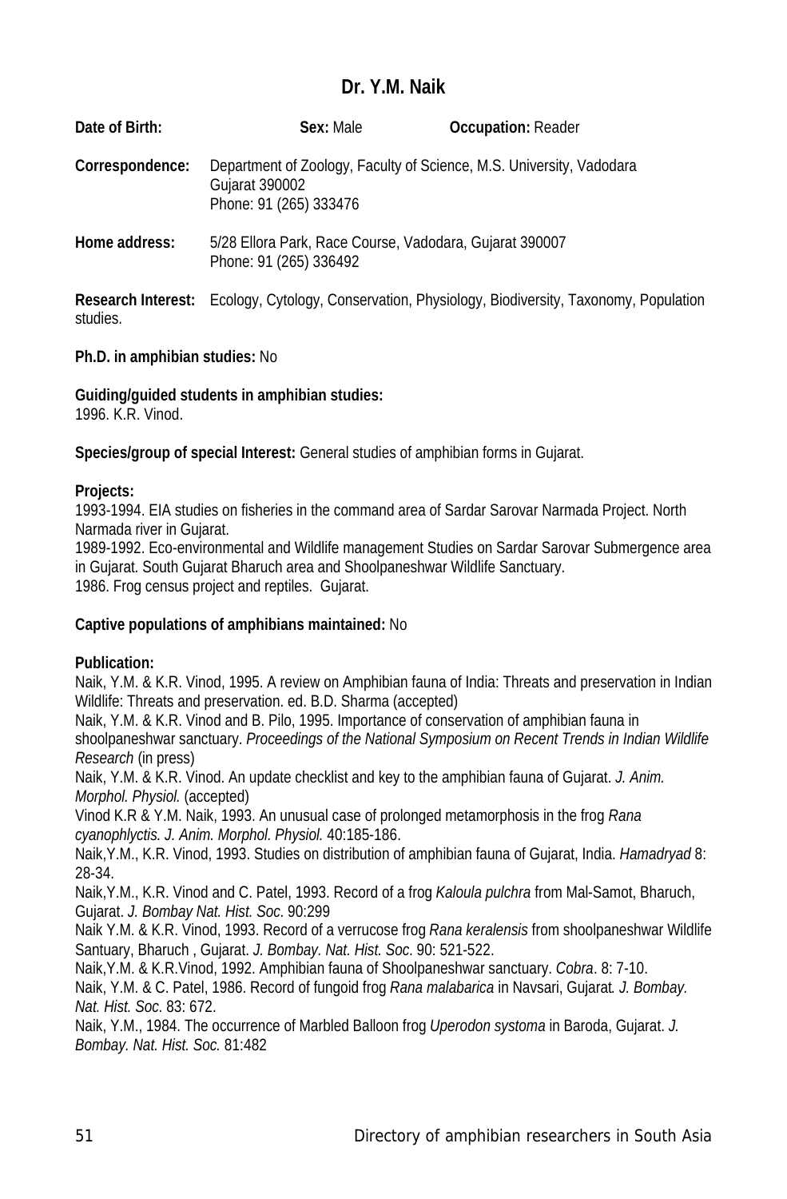## Dr. Y.M. Naik

**Date of Birth:** **Sex:** Male **Occupation:** Reader

**Correspondence:** Department of Zoology, Faculty of Science, M.S. University, Vadodara
Gujarat 390002
Phone: 91 (265) 333476

**Home address:** 5/28 Ellora Park, Race Course, Vadodara, Gujarat 390007
Phone: 91 (265) 336492

**Research Interest:** Ecology, Cytology, Conservation, Physiology, Biodiversity, Taxonomy, Population studies.

**Ph.D. in amphibian studies:** No

**Guiding/guided students in amphibian studies:**
1996. K.R. Vinod.

**Species/group of special Interest:** General studies of amphibian forms in Gujarat.

**Projects:**
1993-1994. EIA studies on fisheries in the command area of Sardar Sarovar Narmada Project. North Narmada river in Gujarat.
1989-1992. Eco-environmental and Wildlife management Studies on Sardar Sarovar Submergence area in Gujarat. South Gujarat Bharuch area and Shoolpaneshwar Wildlife Sanctuary.
1986. Frog census project and reptiles. Gujarat.

**Captive populations of amphibians maintained:** No

**Publication:**
Naik, Y.M. & K.R. Vinod, 1995. A review on Amphibian fauna of India: Threats and preservation in Indian Wildlife: Threats and preservation. ed. B.D. Sharma (accepted)
Naik, Y.M. & K.R. Vinod and B. Pilo, 1995. Importance of conservation of amphibian fauna in shoolpaneshwar sanctuary. *Proceedings of the National Symposium on Recent Trends in Indian Wildlife Research* (in press)
Naik, Y.M. & K.R. Vinod. An update checklist and key to the amphibian fauna of Gujarat. *J. Anim. Morphol. Physiol.* (accepted)
Vinod K.R & Y.M. Naik, 1993. An unusual case of prolonged metamorphosis in the frog *Rana cyanophlyctis. J. Anim. Morphol. Physiol.* 40:185-186.
Naik,Y.M., K.R. Vinod, 1993. Studies on distribution of amphibian fauna of Gujarat, India. *Hamadryad* 8: 28-34.
Naik,Y.M., K.R. Vinod and C. Patel, 1993. Record of a frog *Kaloula pulchra* from Mal-Samot, Bharuch, Gujarat. *J. Bombay Nat. Hist. Soc*. 90:299
Naik Y.M. & K.R. Vinod, 1993. Record of a verrucose frog *Rana keralensis* from shoolpaneshwar Wildlife Santuary, Bharuch , Gujarat. *J. Bombay. Nat. Hist. Soc*. 90: 521-522.
Naik,Y.M. & K.R.Vinod, 1992. Amphibian fauna of Shoolpaneshwar sanctuary. *Cobra*. 8: 7-10.
Naik, Y.M. & C. Patel, 1986. Record of fungoid frog *Rana malabarica* in Navsari, Gujarat*. J. Bombay. Nat. Hist. Soc*. 83: 672.
Naik, Y.M., 1984. The occurrence of Marbled Balloon frog *Uperodon systoma* in Baroda, Gujarat. *J. Bombay. Nat. Hist. Soc.* 81:482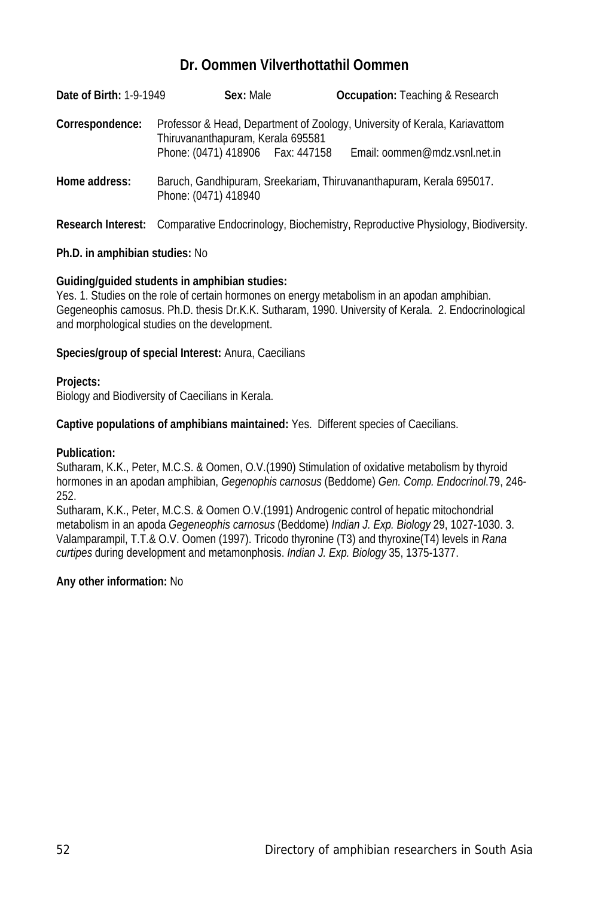# Dr. Oommen Vilverthottathil Oommen

**Date of Birth:** 1-9-1949 **Sex:** Male **Occupation:** Teaching & Research

**Correspondence:** Professor & Head, Department of Zoology, University of Kerala, Kariavattom Thiruvananthapuram, Kerala 695581
Phone: (0471) 418906 Fax: 447158 Email: oommen@mdz.vsnl.net.in

**Home address:** Baruch, Gandhipuram, Sreekariam, Thiruvananthapuram, Kerala 695017.
Phone: (0471) 418940

**Research Interest:** Comparative Endocrinology, Biochemistry, Reproductive Physiology, Biodiversity.

**Ph.D. in amphibian studies:** No

**Guiding/guided students in amphibian studies:**
Yes. 1. Studies on the role of certain hormones on energy metabolism in an apodan amphibian. Gegeneophis camosus. Ph.D. thesis Dr.K.K. Sutharam, 1990. University of Kerala. 2. Endocrinological and morphological studies on the development.

**Species/group of special Interest:** Anura, Caecilians

**Projects:**
Biology and Biodiversity of Caecilians in Kerala.

**Captive populations of amphibians maintained:** Yes. Different species of Caecilians.

**Publication:**
Sutharam, K.K., Peter, M.C.S. & Oomen, O.V.(1990) Stimulation of oxidative metabolism by thyroid hormones in an apodan amphibian, *Gegenophis carnosus* (Beddome) *Gen. Comp. Endocrinol.*79, 246-252.
Sutharam, K.K., Peter, M.C.S. & Oomen O.V.(1991) Androgenic control of hepatic mitochondrial metabolism in an apoda *Gegeneophis carnosus* (Beddome) *Indian J. Exp. Biology* 29, 1027-1030. 3. Valamparampil, T.T.& O.V. Oomen (1997). Tricodo thyronine (T3) and thyroxine(T4) levels in *Rana curtipes* during development and metamonphosis. *Indian J. Exp. Biology* 35, 1375-1377.

**Any other information:** No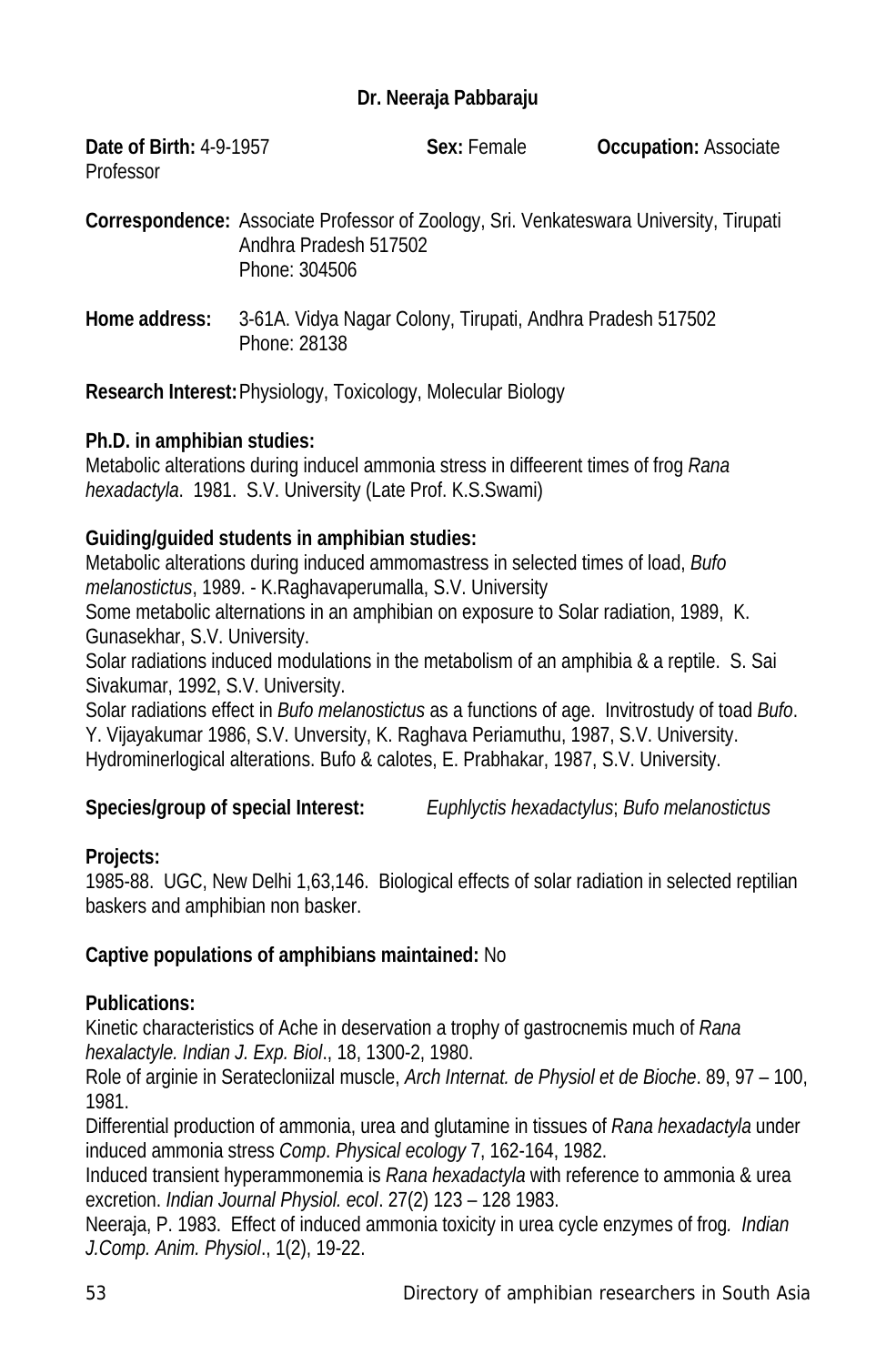**Dr. Neeraja Pabbaraju**

**Date of Birth:** 4-9-1957 **Sex:** Female **Occupation:** Associate Professor

**Correspondence:** Associate Professor of Zoology, Sri. Venkateswara University, Tirupati Andhra Pradesh 517502
Phone: 304506

**Home address:** 3-61A. Vidya Nagar Colony, Tirupati, Andhra Pradesh 517502
Phone: 28138

**Research Interest:** Physiology, Toxicology, Molecular Biology

**Ph.D. in amphibian studies:**
Metabolic alterations during inducel ammonia stress in diffeerent times of frog *Rana hexadactyla*. 1981. S.V. University (Late Prof. K.S.Swami)

**Guiding/guided students in amphibian studies:**
Metabolic alterations during induced ammomastress in selected times of load, *Bufo melanostictus*, 1989. - K.Raghavaperumalla, S.V. University
Some metabolic alternations in an amphibian on exposure to Solar radiation, 1989, K. Gunasekhar, S.V. University.
Solar radiations induced modulations in the metabolism of an amphibia & a reptile. S. Sai Sivakumar, 1992, S.V. University.
Solar radiations effect in *Bufo melanostictus* as a functions of age. Invitrostudy of toad *Bufo*. Y. Vijayakumar 1986, S.V. Unversity, K. Raghava Periamuthu, 1987, S.V. University.
Hydrominerlogical alterations. Bufo & calotes, E. Prabhakar, 1987, S.V. University.

**Species/group of special Interest:** *Euphlyctis hexadactylus*; *Bufo melanostictus*

**Projects:**
1985-88. UGC, New Delhi 1,63,146. Biological effects of solar radiation in selected reptilian baskers and amphibian non basker.

**Captive populations of amphibians maintained:** No

**Publications:**
Kinetic characteristics of Ache in deservation a trophy of gastrocnemis much of *Rana hexalactyle. Indian J. Exp. Biol*., 18, 1300-2, 1980.
Role of arginie in Seratecloniizal muscle, *Arch Internat. de Physiol et de Bioche*. 89, 97 – 100, 1981.
Differential production of ammonia, urea and glutamine in tissues of *Rana hexadactyla* under induced ammonia stress *Comp*. *Physical ecology* 7, 162-164, 1982.
Induced transient hyperammonemia is *Rana hexadactyla* with reference to ammonia & urea excretion. *Indian Journal Physiol. ecol*. 27(2) 123 – 128 1983.
Neeraja, P. 1983. Effect of induced ammonia toxicity in urea cycle enzymes of frog. *Indian J.Comp. Anim. Physiol*., 1(2), 19-22.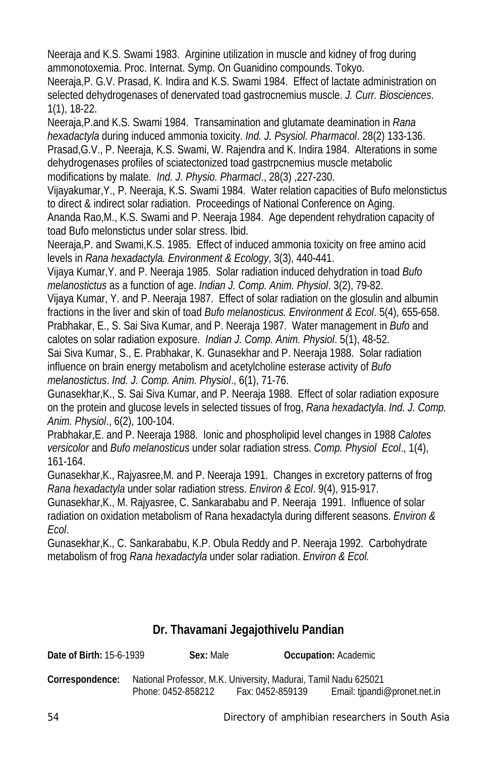Neeraja and K.S. Swami 1983. Arginine utilization in muscle and kidney of frog during ammonotoxemia. Proc. Internat. Symp. On Guanidino compounds. Tokyo.

Neeraja,P. G.V. Prasad, K. Indira and K.S. Swami 1984. Effect of lactate administration on selected dehydrogenases of denervated toad gastrocnemius muscle. *J. Curr. Biosciences*. 1(1), 18-22.

Neeraja,P.and K.S. Swami 1984. Transamination and glutamate deamination in *Rana hexadactyla* during induced ammonia toxicity. *Ind. J. Psysiol. Pharmacol*. 28(2) 133-136.

Prasad,G.V., P. Neeraja, K.S. Swami, W. Rajendra and K. Indira 1984. Alterations in some dehydrogenases profiles of sciatectonized toad gastrpcnemius muscle metabolic modifications by malate. *Ind. J. Physio. Pharmacl*., 28(3) ,227-230.

Vijayakumar,Y., P. Neeraja, K.S. Swami 1984. Water relation capacities of Bufo melonstictus to direct & indirect solar radiation. Proceedings of National Conference on Aging.

Ananda Rao,M., K.S. Swami and P. Neeraja 1984. Age dependent rehydration capacity of toad Bufo melonstictus under solar stress. Ibid.

Neeraja,P. and Swami,K.S. 1985. Effect of induced ammonia toxicity on free amino acid levels in *Rana hexadactyla. Environment & Ecology*, 3(3), 440-441.

Vijaya Kumar,Y. and P. Neeraja 1985. Solar radiation induced dehydration in toad *Bufo melanostictus* as a function of age. *Indian J. Comp. Anim. Physiol*. 3(2), 79-82.

Vijaya Kumar, Y. and P. Neeraja 1987. Effect of solar radiation on the glosulin and albumin fractions in the liver and skin of toad *Bufo melanosticus. Environment & Ecol*. 5(4), 655-658.

Prabhakar, E., S. Sai Siva Kumar, and P. Neeraja 1987. Water management in *Bufo* and calotes on solar radiation exposure. *Indian J. Comp. Anim. Physiol*. 5(1), 48-52.

Sai Siva Kumar, S., E. Prabhakar, K. Gunasekhar and P. Neeraja 1988. Solar radiation influence on brain energy metabolism and acetylcholine esterase activity of *Bufo melanostictus*. *Ind. J. Comp. Anim. Physiol*., 6(1), 71-76.

Gunasekhar,K., S. Sai Siva Kumar, and P. Neeraja 1988. Effect of solar radiation exposure on the protein and glucose levels in selected tissues of frog, *Rana hexadactyla*. *Ind. J. Comp. Anim. Physiol*., 6(2), 100-104.

Prabhakar,E. and P. Neeraja 1988. Ionic and phospholipid level changes in 1988 *Calotes versicolor* and *Bufo melanosticus* under solar radiation stress. *Comp. Physiol Ecol*., 1(4), 161-164.

Gunasekhar,K., Rajyasree,M. and P. Neeraja 1991. Changes in excretory patterns of frog *Rana hexadactyla* under solar radiation stress. *Environ & Ecol*. 9(4), 915-917.

Gunasekhar,K., M. Rajyasree, C. Sankarababu and P. Neeraja 1991. Influence of solar radiation on oxidation metabolism of Rana hexadactyla during different seasons. *Environ & Ecol*.

Gunasekhar,K., C. Sankarababu, K.P. Obula Reddy and P. Neeraja 1992. Carbohydrate metabolism of frog *Rana hexadactyla* under solar radiation. *Environ & Ecol.*

## Dr. Thavamani Jegajothivelu Pandian

**Date of Birth:** 15-6-1939 **Sex:** Male **Occupation:** Academic

**Correspondence:** National Professor, M.K. University, Madurai, Tamil Nadu 625021
Phone: 0452-858212 Fax: 0452-859139 Email: tjpandi@pronet.net.in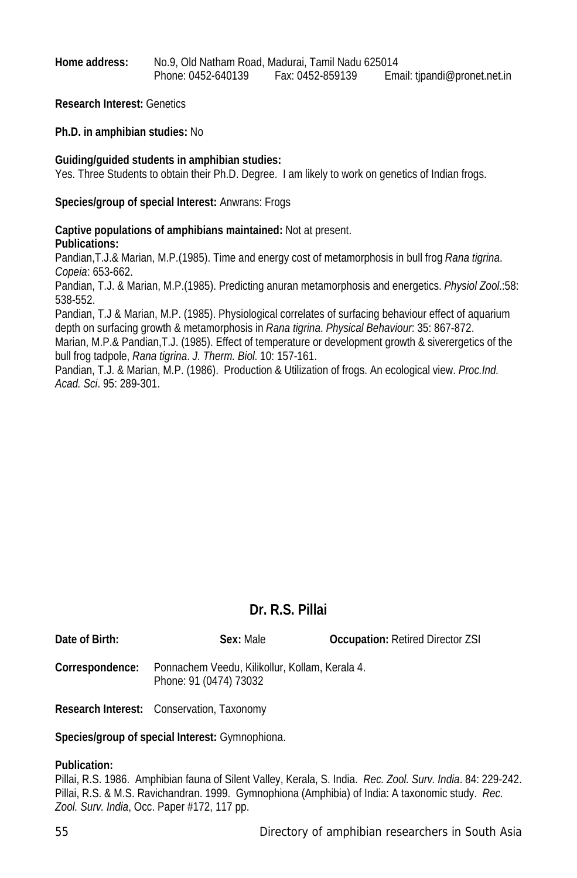**Home address:** No.9, Old Natham Road, Madurai, Tamil Nadu 625014
Phone: 0452-640139 Fax: 0452-859139 Email: tjpandi@pronet.net.in

**Research Interest:** Genetics

**Ph.D. in amphibian studies:** No

**Guiding/guided students in amphibian studies:**
Yes. Three Students to obtain their Ph.D. Degree. I am likely to work on genetics of Indian frogs.

**Species/group of special Interest:** Anwrans: Frogs

**Captive populations of amphibians maintained:** Not at present.

**Publications:**

Pandian,T.J.& Marian, M.P.(1985). Time and energy cost of metamorphosis in bull frog *Rana tigrina*. *Copeia*: 653-662.

Pandian, T.J. & Marian, M.P.(1985). Predicting anuran metamorphosis and energetics. *Physiol Zool*.:58: 538-552.

Pandian, T.J & Marian, M.P. (1985). Physiological correlates of surfacing behaviour effect of aquarium depth on surfacing growth & metamorphosis in *Rana tigrina*. *Physical Behaviour*: 35: 867-872.

Marian, M.P.& Pandian,T.J. (1985). Effect of temperature or development growth & siverergetics of the bull frog tadpole, *Rana tigrina*. *J. Therm. Biol*. 10: 157-161.

Pandian, T.J. & Marian, M.P. (1986). Production & Utilization of frogs. An ecological view. *Proc.Ind. Acad. Sci*. 95: 289-301.

## Dr. R.S. Pillai

**Date of Birth:** **Sex:** Male **Occupation:** Retired Director ZSI

**Correspondence:** Ponnachem Veedu, Kilikollur, Kollam, Kerala 4.
Phone: 91 (0474) 73032

**Research Interest:** Conservation, Taxonomy

**Species/group of special Interest:** Gymnophiona.

**Publication:**

Pillai, R.S. 1986. Amphibian fauna of Silent Valley, Kerala, S. India. *Rec. Zool. Surv. India*. 84: 229-242.

Pillai, R.S. & M.S. Ravichandran. 1999. Gymnophiona (Amphibia) of India: A taxonomic study. *Rec. Zool. Surv. India*, Occ. Paper #172, 117 pp.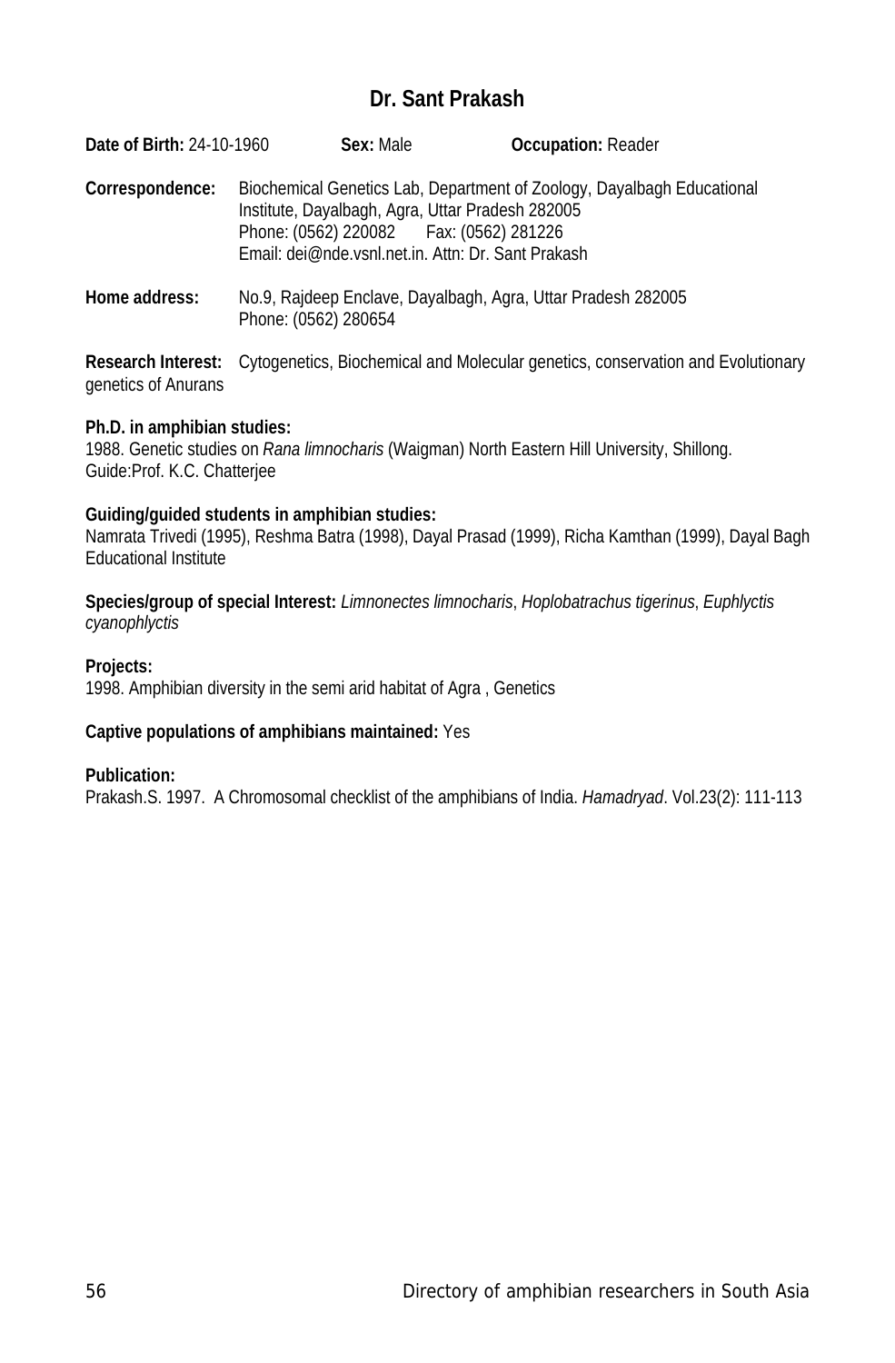## Dr. Sant Prakash

**Date of Birth:** 24-10-1960 **Sex:** Male **Occupation:** Reader

**Correspondence:** Biochemical Genetics Lab, Department of Zoology, Dayalbagh Educational Institute, Dayalbagh, Agra, Uttar Pradesh 282005
Phone: (0562) 220082 Fax: (0562) 281226
Email: dei@nde.vsnl.net.in. Attn: Dr. Sant Prakash

**Home address:** No.9, Rajdeep Enclave, Dayalbagh, Agra, Uttar Pradesh 282005
Phone: (0562) 280654

**Research Interest:** Cytogenetics, Biochemical and Molecular genetics, conservation and Evolutionary genetics of Anurans

**Ph.D. in amphibian studies:**
1988. Genetic studies on *Rana limnocharis* (Waigman) North Eastern Hill University, Shillong. Guide:Prof. K.C. Chatterjee

**Guiding/guided students in amphibian studies:**
Namrata Trivedi (1995), Reshma Batra (1998), Dayal Prasad (1999), Richa Kamthan (1999), Dayal Bagh Educational Institute

**Species/group of special Interest:** *Limnonectes limnocharis*, *Hoplobatrachus tigerinus*, *Euphlyctis cyanophlyctis*

**Projects:**
1998. Amphibian diversity in the semi arid habitat of Agra , Genetics

**Captive populations of amphibians maintained:** Yes

**Publication:**
Prakash.S. 1997. A Chromosomal checklist of the amphibians of India. *Hamadryad*. Vol.23(2): 111-113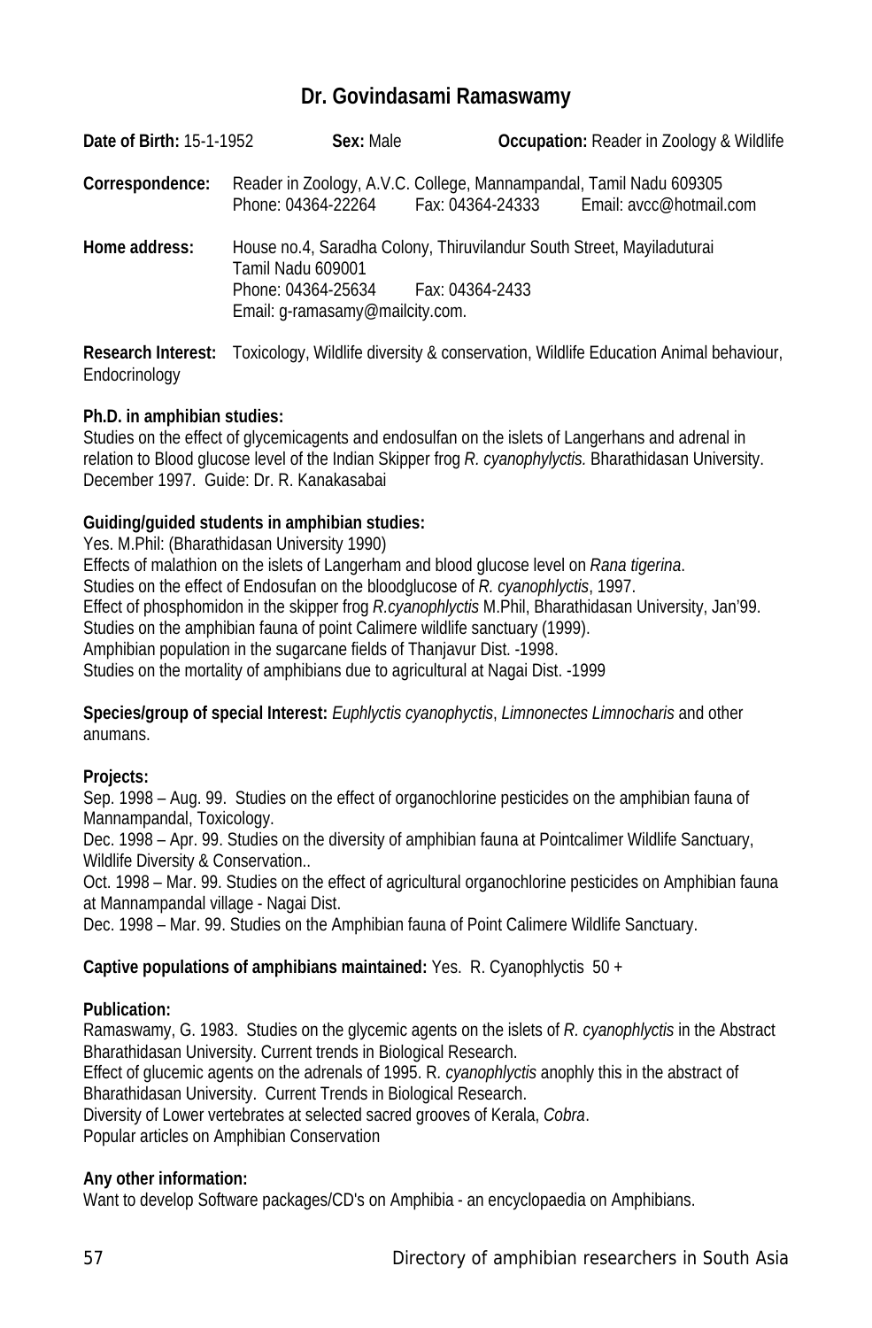# Dr. Govindasami Ramaswamy

**Date of Birth:** 15-1-1952 **Sex:** Male **Occupation:** Reader in Zoology & Wildlife

**Correspondence:** Reader in Zoology, A.V.C. College, Mannampandal, Tamil Nadu 609305
Phone: 04364-22264 Fax: 04364-24333 Email: avcc@hotmail.com

**Home address:** House no.4, Saradha Colony, Thiruvilandur South Street, Mayiladuturai
Tamil Nadu 609001
Phone: 04364-25634 Fax: 04364-2433
Email: g-ramasamy@mailcity.com.

**Research Interest:** Toxicology, Wildlife diversity & conservation, Wildlife Education Animal behaviour, Endocrinology

**Ph.D. in amphibian studies:**
Studies on the effect of glycemicagents and endosulfan on the islets of Langerhans and adrenal in relation to Blood glucose level of the Indian Skipper frog *R. cyanophylyctis.* Bharathidasan University. December 1997. Guide: Dr. R. Kanakasabai

**Guiding/guided students in amphibian studies:**
Yes. M.Phil: (Bharathidasan University 1990)
Effects of malathion on the islets of Langerham and blood glucose level on *Rana tigerina*.
Studies on the effect of Endosufan on the bloodglucose of *R. cyanophlyctis*, 1997.
Effect of phosphomidon in the skipper frog *R.cyanophlyctis* M.Phil, Bharathidasan University, Jan'99.
Studies on the amphibian fauna of point Calimere wildlife sanctuary (1999).
Amphibian population in the sugarcane fields of Thanjavur Dist. -1998.
Studies on the mortality of amphibians due to agricultural at Nagai Dist. -1999

**Species/group of special Interest:** *Euphlyctis cyanophyctis*, *Limnonectes Limnocharis* and other anumans.

**Projects:**
Sep. 1998 – Aug. 99. Studies on the effect of organochlorine pesticides on the amphibian fauna of Mannampandal, Toxicology.
Dec. 1998 – Apr. 99. Studies on the diversity of amphibian fauna at Pointcalimer Wildlife Sanctuary, Wildlife Diversity & Conservation..
Oct. 1998 – Mar. 99. Studies on the effect of agricultural organochlorine pesticides on Amphibian fauna at Mannampandal village - Nagai Dist.
Dec. 1998 – Mar. 99. Studies on the Amphibian fauna of Point Calimere Wildlife Sanctuary.

**Captive populations of amphibians maintained:** Yes. R. Cyanophlyctis 50 +

**Publication:**
Ramaswamy, G. 1983. Studies on the glycemic agents on the islets of *R. cyanophlyctis* in the Abstract Bharathidasan University. Current trends in Biological Research.
Effect of glucemic agents on the adrenals of 1995. R. *cyanophlyctis* anophly this in the abstract of Bharathidasan University. Current Trends in Biological Research.
Diversity of Lower vertebrates at selected sacred grooves of Kerala, *Cobra*.
Popular articles on Amphibian Conservation

**Any other information:**
Want to develop Software packages/CD's on Amphibia - an encyclopaedia on Amphibians.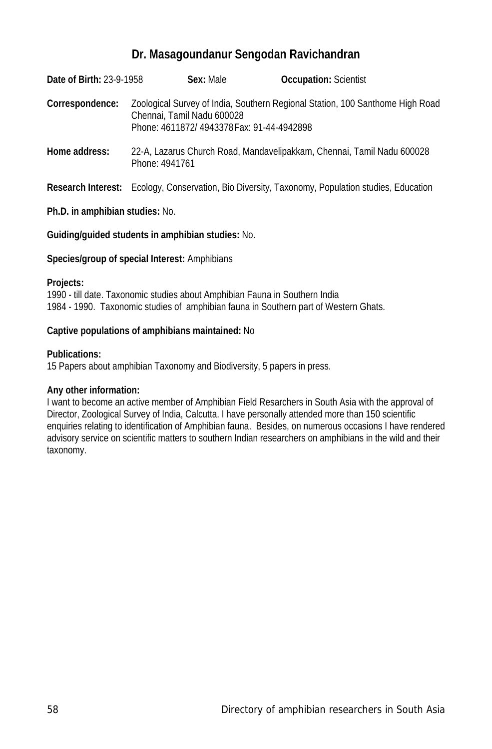## Dr. Masagoundanur Sengodan Ravichandran

**Date of Birth:** 23-9-1958 **Sex:** Male **Occupation:** Scientist

**Correspondence:** Zoological Survey of India, Southern Regional Station, 100 Santhome High Road Chennai, Tamil Nadu 600028
Phone: 4611872/ 4943378 Fax: 91-44-4942898

**Home address:** 22-A, Lazarus Church Road, Mandavelipakkam, Chennai, Tamil Nadu 600028
Phone: 4941761

**Research Interest:** Ecology, Conservation, Bio Diversity, Taxonomy, Population studies, Education

**Ph.D. in amphibian studies:** No.

**Guiding/guided students in amphibian studies:** No.

**Species/group of special Interest:** Amphibians

**Projects:**
1990 - till date. Taxonomic studies about Amphibian Fauna in Southern India
1984 - 1990. Taxonomic studies of amphibian fauna in Southern part of Western Ghats.

**Captive populations of amphibians maintained:** No

**Publications:**
15 Papers about amphibian Taxonomy and Biodiversity, 5 papers in press.

**Any other information:**
I want to become an active member of Amphibian Field Resarchers in South Asia with the approval of Director, Zoological Survey of India, Calcutta. I have personally attended more than 150 scientific enquiries relating to identification of Amphibian fauna. Besides, on numerous occasions I have rendered advisory service on scientific matters to southern Indian researchers on amphibians in the wild and their taxonomy.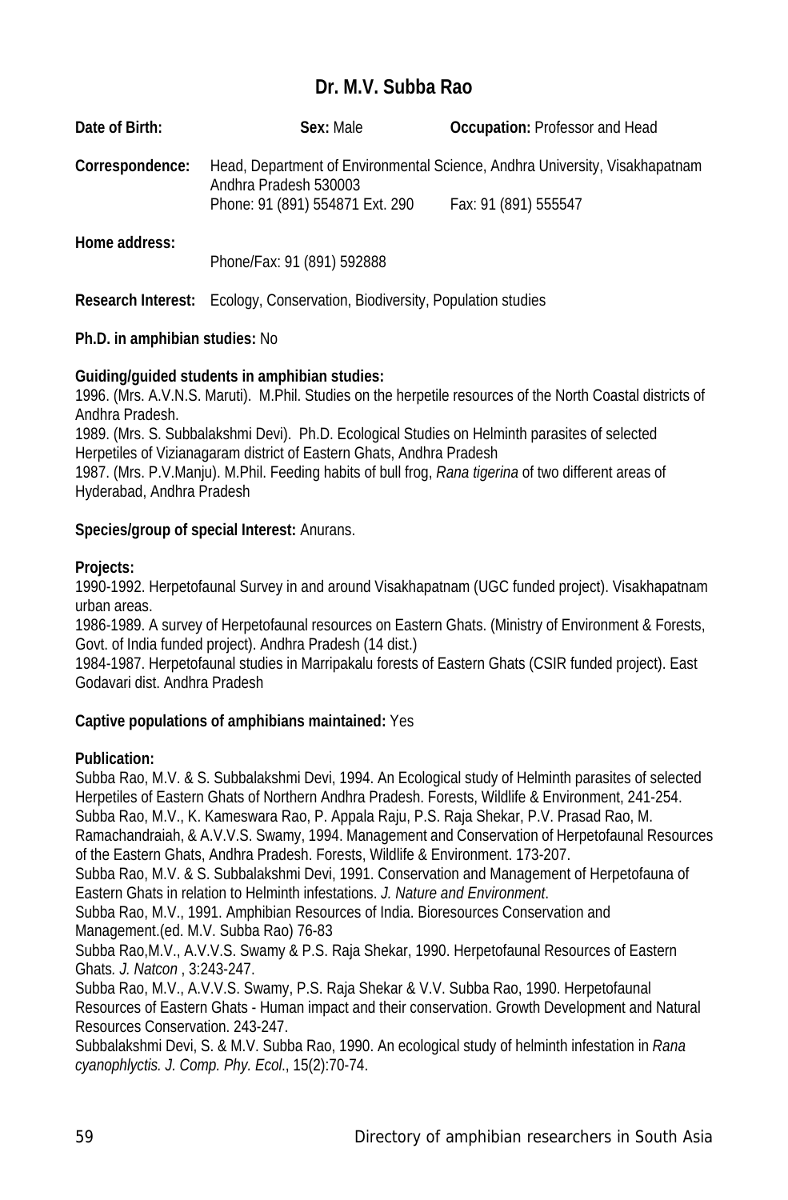## Dr. M.V. Subba Rao

**Date of Birth:** **Sex:** Male **Occupation:** Professor and Head

**Correspondence:** Head, Department of Environmental Science, Andhra University, Visakhapatnam Andhra Pradesh 530003
Phone: 91 (891) 554871 Ext. 290 Fax: 91 (891) 555547

**Home address:**
Phone/Fax: 91 (891) 592888

**Research Interest:** Ecology, Conservation, Biodiversity, Population studies

**Ph.D. in amphibian studies:** No

**Guiding/guided students in amphibian studies:**
1996. (Mrs. A.V.N.S. Maruti). M.Phil. Studies on the herpetile resources of the North Coastal districts of Andhra Pradesh.
1989. (Mrs. S. Subbalakshmi Devi). Ph.D. Ecological Studies on Helminth parasites of selected Herpetiles of Vizianagaram district of Eastern Ghats, Andhra Pradesh
1987. (Mrs. P.V.Manju). M.Phil. Feeding habits of bull frog, *Rana tigerina* of two different areas of Hyderabad, Andhra Pradesh

**Species/group of special Interest:** Anurans.

**Projects:**
1990-1992. Herpetofaunal Survey in and around Visakhapatnam (UGC funded project). Visakhapatnam urban areas.
1986-1989. A survey of Herpetofaunal resources on Eastern Ghats. (Ministry of Environment & Forests, Govt. of India funded project). Andhra Pradesh (14 dist.)
1984-1987. Herpetofaunal studies in Marripakalu forests of Eastern Ghats (CSIR funded project). East Godavari dist. Andhra Pradesh

**Captive populations of amphibians maintained:** Yes

**Publication:**
Subba Rao, M.V. & S. Subbalakshmi Devi, 1994. An Ecological study of Helminth parasites of selected Herpetiles of Eastern Ghats of Northern Andhra Pradesh. Forests, Wildlife & Environment, 241-254.
Subba Rao, M.V., K. Kameswara Rao, P. Appala Raju, P.S. Raja Shekar, P.V. Prasad Rao, M. Ramachandraiah, & A.V.V.S. Swamy, 1994. Management and Conservation of Herpetofaunal Resources of the Eastern Ghats, Andhra Pradesh. Forests, Wildlife & Environment. 173-207.
Subba Rao, M.V. & S. Subbalakshmi Devi, 1991. Conservation and Management of Herpetofauna of Eastern Ghats in relation to Helminth infestations. *J. Nature and Environment*.
Subba Rao, M.V., 1991. Amphibian Resources of India. Bioresources Conservation and Management.(ed. M.V. Subba Rao) 76-83
Subba Rao,M.V., A.V.V.S. Swamy & P.S. Raja Shekar, 1990. Herpetofaunal Resources of Eastern Ghats. *J. Natcon* , 3:243-247.
Subba Rao, M.V., A.V.V.S. Swamy, P.S. Raja Shekar & V.V. Subba Rao, 1990. Herpetofaunal Resources of Eastern Ghats - Human impact and their conservation. Growth Development and Natural Resources Conservation. 243-247.
Subbalakshmi Devi, S. & M.V. Subba Rao, 1990. An ecological study of helminth infestation in *Rana cyanophlyctis. J. Comp. Phy. Ecol*., 15(2):70-74.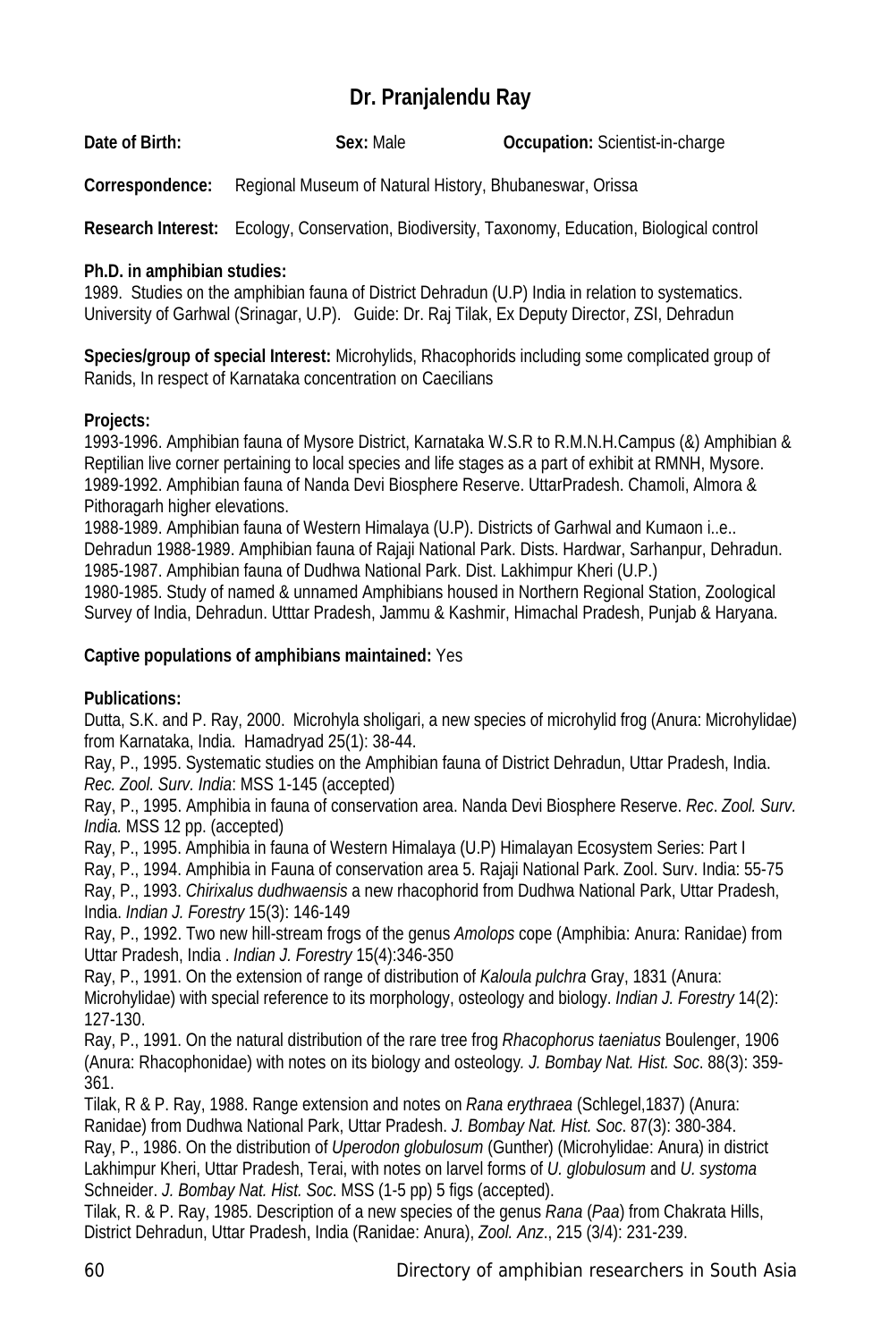## Dr. Pranjalendu Ray

**Date of Birth:** **Sex:** Male **Occupation:** Scientist-in-charge

**Correspondence:** Regional Museum of Natural History, Bhubaneswar, Orissa

**Research Interest:** Ecology, Conservation, Biodiversity, Taxonomy, Education, Biological control

**Ph.D. in amphibian studies:**
1989. Studies on the amphibian fauna of District Dehradun (U.P) India in relation to systematics. University of Garhwal (Srinagar, U.P). Guide: Dr. Raj Tilak, Ex Deputy Director, ZSI, Dehradun

**Species/group of special Interest:** Microhylids, Rhacophorids including some complicated group of Ranids, In respect of Karnataka concentration on Caecilians

**Projects:**
1993-1996. Amphibian fauna of Mysore District, Karnataka W.S.R to R.M.N.H.Campus (&) Amphibian & Reptilian live corner pertaining to local species and life stages as a part of exhibit at RMNH, Mysore.
1989-1992. Amphibian fauna of Nanda Devi Biosphere Reserve. UttarPradesh. Chamoli, Almora & Pithoragarh higher elevations.
1988-1989. Amphibian fauna of Western Himalaya (U.P). Districts of Garhwal and Kumaon i..e.. Dehradun 1988-1989. Amphibian fauna of Rajaji National Park. Dists. Hardwar, Sarhanpur, Dehradun.
1985-1987. Amphibian fauna of Dudhwa National Park. Dist. Lakhimpur Kheri (U.P.)
1980-1985. Study of named & unnamed Amphibians housed in Northern Regional Station, Zoological Survey of India, Dehradun. Utttar Pradesh, Jammu & Kashmir, Himachal Pradesh, Punjab & Haryana.

**Captive populations of amphibians maintained:** Yes

**Publications:**
Dutta, S.K. and P. Ray, 2000. Microhyla sholigari, a new species of microhylid frog (Anura: Microhylidae) from Karnataka, India. Hamadryad 25(1): 38-44.
Ray, P., 1995. Systematic studies on the Amphibian fauna of District Dehradun, Uttar Pradesh, India. *Rec. Zool. Surv. India*: MSS 1-145 (accepted)
Ray, P., 1995. Amphibia in fauna of conservation area. Nanda Devi Biosphere Reserve. *Rec*. *Zool. Surv. India.* MSS 12 pp. (accepted)
Ray, P., 1995. Amphibia in fauna of Western Himalaya (U.P) Himalayan Ecosystem Series: Part I
Ray, P., 1994. Amphibia in Fauna of conservation area 5. Rajaji National Park. Zool. Surv. India: 55-75
Ray, P., 1993. *Chirixalus dudhwaensis* a new rhacophorid from Dudhwa National Park, Uttar Pradesh, India. *Indian J. Forestry* 15(3): 146-149
Ray, P., 1992. Two new hill-stream frogs of the genus *Amolops* cope (Amphibia: Anura: Ranidae) from Uttar Pradesh, India . *Indian J. Forestry* 15(4):346-350
Ray, P., 1991. On the extension of range of distribution of *Kaloula pulchra* Gray, 1831 (Anura: Microhylidae) with special reference to its morphology, osteology and biology. *Indian J. Forestry* 14(2): 127-130.
Ray, P., 1991. On the natural distribution of the rare tree frog *Rhacophorus taeniatus* Boulenger, 1906 (Anura: Rhacophonidae) with notes on its biology and osteology*. J. Bombay Nat. Hist. Soc*. 88(3): 359-361.
Tilak, R & P. Ray, 1988. Range extension and notes on *Rana erythraea* (Schlegel,1837) (Anura: Ranidae) from Dudhwa National Park, Uttar Pradesh. *J. Bombay Nat. Hist. Soc*. 87(3): 380-384.
Ray, P., 1986. On the distribution of *Uperodon globulosum* (Gunther) (Microhylidae: Anura) in district Lakhimpur Kheri, Uttar Pradesh, Terai, with notes on larval forms of *U. globulosum* and *U. systoma* Schneider. *J. Bombay Nat. Hist. Soc*. MSS (1-5 pp) 5 figs (accepted).
Tilak, R. & P. Ray, 1985. Description of a new species of the genus *Rana* (*Paa*) from Chakrata Hills, District Dehradun, Uttar Pradesh, India (Ranidae: Anura), *Zool. Anz*., 215 (3/4): 231-239.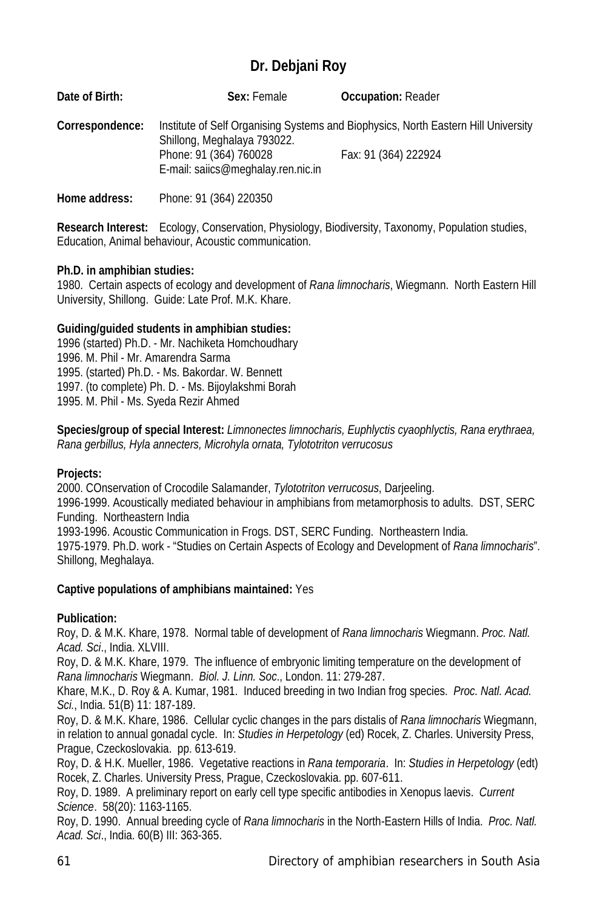# Dr. Debjani Roy

**Date of Birth:** **Sex:** Female **Occupation:** Reader

**Correspondence:** Institute of Self Organising Systems and Biophysics, North Eastern Hill University Shillong, Meghalaya 793022.
Phone: 91 (364) 760028 Fax: 91 (364) 222924
E-mail: saiics@meghalay.ren.nic.in

**Home address:** Phone: 91 (364) 220350

**Research Interest:** Ecology, Conservation, Physiology, Biodiversity, Taxonomy, Population studies, Education, Animal behaviour, Acoustic communication.

**Ph.D. in amphibian studies:**
1980. Certain aspects of ecology and development of *Rana limnocharis*, Wiegmann. North Eastern Hill University, Shillong. Guide: Late Prof. M.K. Khare.

**Guiding/guided students in amphibian studies:**
1996 (started) Ph.D. - Mr. Nachiketa Homchoudhary
1996. M. Phil - Mr. Amarendra Sarma
1995. (started) Ph.D. - Ms. Bakordar. W. Bennett
1997. (to complete) Ph. D. - Ms. Bijoylakshmi Borah
1995. M. Phil - Ms. Syeda Rezir Ahmed

**Species/group of special Interest:** *Limnonectes limnocharis, Euphlyctis cyaophlyctis, Rana erythraea, Rana gerbillus, Hyla annecters, Microhyla ornata, Tylototriton verrucosus*

**Projects:**
2000. COnservation of Crocodile Salamander, *Tylototriton verrucosus*, Darjeeling.
1996-1999. Acoustically mediated behaviour in amphibians from metamorphosis to adults. DST, SERC Funding. Northeastern India
1993-1996. Acoustic Communication in Frogs. DST, SERC Funding. Northeastern India.
1975-1979. Ph.D. work - "Studies on Certain Aspects of Ecology and Development of *Rana limnocharis*". Shillong, Meghalaya.

**Captive populations of amphibians maintained:** Yes

**Publication:**
Roy, D. & M.K. Khare, 1978. Normal table of development of *Rana limnocharis* Wiegmann. *Proc. Natl. Acad. Sci*., India. XLVIII.
Roy, D. & M.K. Khare, 1979. The influence of embryonic limiting temperature on the development of *Rana limnocharis* Wiegmann. *Biol. J. Linn. Soc*., London. 11: 279-287.
Khare, M.K., D. Roy & A. Kumar, 1981. Induced breeding in two Indian frog species. *Proc. Natl. Acad. Sci.*, India. 51(B) 11: 187-189.
Roy, D. & M.K. Khare, 1986. Cellular cyclic changes in the pars distalis of *Rana limnocharis* Wiegmann, in relation to annual gonadal cycle. In: *Studies in Herpetology* (ed) Rocek, Z. Charles. University Press, Prague, Czeckoslovakia. pp. 613-619.
Roy, D. & H.K. Mueller, 1986. Vegetative reactions in *Rana temporaria*. In: *Studies in Herpetology* (edt) Rocek, Z. Charles. University Press, Prague, Czeckoslovakia. pp. 607-611.
Roy, D. 1989. A preliminary report on early cell type specific antibodies in Xenopus laevis. *Current Science*. 58(20): 1163-1165.
Roy, D. 1990. Annual breeding cycle of *Rana limnocharis* in the North-Eastern Hills of India. *Proc. Natl. Acad. Sci*., India. 60(B) III: 363-365.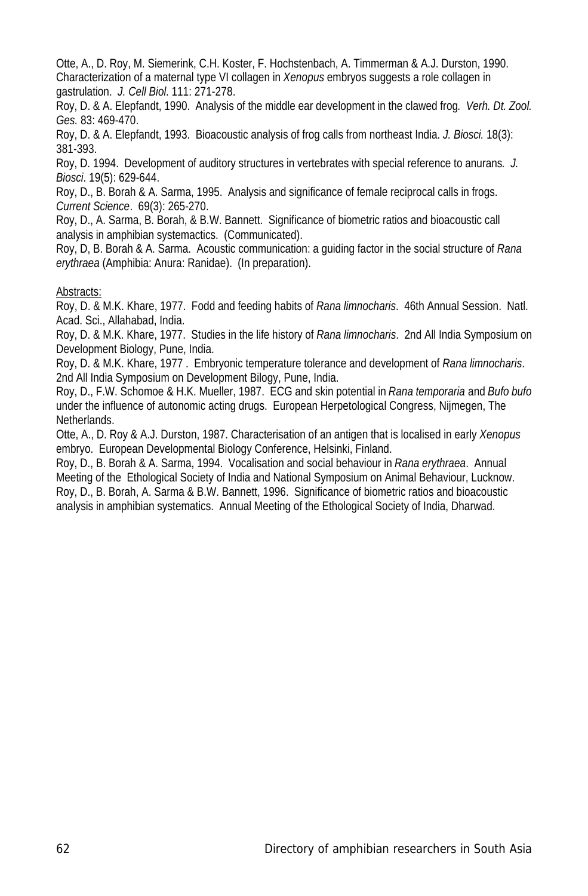Otte, A., D. Roy, M. Siemerink, C.H. Koster, F. Hochstenbach, A. Timmerman & A.J. Durston, 1990. Characterization of a maternal type VI collagen in *Xenopus* embryos suggests a role collagen in gastrulation. *J. Cell Biol.* 111: 271-278.

Roy, D. & A. Elepfandt, 1990. Analysis of the middle ear development in the clawed frog*. Verh. Dt. Zool. Ges.* 83: 469-470.

Roy, D. & A. Elepfandt, 1993. Bioacoustic analysis of frog calls from northeast India. *J. Biosci.* 18(3): 381-393.

Roy, D. 1994. Development of auditory structures in vertebrates with special reference to anurans*. J. Biosci*. 19(5): 629-644.

Roy, D., B. Borah & A. Sarma, 1995. Analysis and significance of female reciprocal calls in frogs. *Current Science*. 69(3): 265-270.

Roy, D., A. Sarma, B. Borah, & B.W. Bannett. Significance of biometric ratios and bioacoustic call analysis in amphibian systemactics. (Communicated).

Roy, D, B. Borah & A. Sarma. Acoustic communication: a guiding factor in the social structure of *Rana erythraea* (Amphibia: Anura: Ranidae). (In preparation).

Abstracts:

Roy, D. & M.K. Khare, 1977. Fodd and feeding habits of *Rana limnocharis*. 46th Annual Session. Natl. Acad. Sci., Allahabad, India.

Roy, D. & M.K. Khare, 1977. Studies in the life history of *Rana limnocharis*. 2nd All India Symposium on Development Biology, Pune, India.

Roy, D. & M.K. Khare, 1977 . Embryonic temperature tolerance and development of *Rana limnocharis*. 2nd All India Symposium on Development Bilogy, Pune, India.

Roy, D., F.W. Schomoe & H.K. Mueller, 1987. ECG and skin potential in *Rana temporaria* and *Bufo bufo* under the influence of autonomic acting drugs. European Herpetological Congress, Nijmegen, The Netherlands.

Otte, A., D. Roy & A.J. Durston, 1987. Characterisation of an antigen that is localised in early *Xenopus* embryo. European Developmental Biology Conference, Helsinki, Finland.

Roy, D., B. Borah & A. Sarma, 1994. Vocalisation and social behaviour in *Rana erythraea*. Annual Meeting of the Ethological Society of India and National Symposium on Animal Behaviour, Lucknow.

Roy, D., B. Borah, A. Sarma & B.W. Bannett, 1996. Significance of biometric ratios and bioacoustic analysis in amphibian systematics. Annual Meeting of the Ethological Society of India, Dharwad.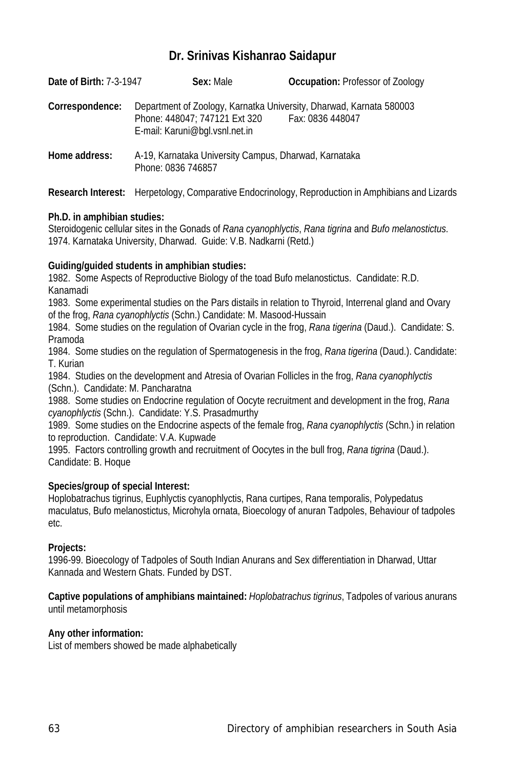## Dr. Srinivas Kishanrao Saidapur

**Date of Birth:** 7-3-1947 **Sex:** Male **Occupation:** Professor of Zoology

**Correspondence:** Department of Zoology, Karnatka University, Dharwad, Karnata 580003
Phone: 448047; 747121 Ext 320 Fax: 0836 448047
E-mail: Karuni@bgl.vsnl.net.in

**Home address:** A-19, Karnataka University Campus, Dharwad, Karnataka
Phone: 0836 746857

**Research Interest:** Herpetology, Comparative Endocrinology, Reproduction in Amphibians and Lizards

**Ph.D. in amphibian studies:**
Steroidogenic cellular sites in the Gonads of *Rana cyanophlyctis*, *Rana tigrina* and *Bufo melanostictus*. 1974. Karnataka University, Dharwad. Guide: V.B. Nadkarni (Retd.)

**Guiding/guided students in amphibian studies:**
1982. Some Aspects of Reproductive Biology of the toad Bufo melanostictus. Candidate: R.D. Kanamadi
1983. Some experimental studies on the Pars distails in relation to Thyroid, Interrenal gland and Ovary of the frog, *Rana cyanophlyctis* (Schn.) Candidate: M. Masood-Hussain
1984. Some studies on the regulation of Ovarian cycle in the frog, *Rana tigerina* (Daud.). Candidate: S. Pramoda
1984. Some studies on the regulation of Spermatogenesis in the frog, *Rana tigerina* (Daud.). Candidate: T. Kurian
1984. Studies on the development and Atresia of Ovarian Follicles in the frog, *Rana cyanophlyctis* (Schn.). Candidate: M. Pancharatna
1988. Some studies on Endocrine regulation of Oocyte recruitment and development in the frog, *Rana cyanophlyctis* (Schn.). Candidate: Y.S. Prasadmurthy
1989. Some studies on the Endocrine aspects of the female frog, *Rana cyanophlyctis* (Schn.) in relation to reproduction. Candidate: V.A. Kupwade
1995. Factors controlling growth and recruitment of Oocytes in the bull frog, *Rana tigrina* (Daud.). Candidate: B. Hoque

**Species/group of special Interest:**
Hoplobatrachus tigrinus, Euphlyctis cyanophlyctis, Rana curtipes, Rana temporalis, Polypedatus maculatus, Bufo melanostictus, Microhyla ornata, Bioecology of anuran Tadpoles, Behaviour of tadpoles etc.

**Projects:**
1996-99. Bioecology of Tadpoles of South Indian Anurans and Sex differentiation in Dharwad, Uttar Kannada and Western Ghats. Funded by DST.

**Captive populations of amphibians maintained:** *Hoplobatrachus tigrinus*, Tadpoles of various anurans until metamorphosis

**Any other information:**
List of members showed be made alphabetically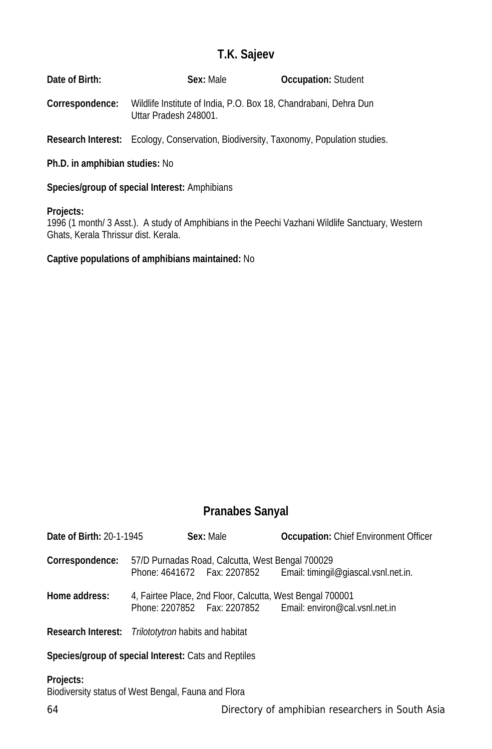## T.K. Sajeev

**Date of Birth:** **Sex:** Male **Occupation:** Student

**Correspondence:** Wildlife Institute of India, P.O. Box 18, Chandrabani, Dehra Dun Uttar Pradesh 248001.

**Research Interest:** Ecology, Conservation, Biodiversity, Taxonomy, Population studies.

**Ph.D. in amphibian studies:** No

**Species/group of special Interest:** Amphibians

**Projects:**
1996 (1 month/ 3 Asst.). A study of Amphibians in the Peechi Vazhani Wildlife Sanctuary, Western Ghats, Kerala Thrissur dist. Kerala.

**Captive populations of amphibians maintained:** No

## Pranabes Sanyal

**Date of Birth:** 20-1-1945 **Sex:** Male **Occupation:** Chief Environment Officer

**Correspondence:** 57/D Purnadas Road, Calcutta, West Bengal 700029
Phone: 4641672 Fax: 2207852 Email: timingil@giascal.vsnl.net.in.

**Home address:** 4, Fairtee Place, 2nd Floor, Calcutta, West Bengal 700001
Phone: 2207852 Fax: 2207852 Email: environ@cal.vsnl.net.in

**Research Interest:** *Trilototytron* habits and habitat

**Species/group of special Interest:** Cats and Reptiles

**Projects:**
Biodiversity status of West Bengal, Fauna and Flora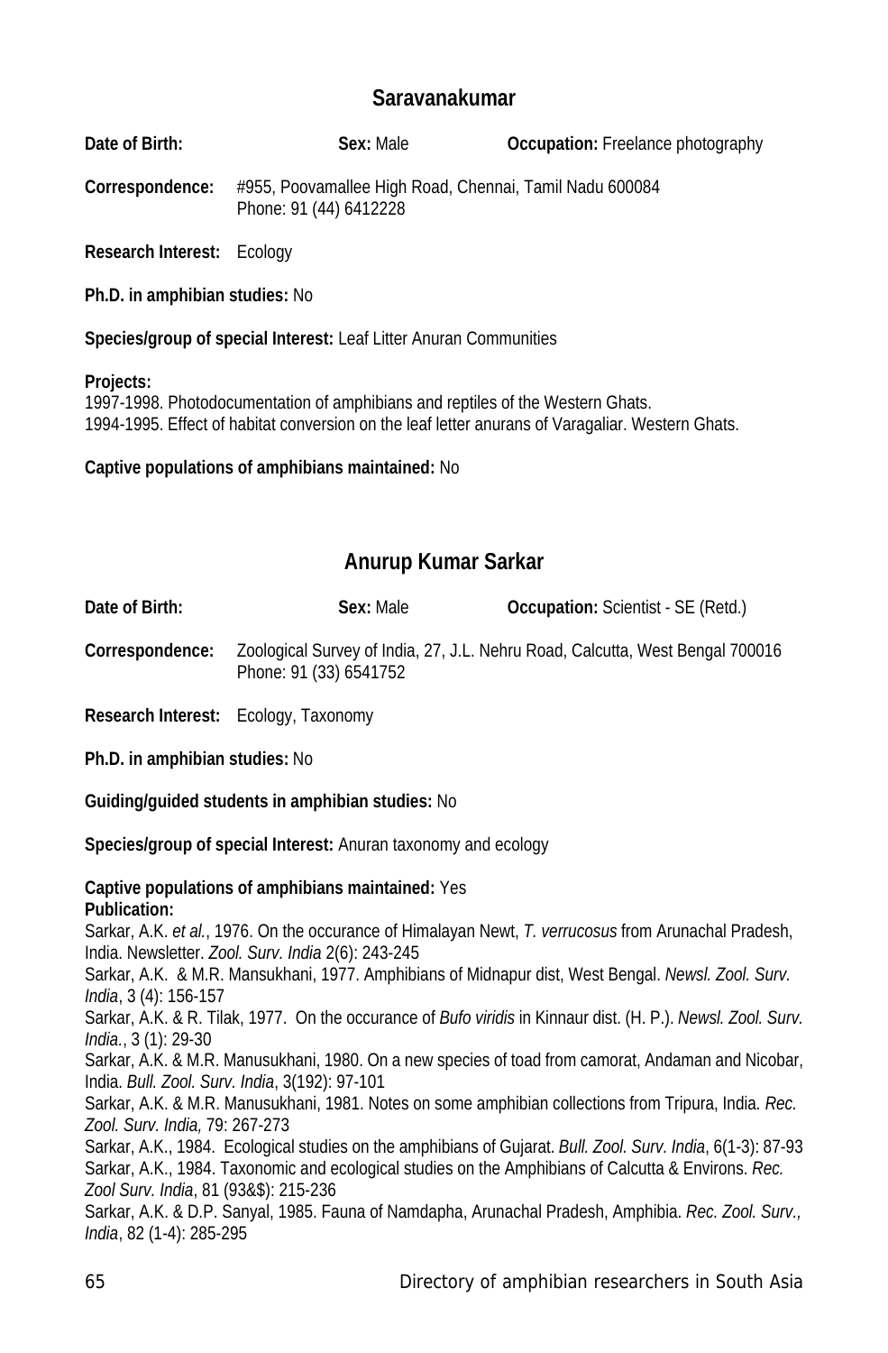## Saravanakumar

**Date of Birth:** **Sex:** Male **Occupation:** Freelance photography

**Correspondence:** #955, Poovamallee High Road, Chennai, Tamil Nadu 600084
Phone: 91 (44) 6412228

**Research Interest:** Ecology

**Ph.D. in amphibian studies:** No

**Species/group of special Interest:** Leaf Litter Anuran Communities

**Projects:**
1997-1998. Photodocumentation of amphibians and reptiles of the Western Ghats.
1994-1995. Effect of habitat conversion on the leaf letter anurans of Varagaliar. Western Ghats.

**Captive populations of amphibians maintained:** No

## Anurup Kumar Sarkar

**Date of Birth:** **Sex:** Male **Occupation:** Scientist - SE (Retd.)

**Correspondence:** Zoological Survey of India, 27, J.L. Nehru Road, Calcutta, West Bengal 700016
Phone: 91 (33) 6541752

**Research Interest:** Ecology, Taxonomy

**Ph.D. in amphibian studies:** No

**Guiding/guided students in amphibian studies:** No

**Species/group of special Interest:** Anuran taxonomy and ecology

**Captive populations of amphibians maintained:** Yes

**Publication:**

Sarkar, A.K. *et al.*, 1976. On the occurance of Himalayan Newt, *T. verrucosus* from Arunachal Pradesh, India. Newsletter. *Zool. Surv. India* 2(6): 243-245

Sarkar, A.K. & M.R. Mansukhani, 1977. Amphibians of Midnapur dist, West Bengal. *Newsl. Zool. Surv. India*, 3 (4): 156-157

Sarkar, A.K. & R. Tilak, 1977. On the occurance of *Bufo viridis* in Kinnaur dist. (H. P.). *Newsl. Zool. Surv. India.*, 3 (1): 29-30

Sarkar, A.K. & M.R. Manusukhani, 1980. On a new species of toad from camorat, Andaman and Nicobar, India. *Bull. Zool. Surv. India*, 3(192): 97-101

Sarkar, A.K. & M.R. Manusukhani, 1981. Notes on some amphibian collections from Tripura, India. *Rec. Zool. Surv. India,* 79: 267-273

Sarkar, A.K., 1984. Ecological studies on the amphibians of Gujarat. *Bull. Zool. Surv. India*, 6(1-3): 87-93

Sarkar, A.K., 1984. Taxonomic and ecological studies on the Amphibians of Calcutta & Environs. *Rec. Zool Surv. India*, 81 (93&$): 215-236

Sarkar, A.K. & D.P. Sanyal, 1985. Fauna of Namdapha, Arunachal Pradesh, Amphibia. *Rec. Zool. Surv., India*, 82 (1-4): 285-295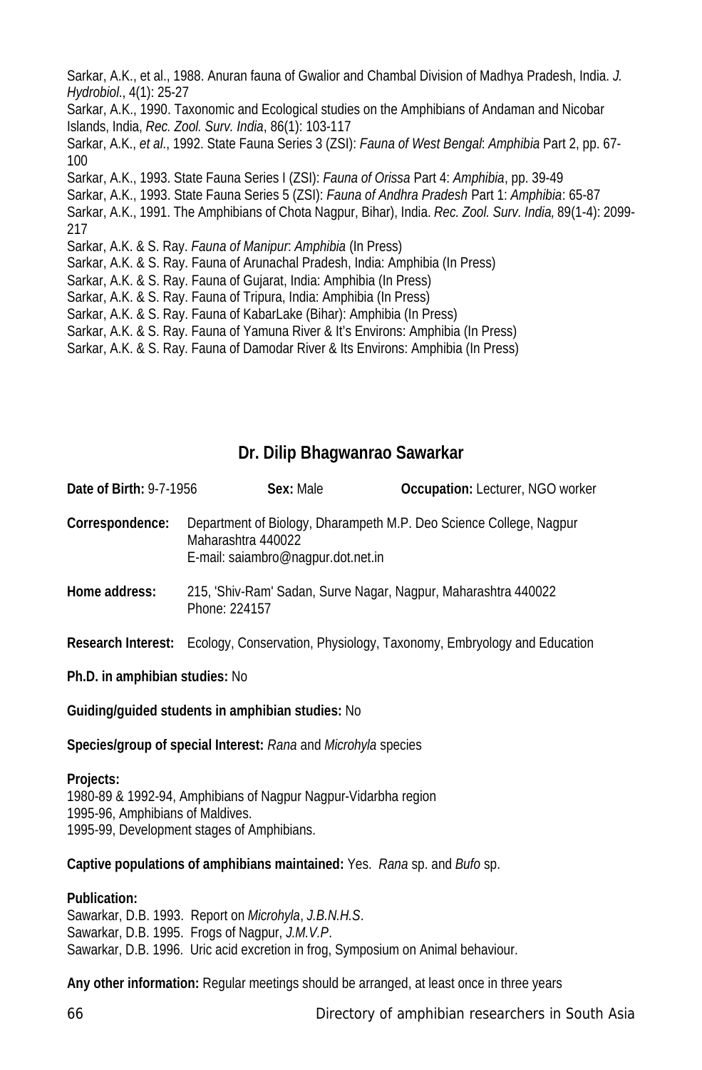Sarkar, A.K., et al., 1988. Anuran fauna of Gwalior and Chambal Division of Madhya Pradesh, India. *J. Hydrobiol*., 4(1): 25-27

Sarkar, A.K., 1990. Taxonomic and Ecological studies on the Amphibians of Andaman and Nicobar Islands, India, *Rec. Zool. Surv. India*, 86(1): 103-117

Sarkar, A.K., *et al*., 1992. State Fauna Series 3 (ZSI): *Fauna of West Bengal*: *Amphibia* Part 2, pp. 67-100

Sarkar, A.K., 1993. State Fauna Series I (ZSI): *Fauna of Orissa* Part 4: *Amphibia*, pp. 39-49

Sarkar, A.K., 1993. State Fauna Series 5 (ZSI): *Fauna of Andhra Pradesh* Part 1: *Amphibia*: 65-87

Sarkar, A.K., 1991. The Amphibians of Chota Nagpur, Bihar), India. *Rec. Zool. Surv. India,* 89(1-4): 2099-217

Sarkar, A.K. & S. Ray. *Fauna of Manipur*: *Amphibia* (In Press)

Sarkar, A.K. & S. Ray. Fauna of Arunachal Pradesh, India: Amphibia (In Press)

Sarkar, A.K. & S. Ray. Fauna of Gujarat, India: Amphibia (In Press)

Sarkar, A.K. & S. Ray. Fauna of Tripura, India: Amphibia (In Press)

Sarkar, A.K. & S. Ray. Fauna of KabarLake (Bihar): Amphibia (In Press)

Sarkar, A.K. & S. Ray. Fauna of Yamuna River & It's Environs: Amphibia (In Press)

Sarkar, A.K. & S. Ray. Fauna of Damodar River & Its Environs: Amphibia (In Press)

## Dr. Dilip Bhagwanrao Sawarkar

**Date of Birth:** 9-7-1956 **Sex:** Male **Occupation:** Lecturer, NGO worker

**Correspondence:** Department of Biology, Dharampeth M.P. Deo Science College, Nagpur Maharashtra 440022
E-mail: saiambro@nagpur.dot.net.in

**Home address:** 215, 'Shiv-Ram' Sadan, Surve Nagar, Nagpur, Maharashtra 440022
Phone: 224157

**Research Interest:** Ecology, Conservation, Physiology, Taxonomy, Embryology and Education

**Ph.D. in amphibian studies:** No

**Guiding/guided students in amphibian studies:** No

**Species/group of special Interest:** *Rana* and *Microhyla* species

**Projects:**
1980-89 & 1992-94, Amphibians of Nagpur Nagpur-Vidarbha region
1995-96, Amphibians of Maldives.
1995-99, Development stages of Amphibians.

**Captive populations of amphibians maintained:** Yes. *Rana* sp. and *Bufo* sp.

**Publication:**
Sawarkar, D.B. 1993. Report on *Microhyla*, *J.B.N.H.S*.
Sawarkar, D.B. 1995. Frogs of Nagpur, *J.M.V.P*.
Sawarkar, D.B. 1996. Uric acid excretion in frog, Symposium on Animal behaviour.

**Any other information:** Regular meetings should be arranged, at least once in three years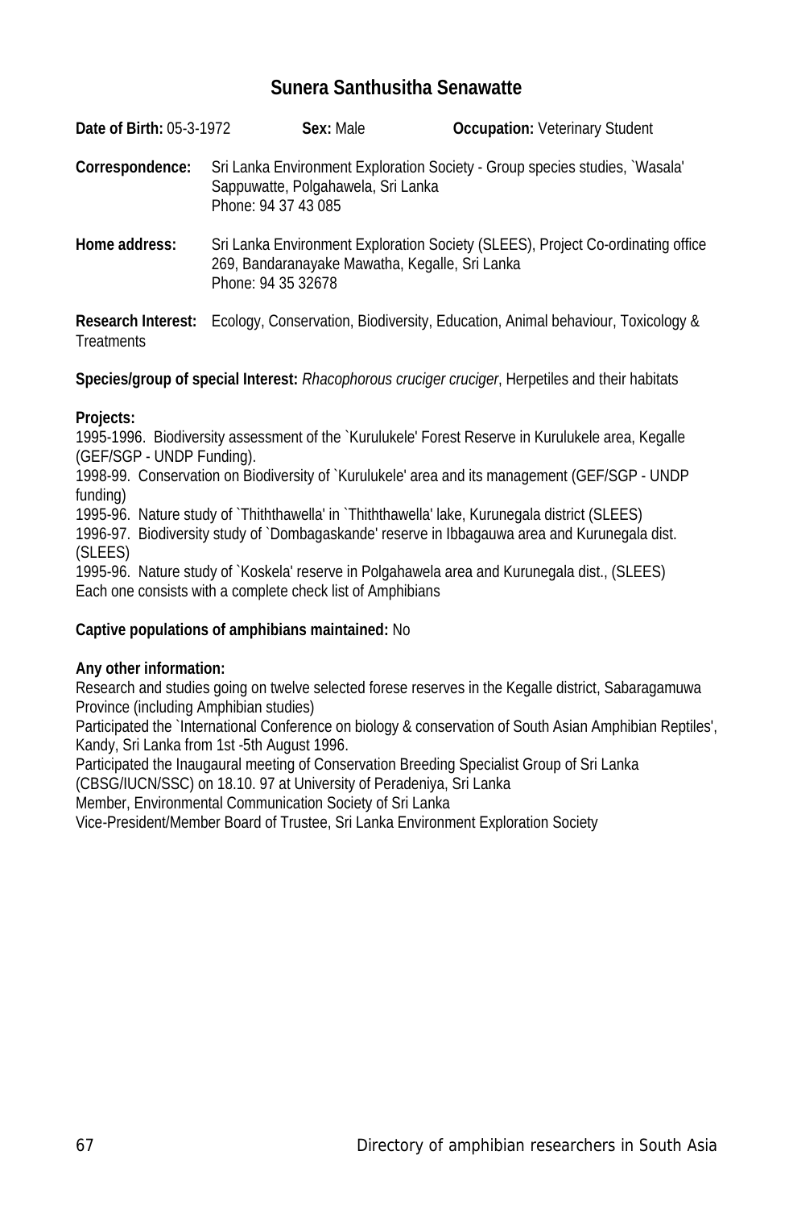## Sunera Santhusitha Senawatte

**Date of Birth:** 05-3-1972 **Sex:** Male **Occupation:** Veterinary Student

**Correspondence:** Sri Lanka Environment Exploration Society - Group species studies, `Wasala' Sappuwatte, Polgahawela, Sri Lanka
Phone: 94 37 43 085

**Home address:** Sri Lanka Environment Exploration Society (SLEES), Project Co-ordinating office 269, Bandaranayake Mawatha, Kegalle, Sri Lanka
Phone: 94 35 32678

**Research Interest:** Ecology, Conservation, Biodiversity, Education, Animal behaviour, Toxicology & Treatments

**Species/group of special Interest:** *Rhacophorous cruciger cruciger*, Herpetiles and their habitats

**Projects:**
1995-1996. Biodiversity assessment of the `Kurulukele' Forest Reserve in Kurulukele area, Kegalle (GEF/SGP - UNDP Funding).
1998-99. Conservation on Biodiversity of `Kurulukele' area and its management (GEF/SGP - UNDP funding)
1995-96. Nature study of `Thiththawella' in `Thiththawella' lake, Kurunegala district (SLEES)
1996-97. Biodiversity study of `Dombagaskande' reserve in Ibbagauwa area and Kurunegala dist. (SLEES)
1995-96. Nature study of `Koskela' reserve in Polgahawela area and Kurunegala dist., (SLEES)
Each one consists with a complete check list of Amphibians

**Captive populations of amphibians maintained:** No

**Any other information:**
Research and studies going on twelve selected forese reserves in the Kegalle district, Sabaragamuwa Province (including Amphibian studies)
Participated the `International Conference on biology & conservation of South Asian Amphibian Reptiles', Kandy, Sri Lanka from 1st -5th August 1996.
Participated the Inaugaural meeting of Conservation Breeding Specialist Group of Sri Lanka (CBSG/IUCN/SSC) on 18.10. 97 at University of Peradeniya, Sri Lanka
Member, Environmental Communication Society of Sri Lanka
Vice-President/Member Board of Trustee, Sri Lanka Environment Exploration Society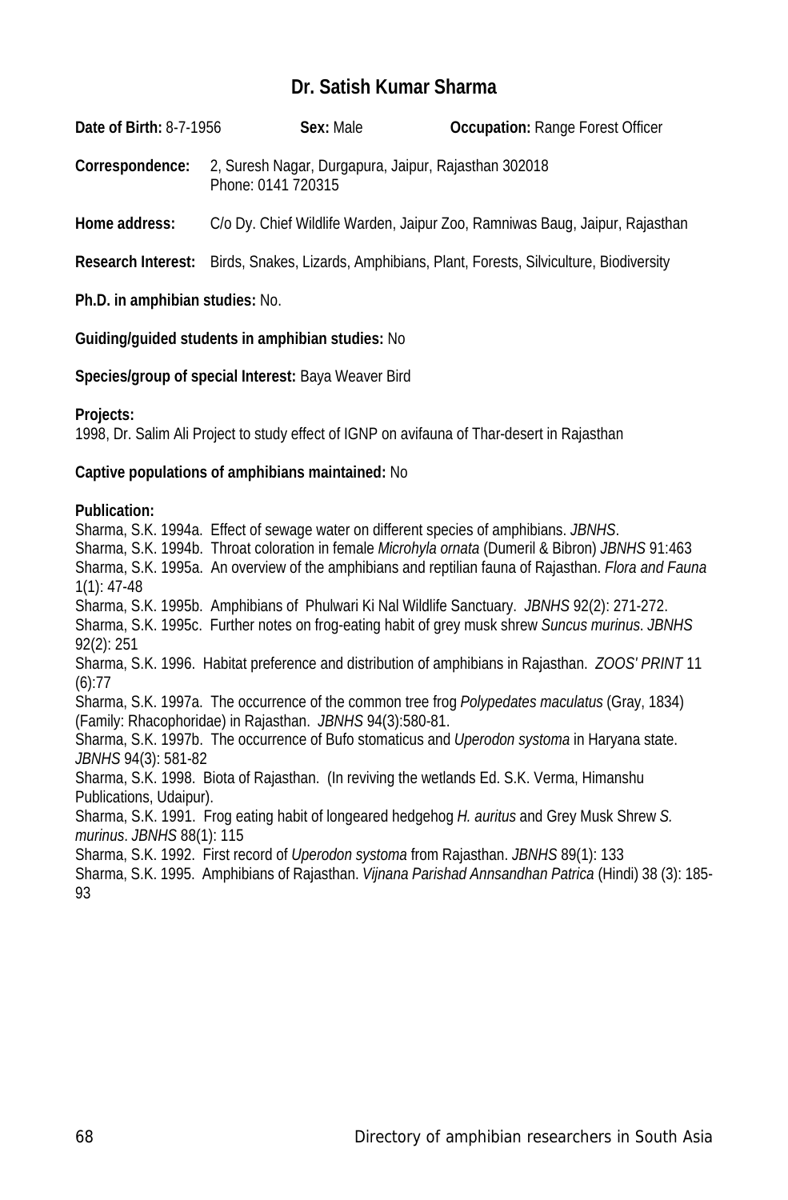## Dr. Satish Kumar Sharma

**Date of Birth:** 8-7-1956 **Sex:** Male **Occupation:** Range Forest Officer

**Correspondence:** 2, Suresh Nagar, Durgapura, Jaipur, Rajasthan 302018
Phone: 0141 720315

**Home address:** C/o Dy. Chief Wildlife Warden, Jaipur Zoo, Ramniwas Baug, Jaipur, Rajasthan

**Research Interest:** Birds, Snakes, Lizards, Amphibians, Plant, Forests, Silviculture, Biodiversity

**Ph.D. in amphibian studies:** No.

**Guiding/guided students in amphibian studies:** No

**Species/group of special Interest:** Baya Weaver Bird

**Projects:**
1998, Dr. Salim Ali Project to study effect of IGNP on avifauna of Thar-desert in Rajasthan

**Captive populations of amphibians maintained:** No

**Publication:**
Sharma, S.K. 1994a. Effect of sewage water on different species of amphibians. *JBNHS*.
Sharma, S.K. 1994b. Throat coloration in female *Microhyla ornata* (Dumeril & Bibron) *JBNHS* 91:463
Sharma, S.K. 1995a. An overview of the amphibians and reptilian fauna of Rajasthan. *Flora and Fauna* 1(1): 47-48
Sharma, S.K. 1995b. Amphibians of Phulwari Ki Nal Wildlife Sanctuary. *JBNHS* 92(2): 271-272.
Sharma, S.K. 1995c. Further notes on frog-eating habit of grey musk shrew *Suncus murinus*. *JBNHS* 92(2): 251
Sharma, S.K. 1996. Habitat preference and distribution of amphibians in Rajasthan. *ZOOS' PRINT* 11 (6):77
Sharma, S.K. 1997a. The occurrence of the common tree frog *Polypedates maculatus* (Gray, 1834) (Family: Rhacophoridae) in Rajasthan. *JBNHS* 94(3):580-81.
Sharma, S.K. 1997b. The occurrence of Bufo stomaticus and *Uperodon systoma* in Haryana state. *JBNHS* 94(3): 581-82
Sharma, S.K. 1998. Biota of Rajasthan. (In reviving the wetlands Ed. S.K. Verma, Himanshu Publications, Udaipur).
Sharma, S.K. 1991. Frog eating habit of longeared hedgehog *H. auritus* and Grey Musk Shrew *S. murinus*. *JBNHS* 88(1): 115
Sharma, S.K. 1992. First record of *Uperodon systoma* from Rajasthan. *JBNHS* 89(1): 133
Sharma, S.K. 1995. Amphibians of Rajasthan. *Vijnana Parishad Annsandhan Patrica* (Hindi) 38 (3): 185-93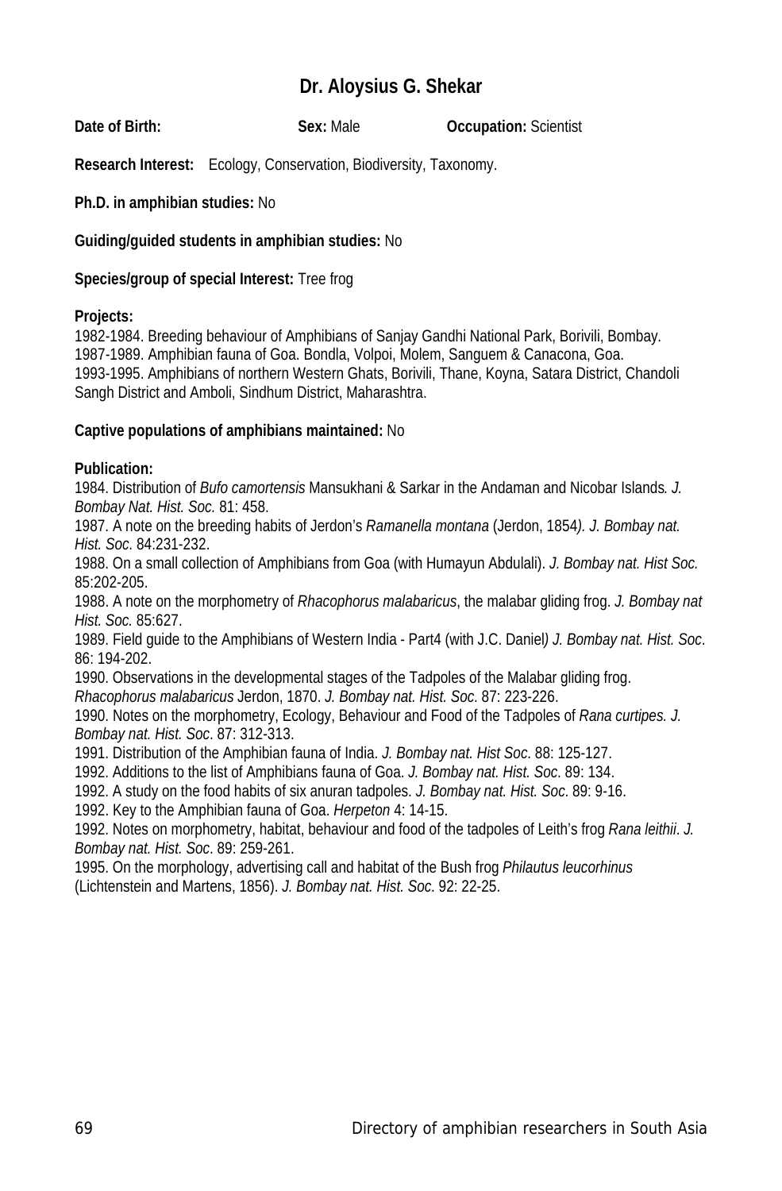# Dr. Aloysius G. Shekar

**Date of Birth:** **Sex:** Male **Occupation:** Scientist

**Research Interest:** Ecology, Conservation, Biodiversity, Taxonomy.

**Ph.D. in amphibian studies:** No

**Guiding/guided students in amphibian studies:** No

**Species/group of special Interest:** Tree frog

**Projects:**
1982-1984. Breeding behaviour of Amphibians of Sanjay Gandhi National Park, Borivili, Bombay.
1987-1989. Amphibian fauna of Goa. Bondla, Volpoi, Molem, Sanguem & Canacona, Goa.
1993-1995. Amphibians of northern Western Ghats, Borivili, Thane, Koyna, Satara District, Chandoli Sangh District and Amboli, Sindhum District, Maharashtra.

**Captive populations of amphibians maintained:** No

**Publication:**
1984. Distribution of *Bufo camortensis* Mansukhani & Sarkar in the Andaman and Nicobar Islands*. J. Bombay Nat. Hist. Soc.* 81: 458.
1987. A note on the breeding habits of Jerdon's *Ramanella montana* (Jerdon, 1854*). J. Bombay nat. Hist. Soc*. 84:231-232.
1988. On a small collection of Amphibians from Goa (with Humayun Abdulali). *J. Bombay nat. Hist Soc.* 85:202-205.
1988. A note on the morphometry of *Rhacophorus malabaricus*, the malabar gliding frog. *J. Bombay nat Hist. Soc.* 85:627.
1989. Field guide to the Amphibians of Western India - Part4 (with J.C. Daniel*) J. Bombay nat. Hist. Soc*. 86: 194-202.
1990. Observations in the developmental stages of the Tadpoles of the Malabar gliding frog. *Rhacophorus malabaricus* Jerdon, 1870. *J. Bombay nat. Hist. Soc*. 87: 223-226.
1990. Notes on the morphometry, Ecology, Behaviour and Food of the Tadpoles of *Rana curtipes. J. Bombay nat. Hist. Soc*. 87: 312-313.
1991. Distribution of the Amphibian fauna of India. *J. Bombay nat. Hist Soc*. 88: 125-127.
1992. Additions to the list of Amphibians fauna of Goa. *J. Bombay nat. Hist. Soc*. 89: 134.
1992. A study on the food habits of six anuran tadpoles. *J. Bombay nat. Hist. Soc*. 89: 9-16.
1992. Key to the Amphibian fauna of Goa. *Herpeton* 4: 14-15.
1992. Notes on morphometry, habitat, behaviour and food of the tadpoles of Leith's frog *Rana leithii*. *J. Bombay nat. Hist. Soc*. 89: 259-261.
1995. On the morphology, advertising call and habitat of the Bush frog *Philautus leucorhinus* (Lichtenstein and Martens, 1856). *J. Bombay nat. Hist. Soc*. 92: 22-25.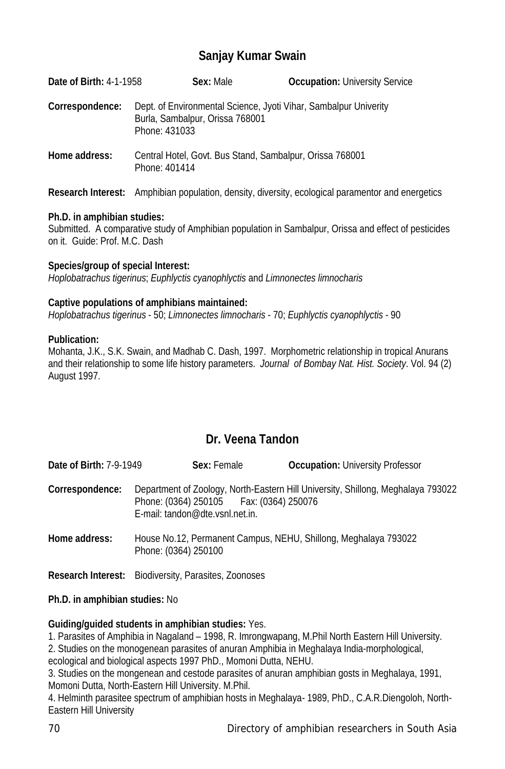## Sanjay Kumar Swain

**Date of Birth:** 4-1-1958 **Sex:** Male **Occupation:** University Service

**Correspondence:** Dept. of Environmental Science, Jyoti Vihar, Sambalpur Univerity
Burla, Sambalpur, Orissa 768001
Phone: 431033

**Home address:** Central Hotel, Govt. Bus Stand, Sambalpur, Orissa 768001
Phone: 401414

**Research Interest:** Amphibian population, density, diversity, ecological paramentor and energetics

**Ph.D. in amphibian studies:**
Submitted. A comparative study of Amphibian population in Sambalpur, Orissa and effect of pesticides on it. Guide: Prof. M.C. Dash

**Species/group of special Interest:**
*Hoplobatrachus tigerinus*; *Euphlyctis cyanophlyctis* and *Limnonectes limnocharis*

**Captive populations of amphibians maintained:**
*Hoplobatrachus tigerinus* - 50; *Limnonectes limnocharis* - 70; *Euphlyctis cyanophlyctis* - 90

**Publication:**
Mohanta, J.K., S.K. Swain, and Madhab C. Dash, 1997. Morphometric relationship in tropical Anurans and their relationship to some life history parameters. *Journal of Bombay Nat. Hist. Society*. Vol. 94 (2) August 1997.

## Dr. Veena Tandon

**Date of Birth:** 7-9-1949 **Sex:** Female **Occupation:** University Professor

**Correspondence:** Department of Zoology, North-Eastern Hill University, Shillong, Meghalaya 793022
Phone: (0364) 250105 Fax: (0364) 250076
E-mail: tandon@dte.vsnl.net.in.

**Home address:** House No.12, Permanent Campus, NEHU, Shillong, Meghalaya 793022
Phone: (0364) 250100

**Research Interest:** Biodiversity, Parasites, Zoonoses

**Ph.D. in amphibian studies:** No

**Guiding/guided students in amphibian studies:** Yes.

1. Parasites of Amphibia in Nagaland – 1998, R. Imrongwapang, M.Phil North Eastern Hill University.
2. Studies on the monogenean parasites of anuran Amphibia in Meghalaya India-morphological, ecological and biological aspects 1997 PhD., Momoni Dutta, NEHU.
3. Studies on the mongenean and cestode parasites of anuran amphibian gosts in Meghalaya, 1991, Momoni Dutta, North-Eastern Hill University. M.Phil.
4. Helminth parasitee spectrum of amphibian hosts in Meghalaya- 1989, PhD., C.A.R.Diengoloh, North-Eastern Hill University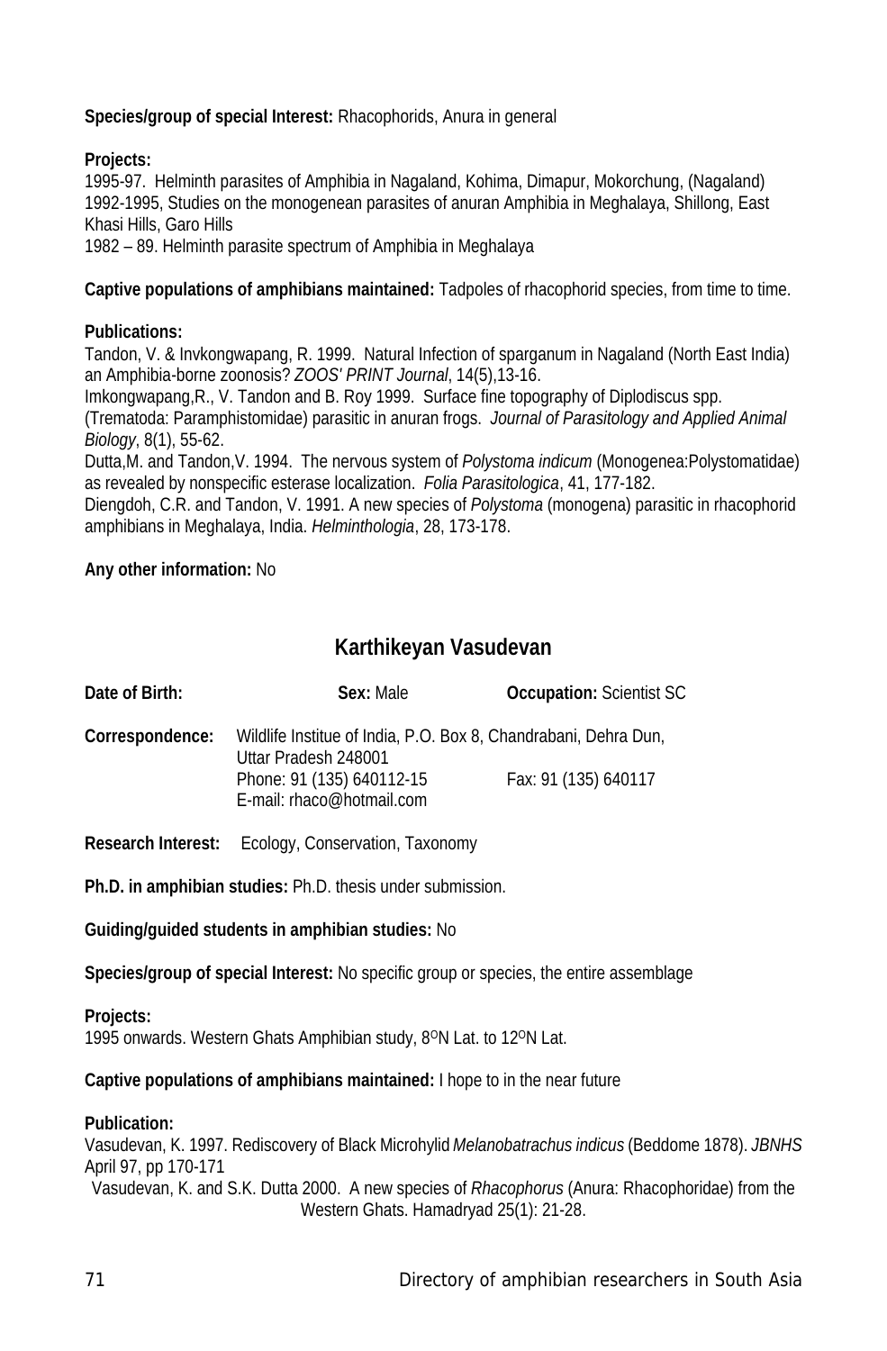**Species/group of special Interest:** Rhacophorids, Anura in general

**Projects:**
1995-97. Helminth parasites of Amphibia in Nagaland, Kohima, Dimapur, Mokorchung, (Nagaland)
1992-1995, Studies on the monogenean parasites of anuran Amphibia in Meghalaya, Shillong, East Khasi Hills, Garo Hills
1982 – 89. Helminth parasite spectrum of Amphibia in Meghalaya

**Captive populations of amphibians maintained:** Tadpoles of rhacophorid species, from time to time.

**Publications:**
Tandon, V. & Invkongwapang, R. 1999. Natural Infection of sparganum in Nagaland (North East India) an Amphibia-borne zoonosis? *ZOOS' PRINT Journal*, 14(5),13-16.
Imkongwapang,R., V. Tandon and B. Roy 1999. Surface fine topography of Diplodiscus spp. (Trematoda: Paramphistomidae) parasitic in anuran frogs. *Journal of Parasitology and Applied Animal Biology*, 8(1), 55-62.
Dutta,M. and Tandon,V. 1994. The nervous system of *Polystoma indicum* (Monogenea:Polystomatidae) as revealed by nonspecific esterase localization. *Folia Parasitologica*, 41, 177-182.
Diengdoh, C.R. and Tandon, V. 1991. A new species of *Polystoma* (monogena) parasitic in rhacophorid amphibians in Meghalaya, India. *Helminthologia*, 28, 173-178.

**Any other information:** No

## Karthikeyan Vasudevan

**Date of Birth:** **Sex:** Male **Occupation:** Scientist SC

**Correspondence:** Wildlife Institue of India, P.O. Box 8, Chandrabani, Dehra Dun, Uttar Pradesh 248001
Phone: 91 (135) 640112-15 Fax: 91 (135) 640117
E-mail: rhaco@hotmail.com

**Research Interest:** Ecology, Conservation, Taxonomy

**Ph.D. in amphibian studies:** Ph.D. thesis under submission.

**Guiding/guided students in amphibian studies:** No

**Species/group of special Interest:** No specific group or species, the entire assemblage

**Projects:**
1995 onwards. Western Ghats Amphibian study, 8°N Lat. to 12°N Lat.

**Captive populations of amphibians maintained:** I hope to in the near future

**Publication:**
Vasudevan, K. 1997. Rediscovery of Black Microhylid *Melanobatrachus indicus* (Beddome 1878). *JBNHS* April 97, pp 170-171
Vasudevan, K. and S.K. Dutta 2000. A new species of *Rhacophorus* (Anura: Rhacophoridae) from the Western Ghats. Hamadryad 25(1): 21-28.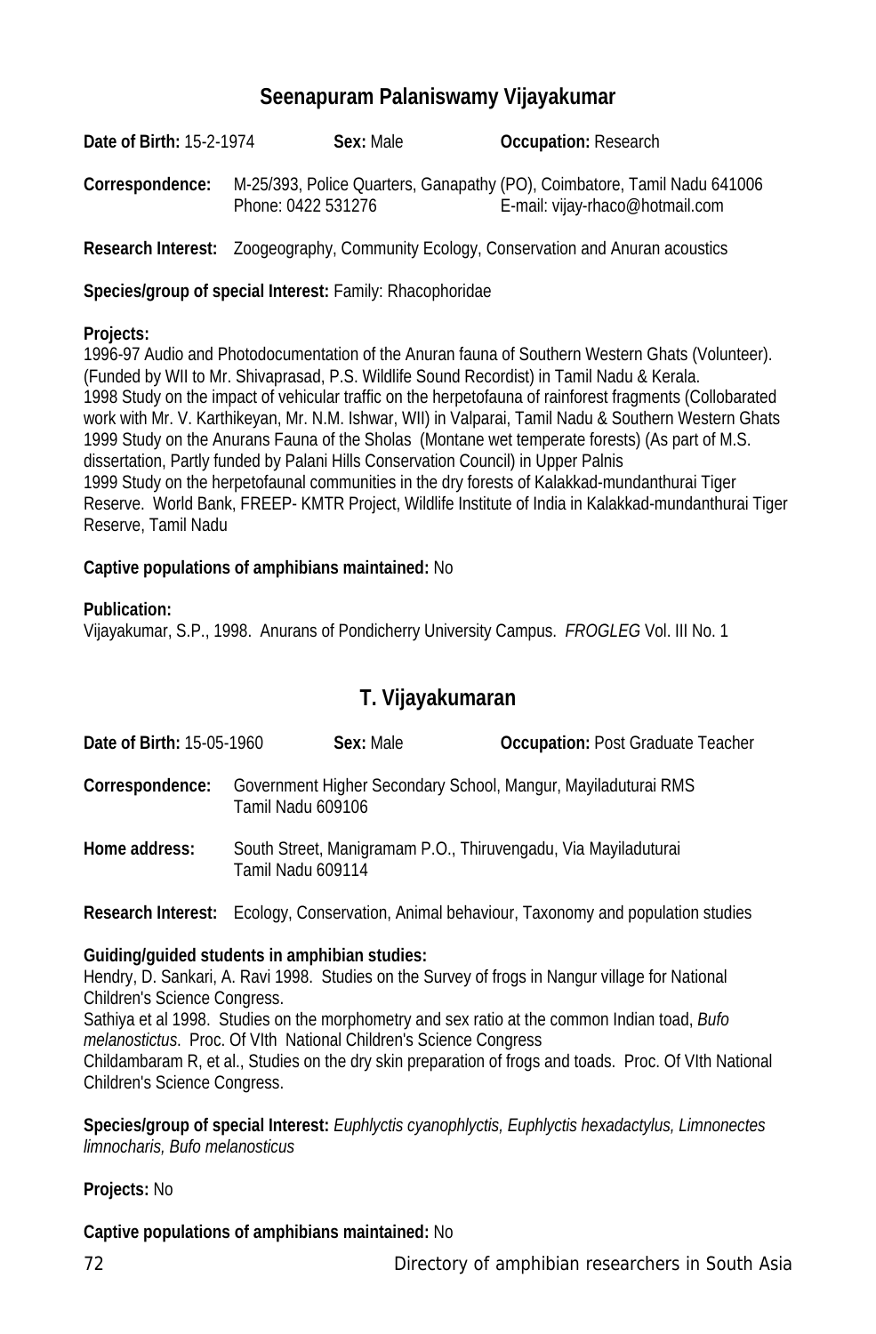## Seenapuram Palaniswamy Vijayakumar

**Date of Birth:** 15-2-1974 **Sex:** Male **Occupation:** Research

**Correspondence:** M-25/393, Police Quarters, Ganapathy (PO), Coimbatore, Tamil Nadu 641006
Phone: 0422 531276 E-mail: vijay-rhaco@hotmail.com

**Research Interest:** Zoogeography, Community Ecology, Conservation and Anuran acoustics

**Species/group of special Interest:** Family: Rhacophoridae

**Projects:**
1996-97 Audio and Photodocumentation of the Anuran fauna of Southern Western Ghats (Volunteer). (Funded by WII to Mr. Shivaprasad, P.S. Wildlife Sound Recordist) in Tamil Nadu & Kerala.
1998 Study on the impact of vehicular traffic on the herpetofauna of rainforest fragments (Collobarated work with Mr. V. Karthikeyan, Mr. N.M. Ishwar, WII) in Valparai, Tamil Nadu & Southern Western Ghats
1999 Study on the Anurans Fauna of the Sholas (Montane wet temperate forests) (As part of M.S. dissertation, Partly funded by Palani Hills Conservation Council) in Upper Palnis
1999 Study on the herpetofaunal communities in the dry forests of Kalakkad-mundanthurai Tiger Reserve. World Bank, FREEP- KMTR Project, Wildlife Institute of India in Kalakkad-mundanthurai Tiger Reserve, Tamil Nadu

**Captive populations of amphibians maintained:** No

**Publication:**
Vijayakumar, S.P., 1998. Anurans of Pondicherry University Campus. *FROGLEG* Vol. III No. 1

## T. Vijayakumaran

**Date of Birth:** 15-05-1960 **Sex:** Male **Occupation:** Post Graduate Teacher

**Correspondence:** Government Higher Secondary School, Mangur, Mayiladuturai RMS
Tamil Nadu 609106

**Home address:** South Street, Manigramam P.O., Thiruvengadu, Via Mayiladuturai
Tamil Nadu 609114

**Research Interest:** Ecology, Conservation, Animal behaviour, Taxonomy and population studies

**Guiding/guided students in amphibian studies:**
Hendry, D. Sankari, A. Ravi 1998. Studies on the Survey of frogs in Nangur village for National Children's Science Congress.
Sathiya et al 1998. Studies on the morphometry and sex ratio at the common Indian toad, *Bufo melanostictus*. Proc. Of VIth National Children's Science Congress
Childambaram R, et al., Studies on the dry skin preparation of frogs and toads. Proc. Of VIth National Children's Science Congress.

**Species/group of special Interest:** *Euphlyctis cyanophlyctis, Euphlyctis hexadactylus, Limnonectes limnocharis, Bufo melanosticus*

**Projects:** No

**Captive populations of amphibians maintained:** No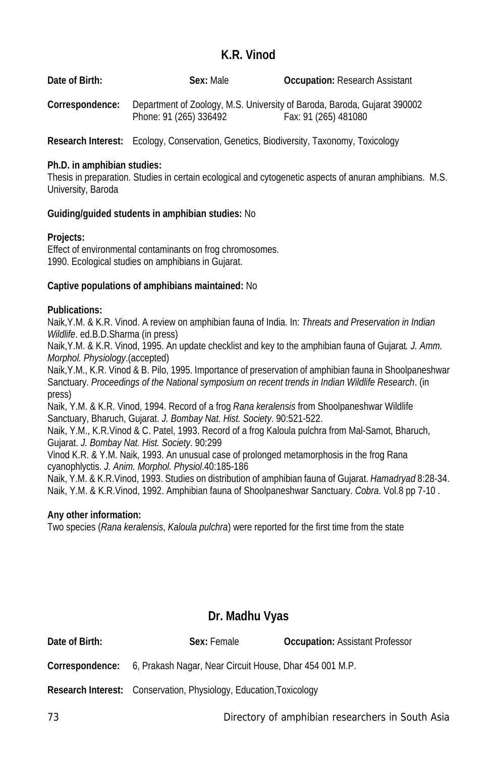## K.R. Vinod

**Date of Birth:** **Sex:** Male **Occupation:** Research Assistant

**Correspondence:** Department of Zoology, M.S. University of Baroda, Baroda, Gujarat 390002
Phone: 91 (265) 336492 Fax: 91 (265) 481080

**Research Interest:** Ecology, Conservation, Genetics, Biodiversity, Taxonomy, Toxicology

**Ph.D. in amphibian studies:**
Thesis in preparation. Studies in certain ecological and cytogenetic aspects of anuran amphibians. M.S. University, Baroda

**Guiding/guided students in amphibian studies:** No

**Projects:**
Effect of environmental contaminants on frog chromosomes.
1990. Ecological studies on amphibians in Gujarat.

**Captive populations of amphibians maintained:** No

**Publications:**
Naik,Y.M. & K.R. Vinod. A review on amphibian fauna of India. In: *Threats and Preservation in Indian Wildlife*. ed.B.D.Sharma (in press)
Naik,Y.M. & K.R. Vinod, 1995. An update checklist and key to the amphibian fauna of Gujarat*. J. Amm. Morphol. Physiology*.(accepted)
Naik,Y.M., K.R. Vinod & B. Pilo, 1995. Importance of preservation of amphibian fauna in Shoolpaneshwar Sanctuary. *Proceedings of the National symposium on recent trends in Indian Wildlife Research*. (in press)
Naik, Y.M. & K.R. Vinod, 1994. Record of a frog *Rana keralensis* from Shoolpaneshwar Wildlife Sanctuary, Bharuch, Gujarat. *J. Bombay Nat. Hist. Society*. 90:521-522.
Naik, Y.M., K.R.Vinod & C. Patel, 1993. Record of a frog Kaloula pulchra from Mal-Samot, Bharuch, Gujarat. *J. Bombay Nat. Hist. Society*. 90:299
Vinod K.R. & Y.M. Naik, 1993. An unusual case of prolonged metamorphosis in the frog Rana cyanophlyctis. *J. Anim. Morphol. Physiol*.40:185-186
Naik, Y.M. & K.R.Vinod, 1993. Studies on distribution of amphibian fauna of Gujarat. *Hamadryad* 8:28-34.
Naik, Y.M. & K.R.Vinod, 1992. Amphibian fauna of Shoolpaneshwar Sanctuary. *Cobra*. Vol.8 pp 7-10 .

**Any other information:**
Two species (*Rana keralensis*, *Kaloula pulchra*) were reported for the first time from the state

## Dr. Madhu Vyas

**Date of Birth:** **Sex:** Female **Occupation:** Assistant Professor

**Correspondence:** 6, Prakash Nagar, Near Circuit House, Dhar 454 001 M.P.

**Research Interest:** Conservation, Physiology, Education,Toxicology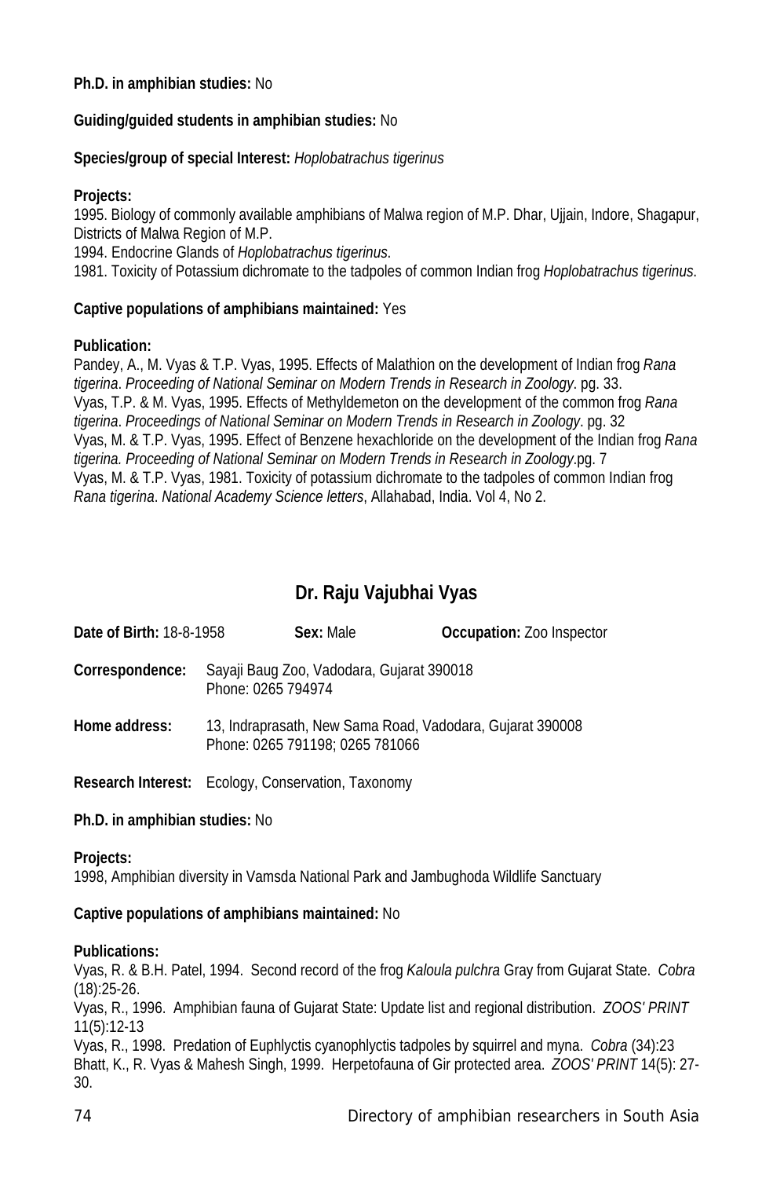**Ph.D. in amphibian studies:** No

**Guiding/guided students in amphibian studies:** No

**Species/group of special Interest:** *Hoplobatrachus tigerinus*

**Projects:**
1995. Biology of commonly available amphibians of Malwa region of M.P. Dhar, Ujjain, Indore, Shagapur, Districts of Malwa Region of M.P.
1994. Endocrine Glands of *Hoplobatrachus tigerinus*.
1981. Toxicity of Potassium dichromate to the tadpoles of common Indian frog *Hoplobatrachus tigerinus*.

**Captive populations of amphibians maintained:** Yes

**Publication:**
Pandey, A., M. Vyas & T.P. Vyas, 1995. Effects of Malathion on the development of Indian frog *Rana tigerina*. *Proceeding of National Seminar on Modern Trends in Research in Zoology*. pg. 33.
Vyas, T.P. & M. Vyas, 1995. Effects of Methyldemeton on the development of the common frog *Rana tigerina*. *Proceedings of National Seminar on Modern Trends in Research in Zoology*. pg. 32
Vyas, M. & T.P. Vyas, 1995. Effect of Benzene hexachloride on the development of the Indian frog *Rana tigerina. Proceeding of National Seminar on Modern Trends in Research in Zoology*.pg. 7
Vyas, M. & T.P. Vyas, 1981. Toxicity of potassium dichromate to the tadpoles of common Indian frog *Rana tigerina*. *National Academy Science letters*, Allahabad, India. Vol 4, No 2.

## Dr. Raju Vajubhai Vyas

**Date of Birth:** 18-8-1958 **Sex:** Male **Occupation:** Zoo Inspector

**Correspondence:** Sayaji Baug Zoo, Vadodara, Gujarat 390018
Phone: 0265 794974

**Home address:** 13, Indraprasath, New Sama Road, Vadodara, Gujarat 390008
Phone: 0265 791198; 0265 781066

**Research Interest:** Ecology, Conservation, Taxonomy

**Ph.D. in amphibian studies:** No

**Projects:**
1998, Amphibian diversity in Vamsda National Park and Jambughoda Wildlife Sanctuary

**Captive populations of amphibians maintained:** No

**Publications:**
Vyas, R. & B.H. Patel, 1994. Second record of the frog *Kaloula pulchra* Gray from Gujarat State. *Cobra* (18):25-26.
Vyas, R., 1996. Amphibian fauna of Gujarat State: Update list and regional distribution. *ZOOS' PRINT* 11(5):12-13
Vyas, R., 1998. Predation of Euphlyctis cyanophlyctis tadpoles by squirrel and myna. *Cobra* (34):23
Bhatt, K., R. Vyas & Mahesh Singh, 1999. Herpetofauna of Gir protected area. *ZOOS' PRINT* 14(5): 27-30.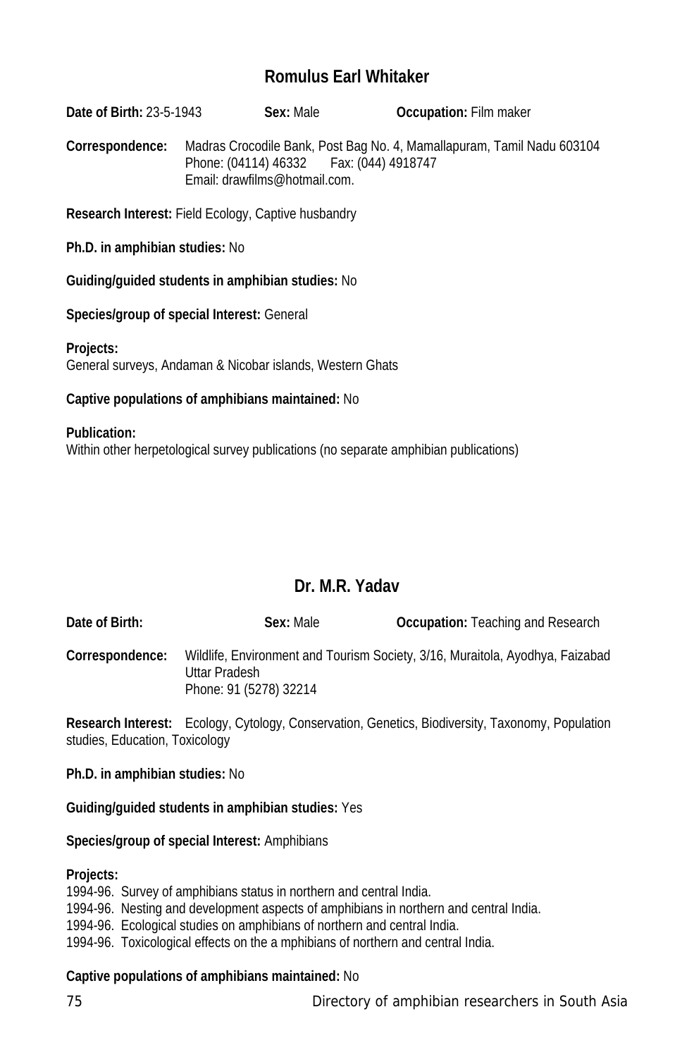## Romulus Earl Whitaker

**Date of Birth:** 23-5-1943 **Sex:** Male **Occupation:** Film maker

**Correspondence:** Madras Crocodile Bank, Post Bag No. 4, Mamallapuram, Tamil Nadu 603104
Phone: (04114) 46332 Fax: (044) 4918747
Email: drawfilms@hotmail.com.

**Research Interest:** Field Ecology, Captive husbandry

**Ph.D. in amphibian studies:** No

**Guiding/guided students in amphibian studies:** No

**Species/group of special Interest:** General

**Projects:**
General surveys, Andaman & Nicobar islands, Western Ghats

**Captive populations of amphibians maintained:** No

**Publication:**
Within other herpetological survey publications (no separate amphibian publications)

## Dr. M.R. Yadav

**Date of Birth:** **Sex:** Male **Occupation:** Teaching and Research

**Correspondence:** Wildlife, Environment and Tourism Society, 3/16, Muraitola, Ayodhya, Faizabad Uttar Pradesh
Phone: 91 (5278) 32214

**Research Interest:** Ecology, Cytology, Conservation, Genetics, Biodiversity, Taxonomy, Population studies, Education, Toxicology

**Ph.D. in amphibian studies:** No

**Guiding/guided students in amphibian studies:** Yes

**Species/group of special Interest:** Amphibians

**Projects:**
1994-96. Survey of amphibians status in northern and central India.
1994-96. Nesting and development aspects of amphibians in northern and central India.
1994-96. Ecological studies on amphibians of northern and central India.
1994-96. Toxicological effects on the a mphibians of northern and central India.

**Captive populations of amphibians maintained:** No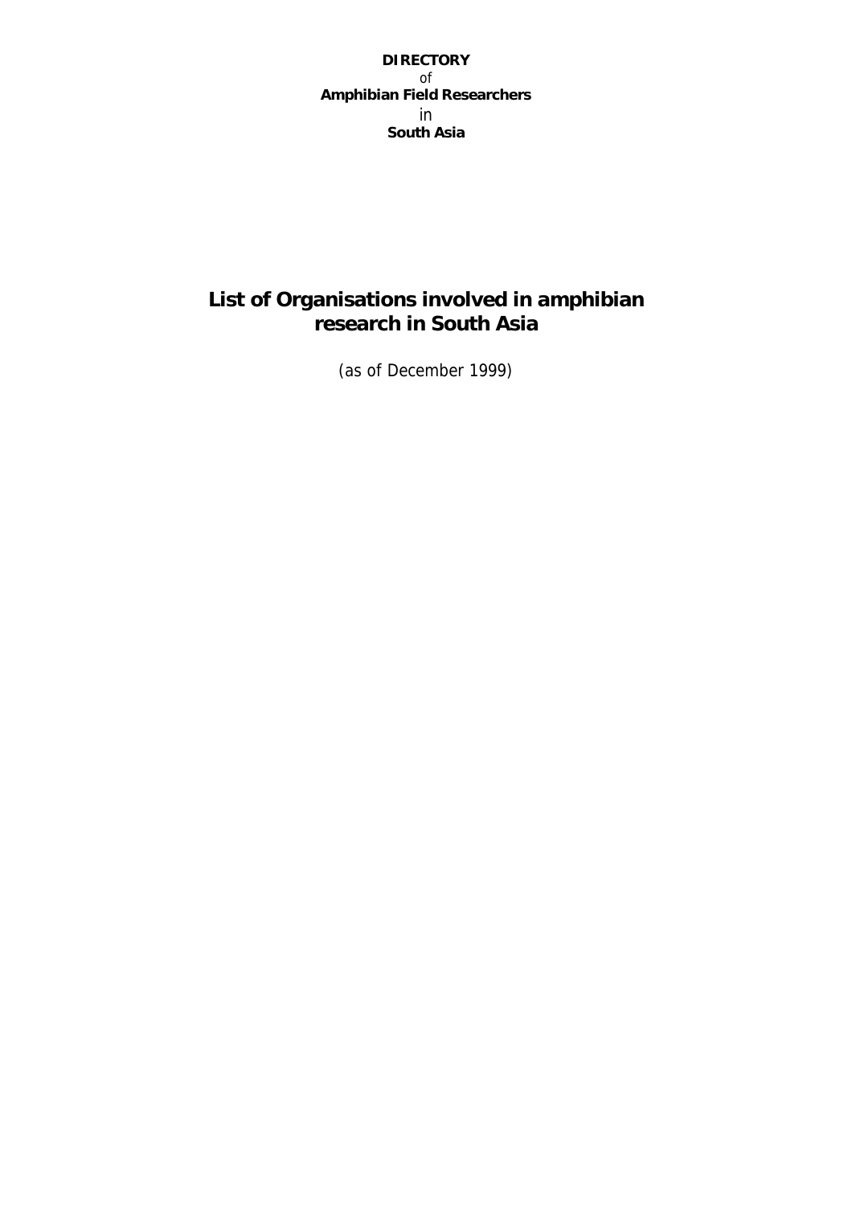**DIRECTORY**
of
**Amphibian Field Researchers**
in
**South Asia**

# List of Organisations involved in amphibian research in South Asia

(as of December 1999)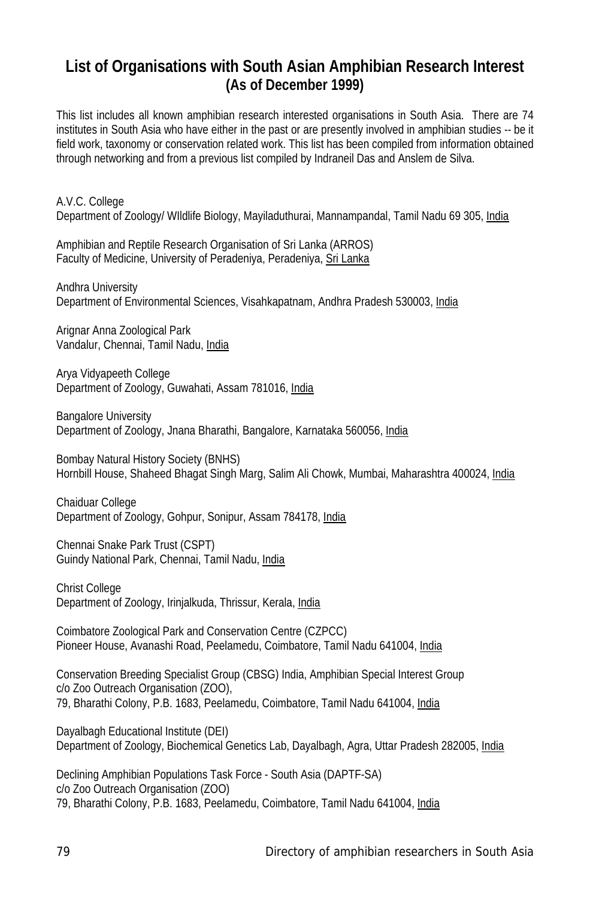# List of Organisations with South Asian Amphibian Research Interest (As of December 1999)

This list includes all known amphibian research interested organisations in South Asia. There are 74 institutes in South Asia who have either in the past or are presently involved in amphibian studies -- be it field work, taxonomy or conservation related work. This list has been compiled from information obtained through networking and from a previous list compiled by Indraneil Das and Anslem de Silva.

A.V.C. College
Department of Zoology/ WIldlife Biology, Mayiladuthurai, Mannampandal, Tamil Nadu 69 305, India

Amphibian and Reptile Research Organisation of Sri Lanka (ARROS)
Faculty of Medicine, University of Peradeniya, Peradeniya, Sri Lanka

Andhra University
Department of Environmental Sciences, Visahkapatnam, Andhra Pradesh 530003, India

Arignar Anna Zoological Park
Vandalur, Chennai, Tamil Nadu, India

Arya Vidyapeeth College
Department of Zoology, Guwahati, Assam 781016, India

Bangalore University
Department of Zoology, Jnana Bharathi, Bangalore, Karnataka 560056, India

Bombay Natural History Society (BNHS)
Hornbill House, Shaheed Bhagat Singh Marg, Salim Ali Chowk, Mumbai, Maharashtra 400024, India

Chaiduar College
Department of Zoology, Gohpur, Sonipur, Assam 784178, India

Chennai Snake Park Trust (CSPT)
Guindy National Park, Chennai, Tamil Nadu, India

Christ College
Department of Zoology, Irinjalkuda, Thrissur, Kerala, India

Coimbatore Zoological Park and Conservation Centre (CZPCC)
Pioneer House, Avanashi Road, Peelamedu, Coimbatore, Tamil Nadu 641004, India

Conservation Breeding Specialist Group (CBSG) India, Amphibian Special Interest Group
c/o Zoo Outreach Organisation (ZOO),
79, Bharathi Colony, P.B. 1683, Peelamedu, Coimbatore, Tamil Nadu 641004, India

Dayalbagh Educational Institute (DEI)
Department of Zoology, Biochemical Genetics Lab, Dayalbagh, Agra, Uttar Pradesh 282005, India

Declining Amphibian Populations Task Force - South Asia (DAPTF-SA)
c/o Zoo Outreach Organisation (ZOO)
79, Bharathi Colony, P.B. 1683, Peelamedu, Coimbatore, Tamil Nadu 641004, India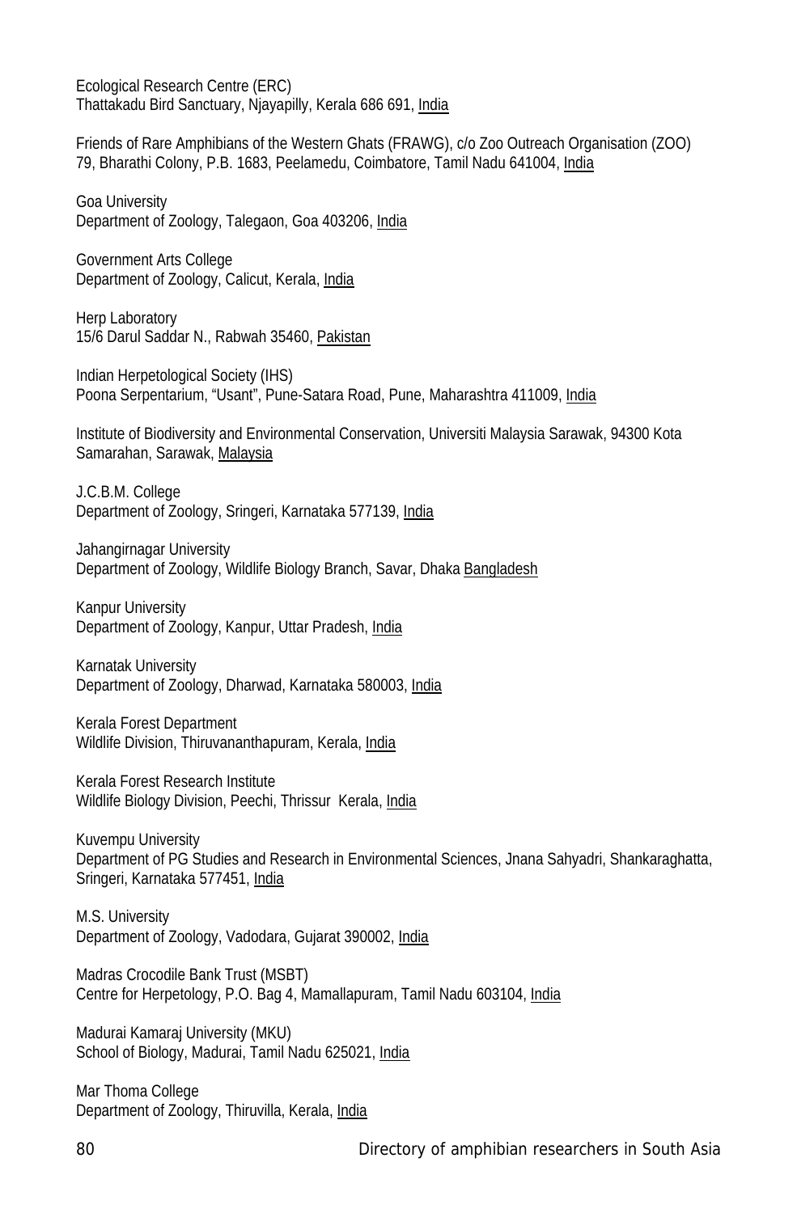Ecological Research Centre (ERC)
Thattakadu Bird Sanctuary, Njayapilly, Kerala 686 691, India

Friends of Rare Amphibians of the Western Ghats (FRAWG), c/o Zoo Outreach Organisation (ZOO)
79, Bharathi Colony, P.B. 1683, Peelamedu, Coimbatore, Tamil Nadu 641004, India

Goa University
Department of Zoology, Talegaon, Goa 403206, India

Government Arts College
Department of Zoology, Calicut, Kerala, India

Herp Laboratory
15/6 Darul Saddar N., Rabwah 35460, Pakistan

Indian Herpetological Society (IHS)
Poona Serpentarium, "Usant", Pune-Satara Road, Pune, Maharashtra 411009, India

Institute of Biodiversity and Environmental Conservation, Universiti Malaysia Sarawak, 94300 Kota Samarahan, Sarawak, Malaysia

J.C.B.M. College
Department of Zoology, Sringeri, Karnataka 577139, India

Jahangirnagar University
Department of Zoology, Wildlife Biology Branch, Savar, Dhaka Bangladesh

Kanpur University
Department of Zoology, Kanpur, Uttar Pradesh, India

Karnatak University
Department of Zoology, Dharwad, Karnataka 580003, India

Kerala Forest Department
Wildlife Division, Thiruvananthapuram, Kerala, India

Kerala Forest Research Institute
Wildlife Biology Division, Peechi, Thrissur Kerala, India

Kuvempu University
Department of PG Studies and Research in Environmental Sciences, Jnana Sahyadri, Shankaraghatta, Sringeri, Karnataka 577451, India

M.S. University
Department of Zoology, Vadodara, Gujarat 390002, India

Madras Crocodile Bank Trust (MSBT)
Centre for Herpetology, P.O. Bag 4, Mamallapuram, Tamil Nadu 603104, India

Madurai Kamaraj University (MKU)
School of Biology, Madurai, Tamil Nadu 625021, India

Mar Thoma College
Department of Zoology, Thiruvilla, Kerala, India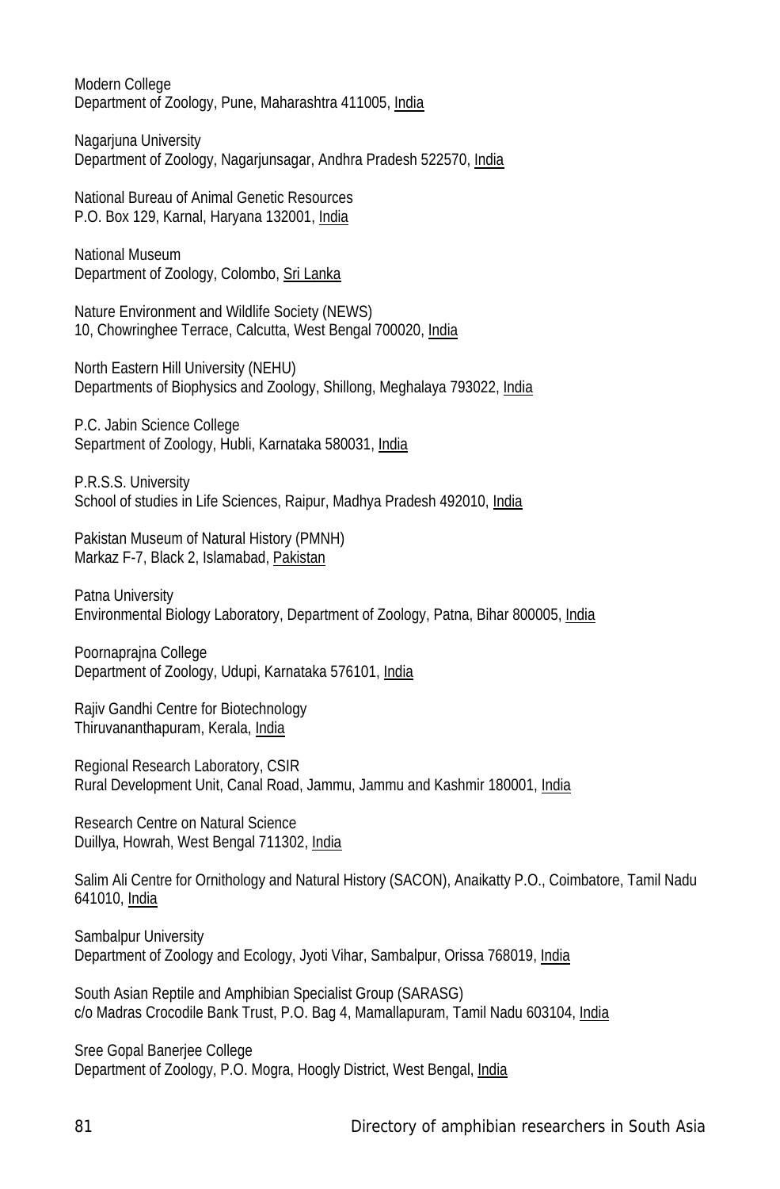Modern College
Department of Zoology, Pune, Maharashtra 411005, India

Nagarjuna University
Department of Zoology, Nagarjunsagar, Andhra Pradesh 522570, India

National Bureau of Animal Genetic Resources
P.O. Box 129, Karnal, Haryana 132001, India

National Museum
Department of Zoology, Colombo, Sri Lanka

Nature Environment and Wildlife Society (NEWS)
10, Chowringhee Terrace, Calcutta, West Bengal 700020, India

North Eastern Hill University (NEHU)
Departments of Biophysics and Zoology, Shillong, Meghalaya 793022, India

P.C. Jabin Science College
Separtment of Zoology, Hubli, Karnataka 580031, India

P.R.S.S. University
School of studies in Life Sciences, Raipur, Madhya Pradesh 492010, India

Pakistan Museum of Natural History (PMNH)
Markaz F-7, Black 2, Islamabad, Pakistan

Patna University
Environmental Biology Laboratory, Department of Zoology, Patna, Bihar 800005, India

Poornaprajna College
Department of Zoology, Udupi, Karnataka 576101, India

Rajiv Gandhi Centre for Biotechnology
Thiruvananthapuram, Kerala, India

Regional Research Laboratory, CSIR
Rural Development Unit, Canal Road, Jammu, Jammu and Kashmir 180001, India

Research Centre on Natural Science
Duillya, Howrah, West Bengal 711302, India

Salim Ali Centre for Ornithology and Natural History (SACON), Anaikatty P.O., Coimbatore, Tamil Nadu 641010, India

Sambalpur University
Department of Zoology and Ecology, Jyoti Vihar, Sambalpur, Orissa 768019, India

South Asian Reptile and Amphibian Specialist Group (SARASG)
c/o Madras Crocodile Bank Trust, P.O. Bag 4, Mamallapuram, Tamil Nadu 603104, India

Sree Gopal Banerjee College
Department of Zoology, P.O. Mogra, Hoogly District, West Bengal, India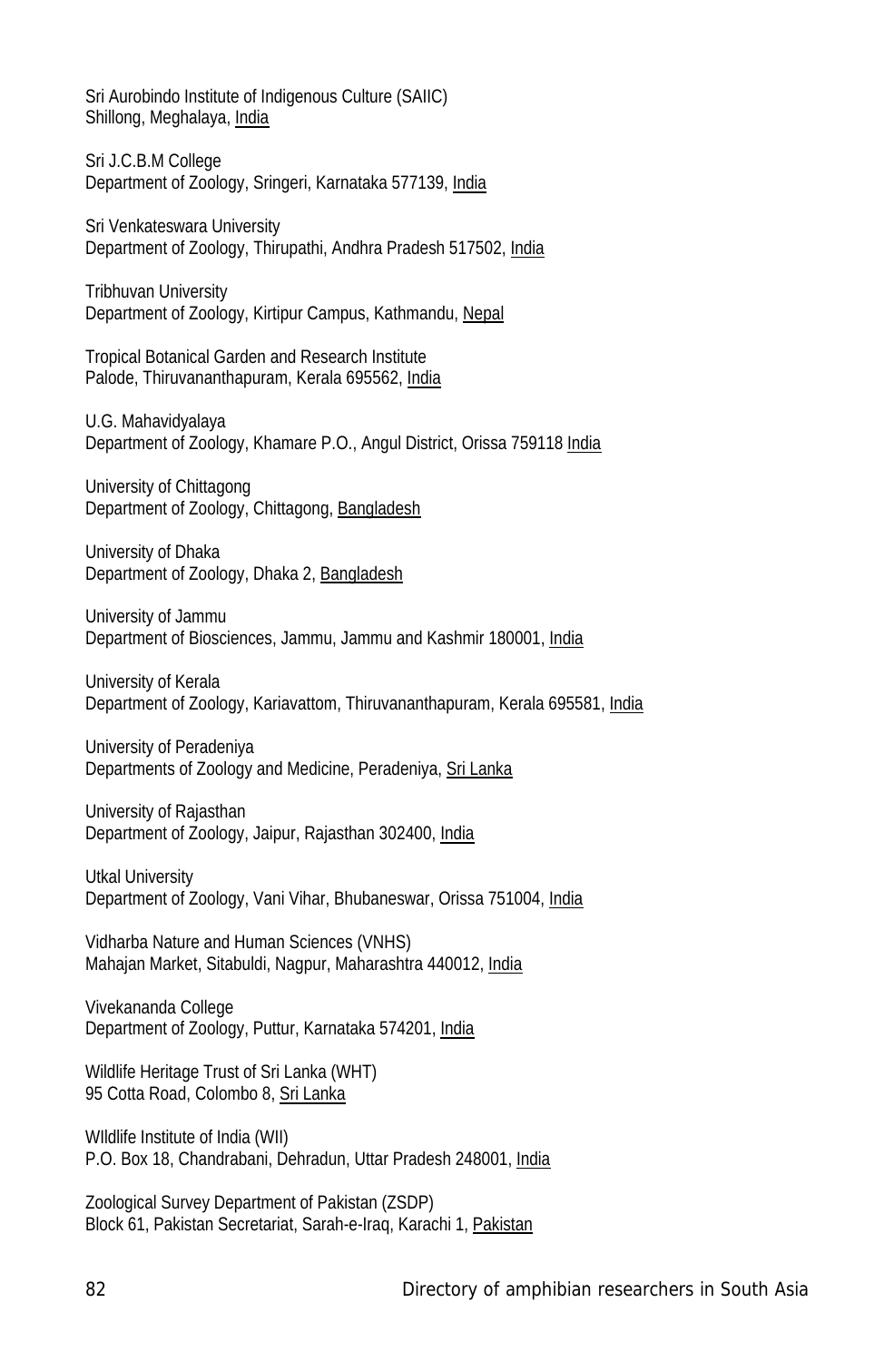Sri Aurobindo Institute of Indigenous Culture (SAIIC)
Shillong, Meghalaya, India

Sri J.C.B.M College
Department of Zoology, Sringeri, Karnataka 577139, India

Sri Venkateswara University
Department of Zoology, Thirupathi, Andhra Pradesh 517502, India

Tribhuvan University
Department of Zoology, Kirtipur Campus, Kathmandu, Nepal

Tropical Botanical Garden and Research Institute
Palode, Thiruvananthapuram, Kerala 695562, India

U.G. Mahavidyalaya
Department of Zoology, Khamare P.O., Angul District, Orissa 759118 India

University of Chittagong
Department of Zoology, Chittagong, Bangladesh

University of Dhaka
Department of Zoology, Dhaka 2, Bangladesh

University of Jammu
Department of Biosciences, Jammu, Jammu and Kashmir 180001, India

University of Kerala
Department of Zoology, Kariavattom, Thiruvananthapuram, Kerala 695581, India

University of Peradeniya
Departments of Zoology and Medicine, Peradeniya, Sri Lanka

University of Rajasthan
Department of Zoology, Jaipur, Rajasthan 302400, India

Utkal University
Department of Zoology, Vani Vihar, Bhubaneswar, Orissa 751004, India

Vidharba Nature and Human Sciences (VNHS)
Mahajan Market, Sitabuldi, Nagpur, Maharashtra 440012, India

Vivekananda College
Department of Zoology, Puttur, Karnataka 574201, India

Wildlife Heritage Trust of Sri Lanka (WHT)
95 Cotta Road, Colombo 8, Sri Lanka

WIldlife Institute of India (WII)
P.O. Box 18, Chandrabani, Dehradun, Uttar Pradesh 248001, India

Zoological Survey Department of Pakistan (ZSDP)
Block 61, Pakistan Secretariat, Sarah-e-Iraq, Karachi 1, Pakistan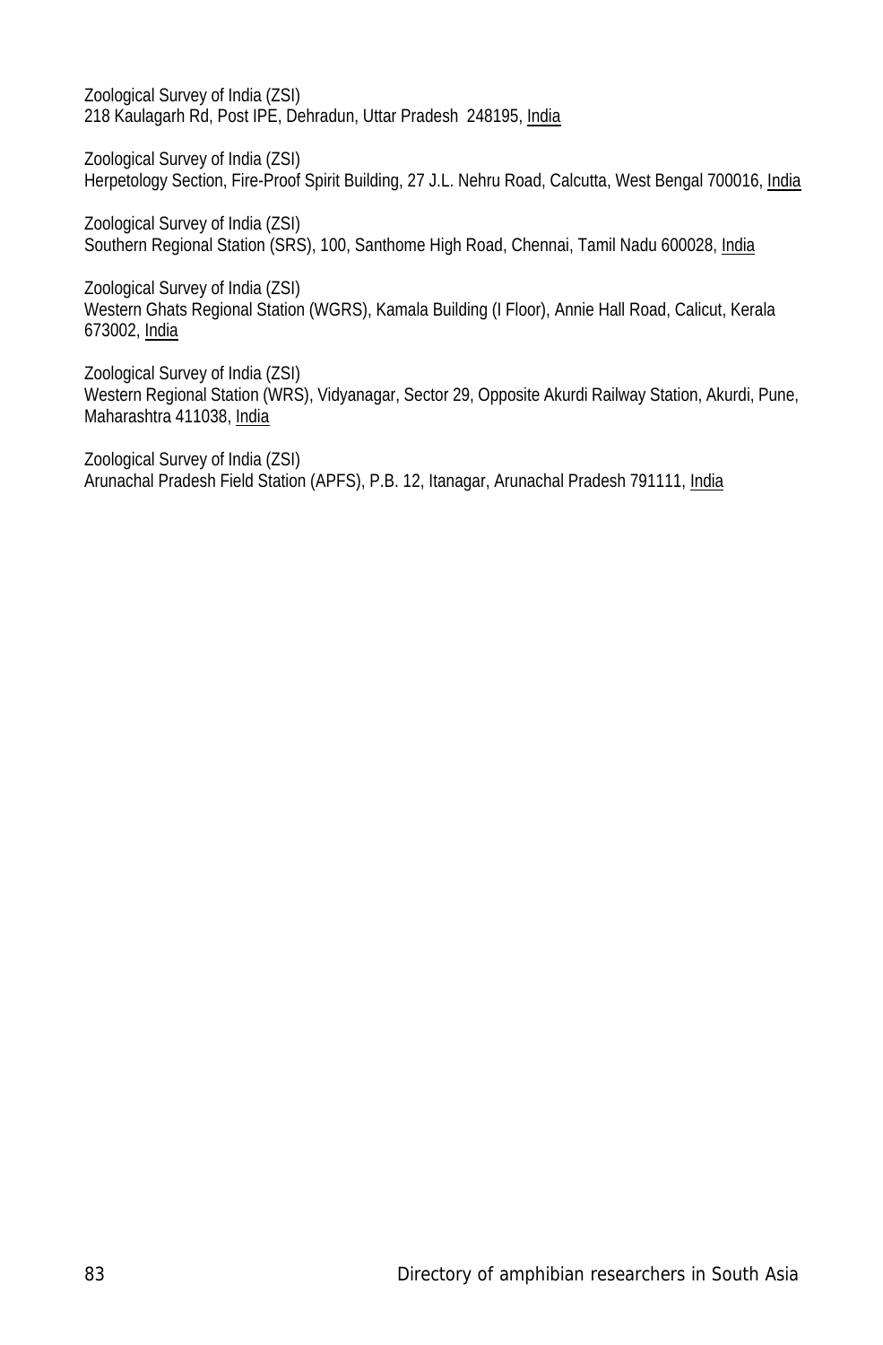Zoological Survey of India (ZSI)
218 Kaulagarh Rd, Post IPE, Dehradun, Uttar Pradesh  248195, India

Zoological Survey of India (ZSI)
Herpetology Section, Fire-Proof Spirit Building, 27 J.L. Nehru Road, Calcutta, West Bengal 700016, India

Zoological Survey of India (ZSI)
Southern Regional Station (SRS), 100, Santhome High Road, Chennai, Tamil Nadu 600028, India

Zoological Survey of India (ZSI)
Western Ghats Regional Station (WGRS), Kamala Building (I Floor), Annie Hall Road, Calicut, Kerala 673002, India

Zoological Survey of India (ZSI)
Western Regional Station (WRS), Vidyanagar, Sector 29, Opposite Akurdi Railway Station, Akurdi, Pune, Maharashtra 411038, India

Zoological Survey of India (ZSI)
Arunachal Pradesh Field Station (APFS), P.B. 12, Itanagar, Arunachal Pradesh 791111, India